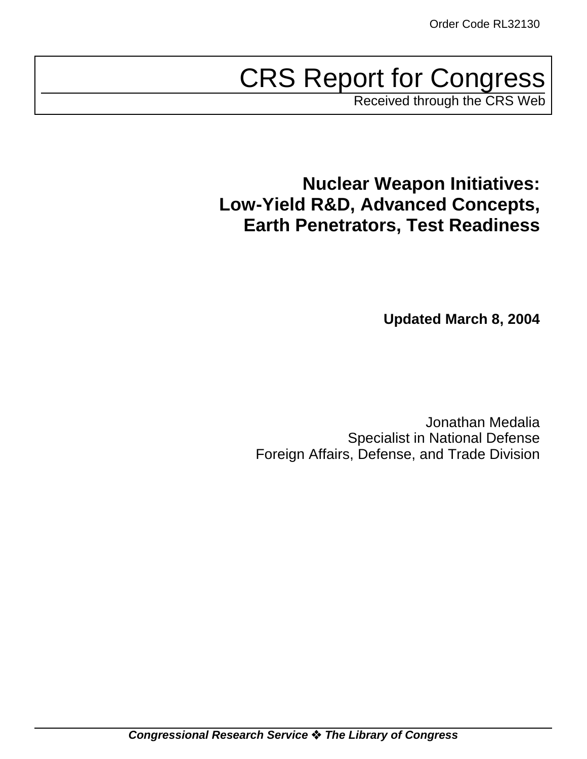Order Code RL32130

# CRS Report for Congress

Received through the CRS Web

## Nuclear Weapon Initiatives: Low-Yield R&D, Advanced Concepts, Earth Penetrators, Test Readiness

**Updated March 8, 2004**

Jonathan Medalia
Specialist in National Defense
Foreign Affairs, Defense, and Trade Division

***Congressional Research Service ❖ The Library of Congress***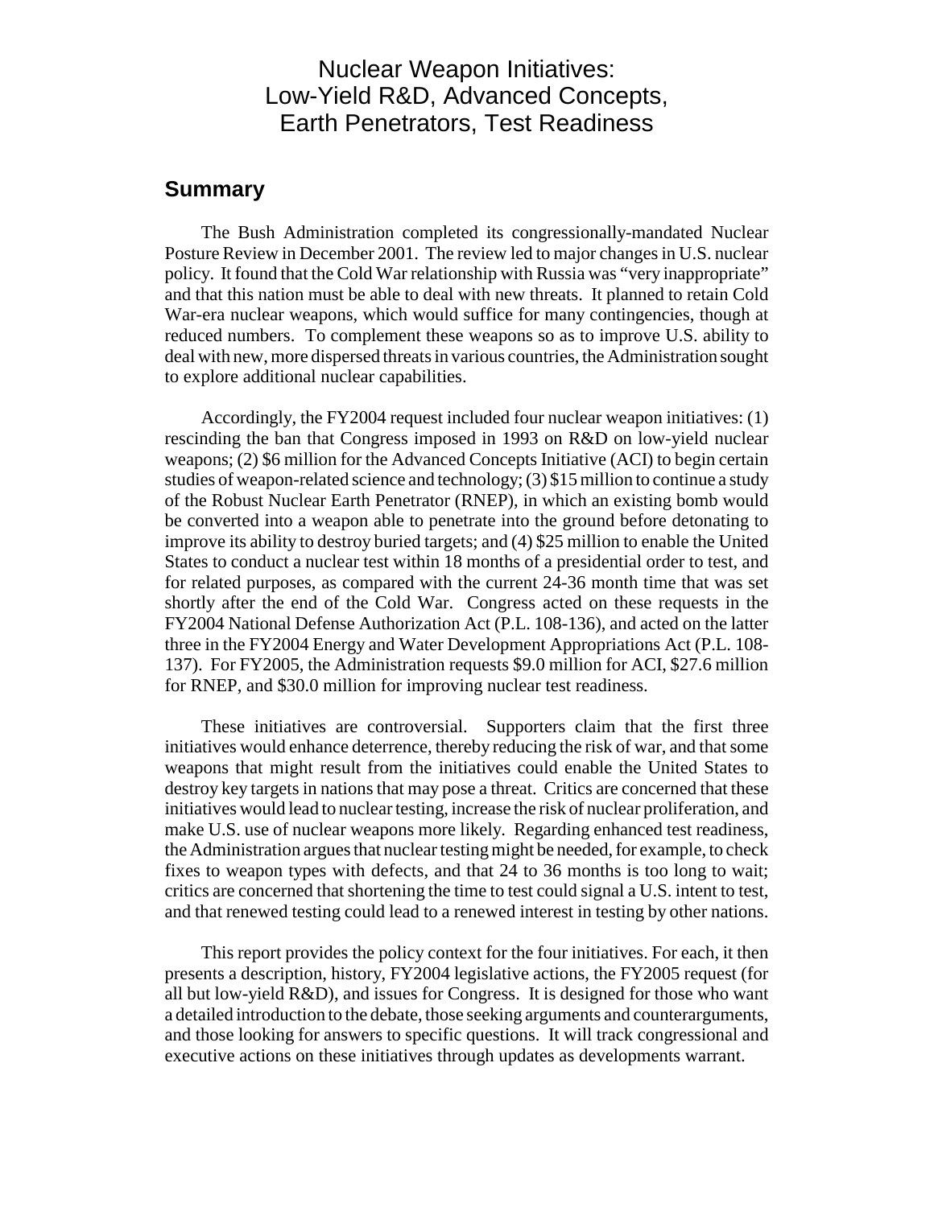# Nuclear Weapon Initiatives: Low-Yield R&D, Advanced Concepts, Earth Penetrators, Test Readiness

## Summary

The Bush Administration completed its congressionally-mandated Nuclear Posture Review in December 2001. The review led to major changes in U.S. nuclear policy. It found that the Cold War relationship with Russia was "very inappropriate" and that this nation must be able to deal with new threats. It planned to retain Cold War-era nuclear weapons, which would suffice for many contingencies, though at reduced numbers. To complement these weapons so as to improve U.S. ability to deal with new, more dispersed threats in various countries, the Administration sought to explore additional nuclear capabilities.

Accordingly, the FY2004 request included four nuclear weapon initiatives: (1) rescinding the ban that Congress imposed in 1993 on R&D on low-yield nuclear weapons; (2) $6 million for the Advanced Concepts Initiative (ACI) to begin certain studies of weapon-related science and technology; (3) $15 million to continue a study of the Robust Nuclear Earth Penetrator (RNEP), in which an existing bomb would be converted into a weapon able to penetrate into the ground before detonating to improve its ability to destroy buried targets; and (4) $25 million to enable the United States to conduct a nuclear test within 18 months of a presidential order to test, and for related purposes, as compared with the current 24-36 month time that was set shortly after the end of the Cold War. Congress acted on these requests in the FY2004 National Defense Authorization Act (P.L. 108-136), and acted on the latter three in the FY2004 Energy and Water Development Appropriations Act (P.L. 108-137). For FY2005, the Administration requests $9.0 million for ACI, $27.6 million for RNEP, and $30.0 million for improving nuclear test readiness.

These initiatives are controversial. Supporters claim that the first three initiatives would enhance deterrence, thereby reducing the risk of war, and that some weapons that might result from the initiatives could enable the United States to destroy key targets in nations that may pose a threat. Critics are concerned that these initiatives would lead to nuclear testing, increase the risk of nuclear proliferation, and make U.S. use of nuclear weapons more likely. Regarding enhanced test readiness, the Administration argues that nuclear testing might be needed, for example, to check fixes to weapon types with defects, and that 24 to 36 months is too long to wait; critics are concerned that shortening the time to test could signal a U.S. intent to test, and that renewed testing could lead to a renewed interest in testing by other nations.

This report provides the policy context for the four initiatives. For each, it then presents a description, history, FY2004 legislative actions, the FY2005 request (for all but low-yield R&D), and issues for Congress. It is designed for those who want a detailed introduction to the debate, those seeking arguments and counterarguments, and those looking for answers to specific questions. It will track congressional and executive actions on these initiatives through updates as developments warrant.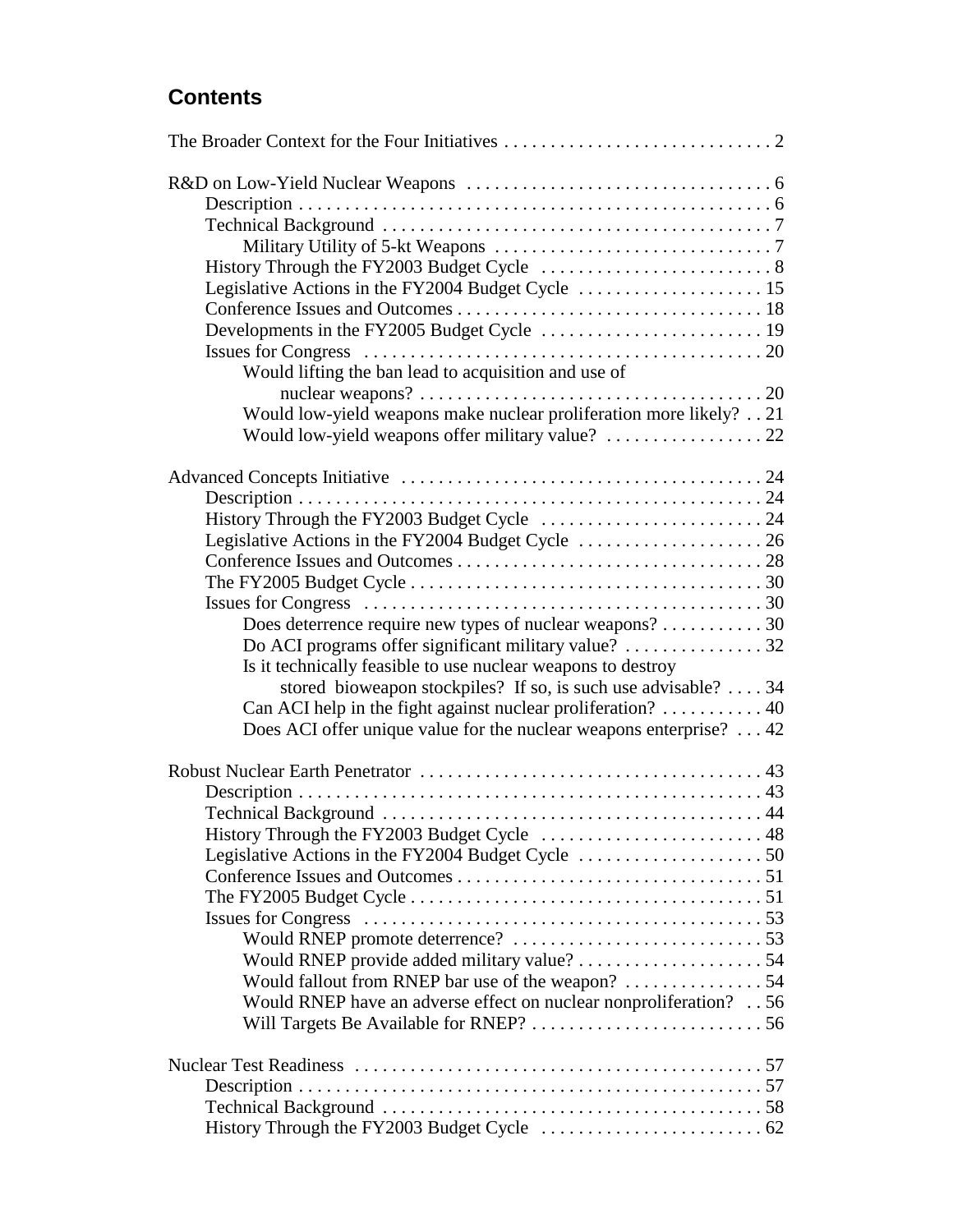## Contents

The Broader Context for the Four Initiatives . . . . . . . . . . . . . . . . . . . . . . . . . . . . . 2

R&D on Low-Yield Nuclear Weapons . . . . . . . . . . . . . . . . . . . . . . . . . . . . . . . . . 6
- Description . . . . . . . . . . . . . . . . . . . . . . . . . . . . . . . . . . . . . . . . . . . . . . . . . . . . 6
- Technical Background . . . . . . . . . . . . . . . . . . . . . . . . . . . . . . . . . . . . . . . . . . 7
  - Military Utility of 5-kt Weapons . . . . . . . . . . . . . . . . . . . . . . . . . . . . . . 7
- History Through the FY2003 Budget Cycle . . . . . . . . . . . . . . . . . . . . . . . . . 8
- Legislative Actions in the FY2004 Budget Cycle . . . . . . . . . . . . . . . . . . . . 15
- Conference Issues and Outcomes . . . . . . . . . . . . . . . . . . . . . . . . . . . . . . . . . 18
- Developments in the FY2005 Budget Cycle . . . . . . . . . . . . . . . . . . . . . . . . 19
- Issues for Congress . . . . . . . . . . . . . . . . . . . . . . . . . . . . . . . . . . . . . . . . . . . 20
  - Would lifting the ban lead to acquisition and use of nuclear weapons? . . . . . . . . . . . . . . . . . . . . . . . . . . . . . . . . . . . . . 20
  - Would low-yield weapons make nuclear proliferation more likely? . . 21
  - Would low-yield weapons offer military value? . . . . . . . . . . . . . . . . . 22

Advanced Concepts Initiative . . . . . . . . . . . . . . . . . . . . . . . . . . . . . . . . . . . . . . . 24
- Description . . . . . . . . . . . . . . . . . . . . . . . . . . . . . . . . . . . . . . . . . . . . . . . . . . 24
- History Through the FY2003 Budget Cycle . . . . . . . . . . . . . . . . . . . . . . . . 24
- Legislative Actions in the FY2004 Budget Cycle . . . . . . . . . . . . . . . . . . . . 26
- Conference Issues and Outcomes . . . . . . . . . . . . . . . . . . . . . . . . . . . . . . . . . 28
- The FY2005 Budget Cycle . . . . . . . . . . . . . . . . . . . . . . . . . . . . . . . . . . . . . . 30
- Issues for Congress . . . . . . . . . . . . . . . . . . . . . . . . . . . . . . . . . . . . . . . . . . . 30
  - Does deterrence require new types of nuclear weapons? . . . . . . . . . . . 30
  - Do ACI programs offer significant military value? . . . . . . . . . . . . . . . 32
  - Is it technically feasible to use nuclear weapons to destroy stored bioweapon stockpiles? If so, is such use advisable? . . . . 34
  - Can ACI help in the fight against nuclear proliferation? . . . . . . . . . . . 40
  - Does ACI offer unique value for the nuclear weapons enterprise? . . . 42

Robust Nuclear Earth Penetrator . . . . . . . . . . . . . . . . . . . . . . . . . . . . . . . . . . . . . 43
- Description . . . . . . . . . . . . . . . . . . . . . . . . . . . . . . . . . . . . . . . . . . . . . . . . . . 43
- Technical Background . . . . . . . . . . . . . . . . . . . . . . . . . . . . . . . . . . . . . . . . . 44
- History Through the FY2003 Budget Cycle . . . . . . . . . . . . . . . . . . . . . . . . 48
- Legislative Actions in the FY2004 Budget Cycle . . . . . . . . . . . . . . . . . . . . 50
- Conference Issues and Outcomes . . . . . . . . . . . . . . . . . . . . . . . . . . . . . . . . . 51
- The FY2005 Budget Cycle . . . . . . . . . . . . . . . . . . . . . . . . . . . . . . . . . . . . . . 51
- Issues for Congress . . . . . . . . . . . . . . . . . . . . . . . . . . . . . . . . . . . . . . . . . . . 53
  - Would RNEP promote deterrence? . . . . . . . . . . . . . . . . . . . . . . . . . . . 53
  - Would RNEP provide added military value? . . . . . . . . . . . . . . . . . . . . 54
  - Would fallout from RNEP bar use of the weapon? . . . . . . . . . . . . . . . 54
  - Would RNEP have an adverse effect on nuclear nonproliferation? . . 56
  - Will Targets Be Available for RNEP? . . . . . . . . . . . . . . . . . . . . . . . . . 56

Nuclear Test Readiness . . . . . . . . . . . . . . . . . . . . . . . . . . . . . . . . . . . . . . . . . . . . 57
- Description . . . . . . . . . . . . . . . . . . . . . . . . . . . . . . . . . . . . . . . . . . . . . . . . . . 57
- Technical Background . . . . . . . . . . . . . . . . . . . . . . . . . . . . . . . . . . . . . . . . . 58
- History Through the FY2003 Budget Cycle . . . . . . . . . . . . . . . . . . . . . . . . 62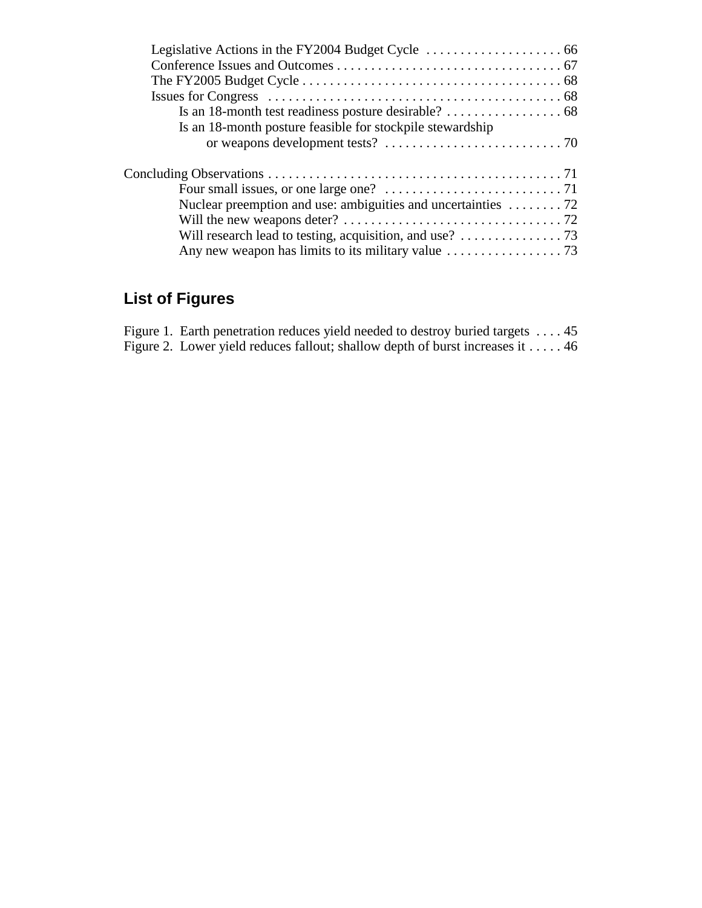Legislative Actions in the FY2004 Budget Cycle . . . . . . . . . . . . . . . . . . . . 66
Conference Issues and Outcomes . . . . . . . . . . . . . . . . . . . . . . . . . . . . . . . . . 67
The FY2005 Budget Cycle . . . . . . . . . . . . . . . . . . . . . . . . . . . . . . . . . . . . . . 68
Issues for Congress . . . . . . . . . . . . . . . . . . . . . . . . . . . . . . . . . . . . . . . . . . . 68
Is an 18-month test readiness posture desirable? . . . . . . . . . . . . . . . . . . 68
Is an 18-month posture feasible for stockpile stewardship or weapons development tests? . . . . . . . . . . . . . . . . . . . . . . . . . . 70

Concluding Observations . . . . . . . . . . . . . . . . . . . . . . . . . . . . . . . . . . . . . . . . . . . 71
Four small issues, or one large one? . . . . . . . . . . . . . . . . . . . . . . . . . . 71
Nuclear preemption and use: ambiguities and uncertainties . . . . . . . . 72
Will the new weapons deter? . . . . . . . . . . . . . . . . . . . . . . . . . . . . . . . . . 72
Will research lead to testing, acquisition, and use? . . . . . . . . . . . . . . . 73
Any new weapon has limits to its military value . . . . . . . . . . . . . . . . . 73

## List of Figures

Figure 1. Earth penetration reduces yield needed to destroy buried targets . . . . 45
Figure 2. Lower yield reduces fallout; shallow depth of burst increases it . . . . . 46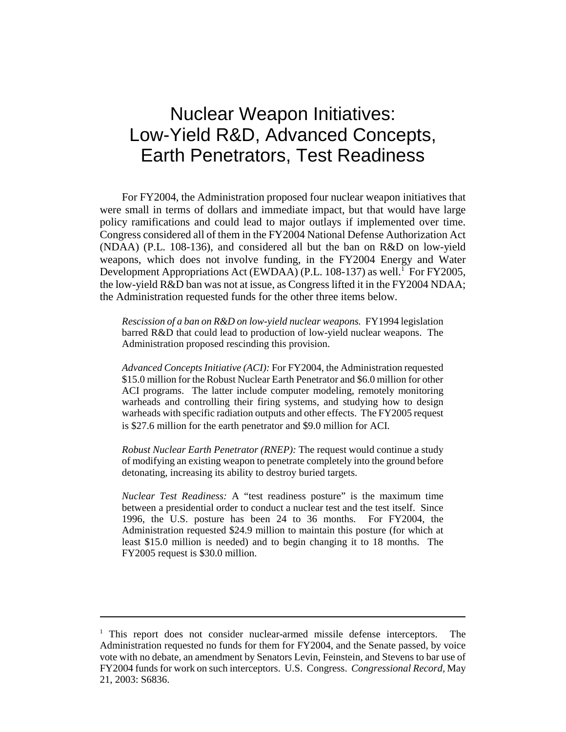# Nuclear Weapon Initiatives: Low-Yield R&D, Advanced Concepts, Earth Penetrators, Test Readiness

For FY2004, the Administration proposed four nuclear weapon initiatives that were small in terms of dollars and immediate impact, but that would have large policy ramifications and could lead to major outlays if implemented over time. Congress considered all of them in the FY2004 National Defense Authorization Act (NDAA) (P.L. 108-136), and considered all but the ban on R&D on low-yield weapons, which does not involve funding, in the FY2004 Energy and Water Development Appropriations Act (EWDAA) (P.L. 108-137) as well.[1] For FY2005, the low-yield R&D ban was not at issue, as Congress lifted it in the FY2004 NDAA; the Administration requested funds for the other three items below.

> *Rescission of a ban on R&D on low-yield nuclear weapons.* FY1994 legislation barred R&D that could lead to production of low-yield nuclear weapons. The Administration proposed rescinding this provision.
>
> *Advanced Concepts Initiative (ACI):* For FY2004, the Administration requested $15.0 million for the Robust Nuclear Earth Penetrator and $6.0 million for other ACI programs. The latter include computer modeling, remotely monitoring warheads and controlling their firing systems, and studying how to design warheads with specific radiation outputs and other effects. The FY2005 request is $27.6 million for the earth penetrator and $9.0 million for ACI.
>
> *Robust Nuclear Earth Penetrator (RNEP):* The request would continue a study of modifying an existing weapon to penetrate completely into the ground before detonating, increasing its ability to destroy buried targets.
>
> *Nuclear Test Readiness:* A "test readiness posture" is the maximum time between a presidential order to conduct a nuclear test and the test itself. Since 1996, the U.S. posture has been 24 to 36 months. For FY2004, the Administration requested $24.9 million to maintain this posture (for which at least $15.0 million is needed) and to begin changing it to 18 months. The FY2005 request is $30.0 million.

---

[1] This report does not consider nuclear-armed missile defense interceptors. The Administration requested no funds for them for FY2004, and the Senate passed, by voice vote with no debate, an amendment by Senators Levin, Feinstein, and Stevens to bar use of FY2004 funds for work on such interceptors. U.S. Congress. *Congressional Record*, May 21, 2003: S6836.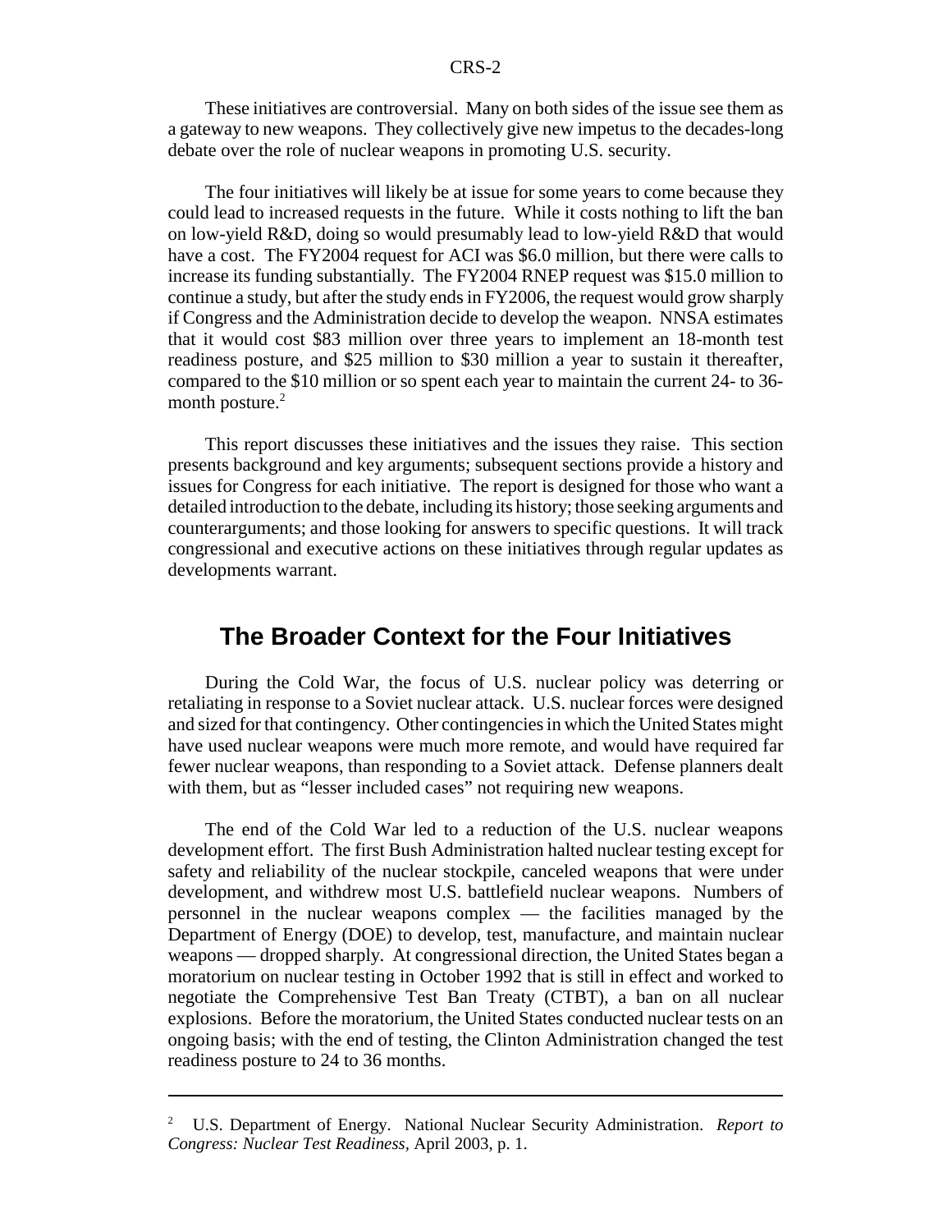These initiatives are controversial. Many on both sides of the issue see them as a gateway to new weapons. They collectively give new impetus to the decades-long debate over the role of nuclear weapons in promoting U.S. security.

The four initiatives will likely be at issue for some years to come because they could lead to increased requests in the future. While it costs nothing to lift the ban on low-yield R&D, doing so would presumably lead to low-yield R&D that would have a cost. The FY2004 request for ACI was $6.0 million, but there were calls to increase its funding substantially. The FY2004 RNEP request was $15.0 million to continue a study, but after the study ends in FY2006, the request would grow sharply if Congress and the Administration decide to develop the weapon. NNSA estimates that it would cost $83 million over three years to implement an 18-month test readiness posture, and $25 million to $30 million a year to sustain it thereafter, compared to the $10 million or so spent each year to maintain the current 24- to 36-month posture.[2]

This report discusses these initiatives and the issues they raise. This section presents background and key arguments; subsequent sections provide a history and issues for Congress for each initiative. The report is designed for those who want a detailed introduction to the debate, including its history; those seeking arguments and counterarguments; and those looking for answers to specific questions. It will track congressional and executive actions on these initiatives through regular updates as developments warrant.

## The Broader Context for the Four Initiatives

During the Cold War, the focus of U.S. nuclear policy was deterring or retaliating in response to a Soviet nuclear attack. U.S. nuclear forces were designed and sized for that contingency. Other contingencies in which the United States might have used nuclear weapons were much more remote, and would have required far fewer nuclear weapons, than responding to a Soviet attack. Defense planners dealt with them, but as "lesser included cases" not requiring new weapons.

The end of the Cold War led to a reduction of the U.S. nuclear weapons development effort. The first Bush Administration halted nuclear testing except for safety and reliability of the nuclear stockpile, canceled weapons that were under development, and withdrew most U.S. battlefield nuclear weapons. Numbers of personnel in the nuclear weapons complex — the facilities managed by the Department of Energy (DOE) to develop, test, manufacture, and maintain nuclear weapons — dropped sharply. At congressional direction, the United States began a moratorium on nuclear testing in October 1992 that is still in effect and worked to negotiate the Comprehensive Test Ban Treaty (CTBT), a ban on all nuclear explosions. Before the moratorium, the United States conducted nuclear tests on an ongoing basis; with the end of testing, the Clinton Administration changed the test readiness posture to 24 to 36 months.

---

[2] U.S. Department of Energy. National Nuclear Security Administration. *Report to Congress: Nuclear Test Readiness,* April 2003, p. 1.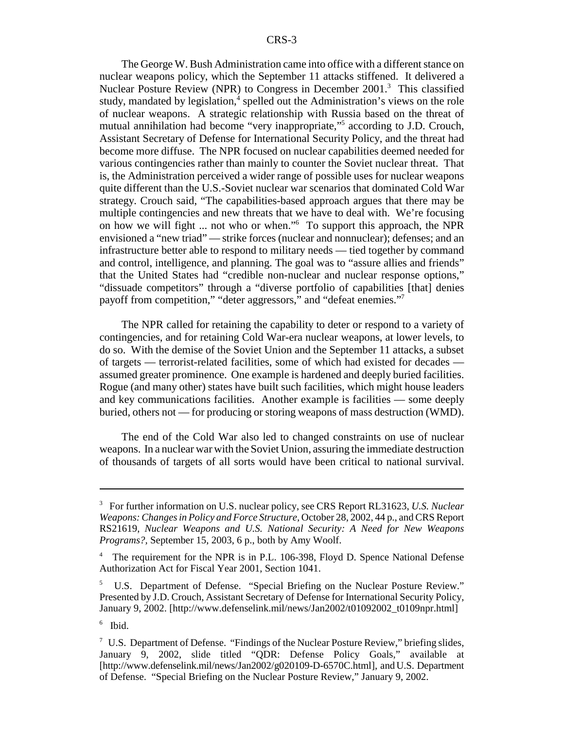The George W. Bush Administration came into office with a different stance on nuclear weapons policy, which the September 11 attacks stiffened. It delivered a Nuclear Posture Review (NPR) to Congress in December 2001.[3] This classified study, mandated by legislation,[4] spelled out the Administration's views on the role of nuclear weapons. A strategic relationship with Russia based on the threat of mutual annihilation had become "very inappropriate,"[5] according to J.D. Crouch, Assistant Secretary of Defense for International Security Policy, and the threat had become more diffuse. The NPR focused on nuclear capabilities deemed needed for various contingencies rather than mainly to counter the Soviet nuclear threat. That is, the Administration perceived a wider range of possible uses for nuclear weapons quite different than the U.S.-Soviet nuclear war scenarios that dominated Cold War strategy. Crouch said, "The capabilities-based approach argues that there may be multiple contingencies and new threats that we have to deal with. We're focusing on how we will fight ... not who or when."[6] To support this approach, the NPR envisioned a "new triad" — strike forces (nuclear and nonnuclear); defenses; and an infrastructure better able to respond to military needs — tied together by command and control, intelligence, and planning. The goal was to "assure allies and friends" that the United States had "credible non-nuclear and nuclear response options," "dissuade competitors" through a "diverse portfolio of capabilities [that] denies payoff from competition," "deter aggressors," and "defeat enemies."[7]

The NPR called for retaining the capability to deter or respond to a variety of contingencies, and for retaining Cold War-era nuclear weapons, at lower levels, to do so. With the demise of the Soviet Union and the September 11 attacks, a subset of targets — terrorist-related facilities, some of which had existed for decades — assumed greater prominence. One example is hardened and deeply buried facilities. Rogue (and many other) states have built such facilities, which might house leaders and key communications facilities. Another example is facilities — some deeply buried, others not — for producing or storing weapons of mass destruction (WMD).

The end of the Cold War also led to changed constraints on use of nuclear weapons. In a nuclear war with the Soviet Union, assuring the immediate destruction of thousands of targets of all sorts would have been critical to national survival.

---

[3] For further information on U.S. nuclear policy, see CRS Report RL31623, *U.S. Nuclear Weapons: Changes in Policy and Force Structure*, October 28, 2002, 44 p., and CRS Report RS21619, *Nuclear Weapons and U.S. National Security: A Need for New Weapons Programs?*, September 15, 2003, 6 p., both by Amy Woolf.

[4] The requirement for the NPR is in P.L. 106-398, Floyd D. Spence National Defense Authorization Act for Fiscal Year 2001, Section 1041.

[5] U.S. Department of Defense. "Special Briefing on the Nuclear Posture Review." Presented by J.D. Crouch, Assistant Secretary of Defense for International Security Policy, January 9, 2002. [http://www.defenselink.mil/news/Jan2002/t01092002_t0109npr.html]

[6] Ibid.

[7] U.S. Department of Defense. "Findings of the Nuclear Posture Review," briefing slides, January 9, 2002, slide titled "QDR: Defense Policy Goals," available at [http://www.defenselink.mil/news/Jan2002/g020109-D-6570C.html], and U.S. Department of Defense. "Special Briefing on the Nuclear Posture Review," January 9, 2002.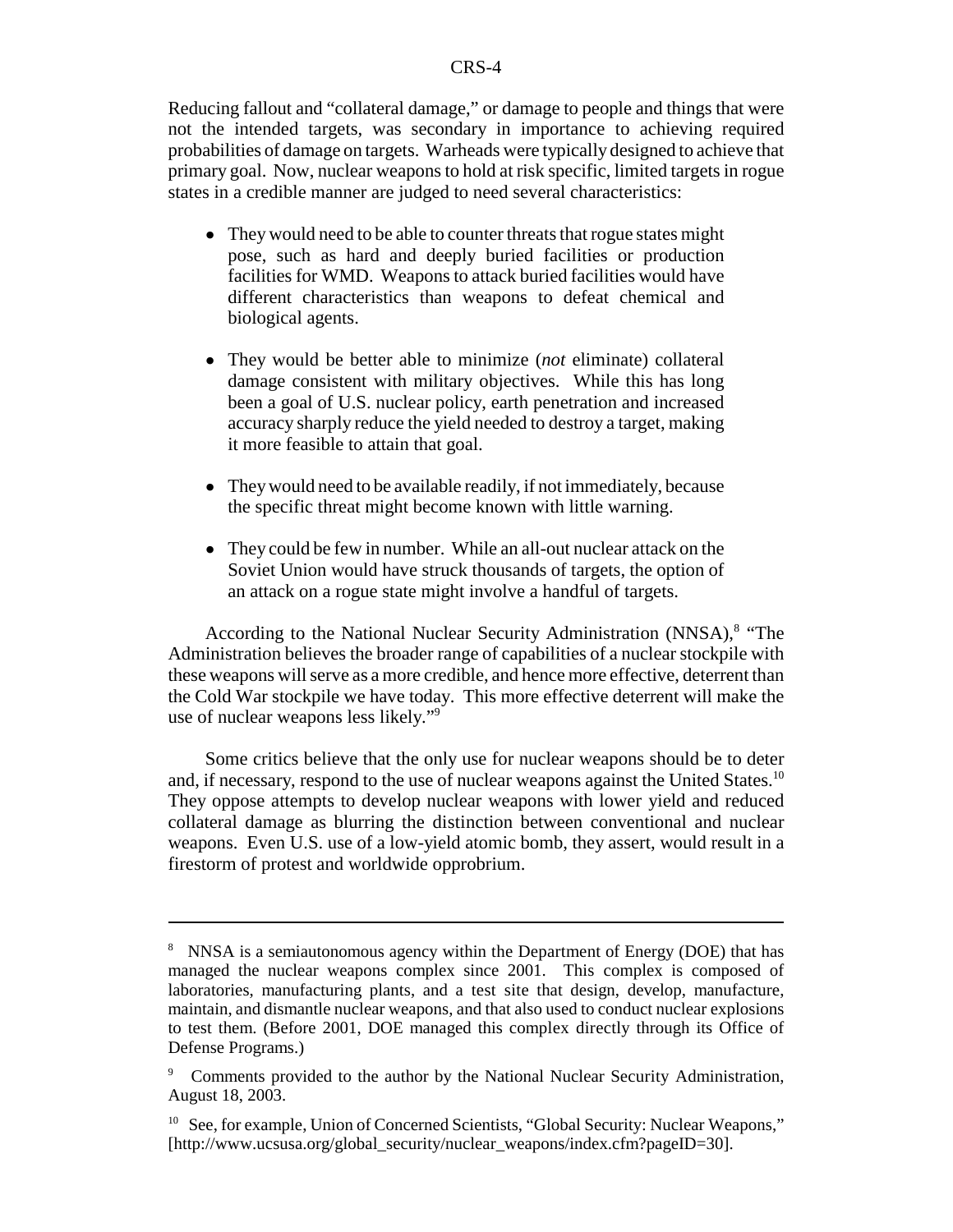Reducing fallout and "collateral damage," or damage to people and things that were not the intended targets, was secondary in importance to achieving required probabilities of damage on targets. Warheads were typically designed to achieve that primary goal. Now, nuclear weapons to hold at risk specific, limited targets in rogue states in a credible manner are judged to need several characteristics:

- They would need to be able to counter threats that rogue states might pose, such as hard and deeply buried facilities or production facilities for WMD. Weapons to attack buried facilities would have different characteristics than weapons to defeat chemical and biological agents.

- They would be better able to minimize (*not* eliminate) collateral damage consistent with military objectives. While this has long been a goal of U.S. nuclear policy, earth penetration and increased accuracy sharply reduce the yield needed to destroy a target, making it more feasible to attain that goal.

- They would need to be available readily, if not immediately, because the specific threat might become known with little warning.

- They could be few in number. While an all-out nuclear attack on the Soviet Union would have struck thousands of targets, the option of an attack on a rogue state might involve a handful of targets.

According to the National Nuclear Security Administration (NNSA),[8] "The Administration believes the broader range of capabilities of a nuclear stockpile with these weapons will serve as a more credible, and hence more effective, deterrent than the Cold War stockpile we have today. This more effective deterrent will make the use of nuclear weapons less likely."[9]

Some critics believe that the only use for nuclear weapons should be to deter and, if necessary, respond to the use of nuclear weapons against the United States.[10] They oppose attempts to develop nuclear weapons with lower yield and reduced collateral damage as blurring the distinction between conventional and nuclear weapons. Even U.S. use of a low-yield atomic bomb, they assert, would result in a firestorm of protest and worldwide opprobrium.

---

[8] NNSA is a semiautonomous agency within the Department of Energy (DOE) that has managed the nuclear weapons complex since 2001. This complex is composed of laboratories, manufacturing plants, and a test site that design, develop, manufacture, maintain, and dismantle nuclear weapons, and that also used to conduct nuclear explosions to test them. (Before 2001, DOE managed this complex directly through its Office of Defense Programs.)

[9] Comments provided to the author by the National Nuclear Security Administration, August 18, 2003.

[10] See, for example, Union of Concerned Scientists, "Global Security: Nuclear Weapons," [http://www.ucsusa.org/global_security/nuclear_weapons/index.cfm?pageID=30].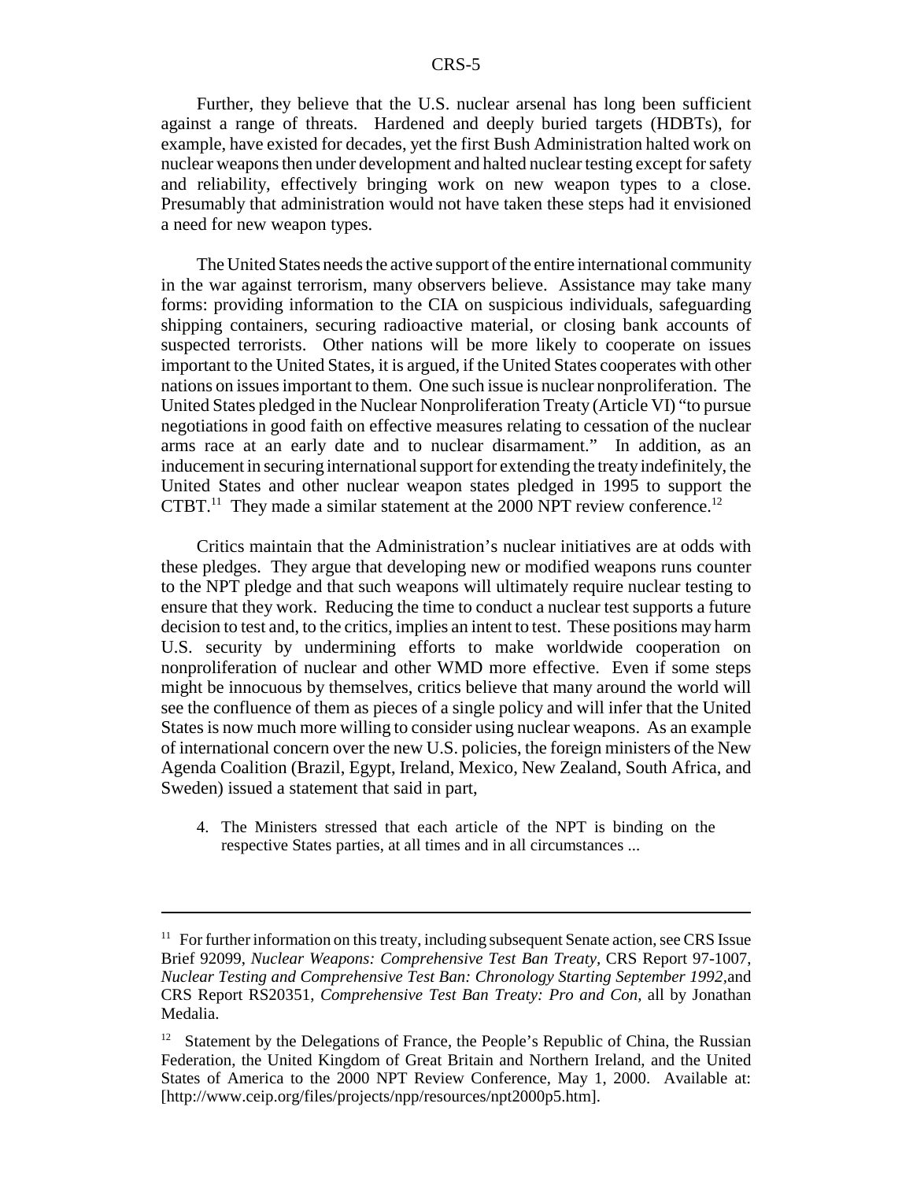Further, they believe that the U.S. nuclear arsenal has long been sufficient against a range of threats. Hardened and deeply buried targets (HDBTs), for example, have existed for decades, yet the first Bush Administration halted work on nuclear weapons then under development and halted nuclear testing except for safety and reliability, effectively bringing work on new weapon types to a close. Presumably that administration would not have taken these steps had it envisioned a need for new weapon types.

The United States needs the active support of the entire international community in the war against terrorism, many observers believe. Assistance may take many forms: providing information to the CIA on suspicious individuals, safeguarding shipping containers, securing radioactive material, or closing bank accounts of suspected terrorists. Other nations will be more likely to cooperate on issues important to the United States, it is argued, if the United States cooperates with other nations on issues important to them. One such issue is nuclear nonproliferation. The United States pledged in the Nuclear Nonproliferation Treaty (Article VI) "to pursue negotiations in good faith on effective measures relating to cessation of the nuclear arms race at an early date and to nuclear disarmament." In addition, as an inducement in securing international support for extending the treaty indefinitely, the United States and other nuclear weapon states pledged in 1995 to support the CTBT.[11] They made a similar statement at the 2000 NPT review conference.[12]

Critics maintain that the Administration's nuclear initiatives are at odds with these pledges. They argue that developing new or modified weapons runs counter to the NPT pledge and that such weapons will ultimately require nuclear testing to ensure that they work. Reducing the time to conduct a nuclear test supports a future decision to test and, to the critics, implies an intent to test. These positions may harm U.S. security by undermining efforts to make worldwide cooperation on nonproliferation of nuclear and other WMD more effective. Even if some steps might be innocuous by themselves, critics believe that many around the world will see the confluence of them as pieces of a single policy and will infer that the United States is now much more willing to consider using nuclear weapons. As an example of international concern over the new U.S. policies, the foreign ministers of the New Agenda Coalition (Brazil, Egypt, Ireland, Mexico, New Zealand, South Africa, and Sweden) issued a statement that said in part,

> 4. The Ministers stressed that each article of the NPT is binding on the respective States parties, at all times and in all circumstances ...

---

[11] For further information on this treaty, including subsequent Senate action, see CRS Issue Brief 92099, *Nuclear Weapons: Comprehensive Test Ban Treaty,* CRS Report 97-1007, *Nuclear Testing and Comprehensive Test Ban: Chronology Starting September 1992*,and CRS Report RS20351, *Comprehensive Test Ban Treaty: Pro and Con,* all by Jonathan Medalia.

[12] Statement by the Delegations of France, the People's Republic of China, the Russian Federation, the United Kingdom of Great Britain and Northern Ireland, and the United States of America to the 2000 NPT Review Conference, May 1, 2000. Available at: [http://www.ceip.org/files/projects/npp/resources/npt2000p5.htm].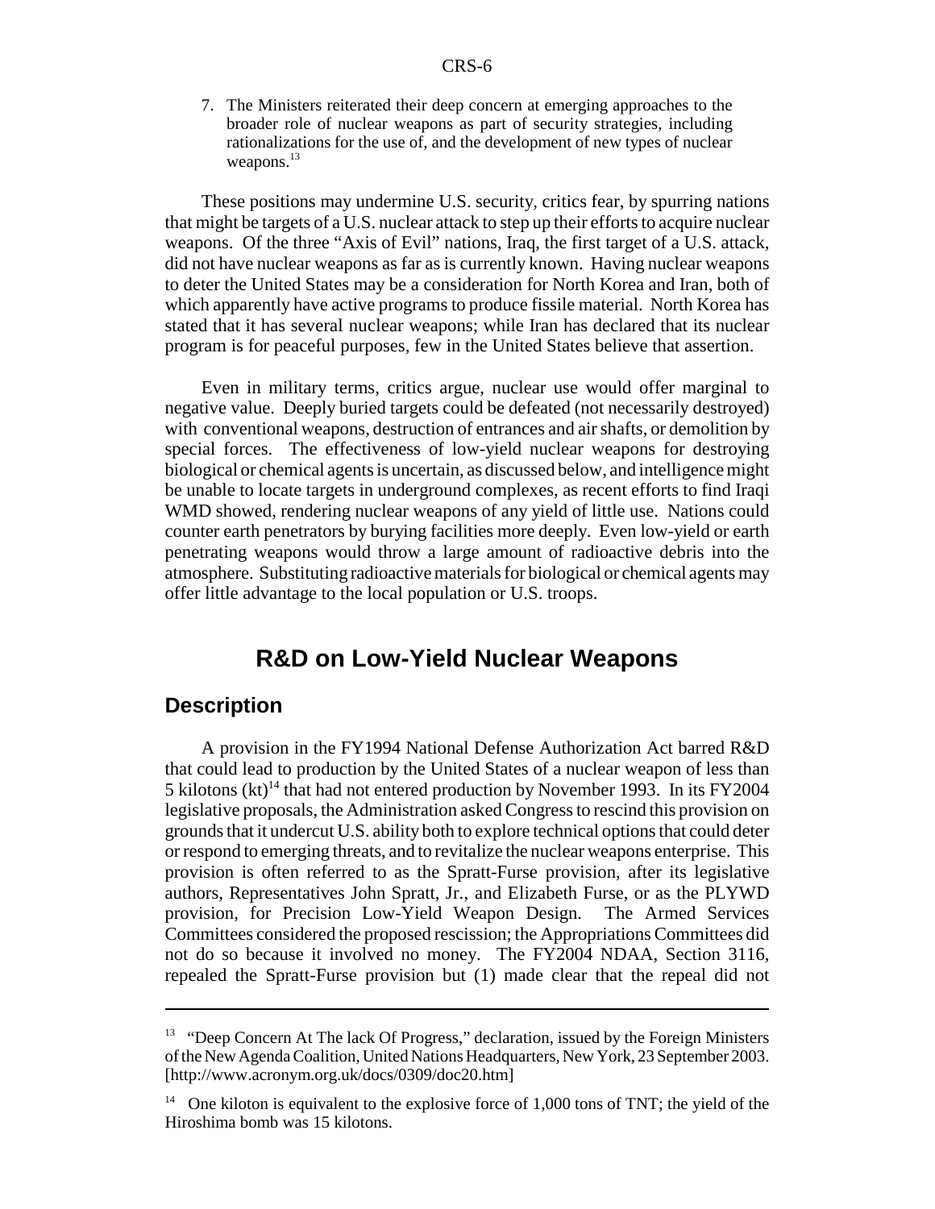7. The Ministers reiterated their deep concern at emerging approaches to the broader role of nuclear weapons as part of security strategies, including rationalizations for the use of, and the development of new types of nuclear weapons.[13]

These positions may undermine U.S. security, critics fear, by spurring nations that might be targets of a U.S. nuclear attack to step up their efforts to acquire nuclear weapons. Of the three "Axis of Evil" nations, Iraq, the first target of a U.S. attack, did not have nuclear weapons as far as is currently known. Having nuclear weapons to deter the United States may be a consideration for North Korea and Iran, both of which apparently have active programs to produce fissile material. North Korea has stated that it has several nuclear weapons; while Iran has declared that its nuclear program is for peaceful purposes, few in the United States believe that assertion.

Even in military terms, critics argue, nuclear use would offer marginal to negative value. Deeply buried targets could be defeated (not necessarily destroyed) with conventional weapons, destruction of entrances and air shafts, or demolition by special forces. The effectiveness of low-yield nuclear weapons for destroying biological or chemical agents is uncertain, as discussed below, and intelligence might be unable to locate targets in underground complexes, as recent efforts to find Iraqi WMD showed, rendering nuclear weapons of any yield of little use. Nations could counter earth penetrators by burying facilities more deeply. Even low-yield or earth penetrating weapons would throw a large amount of radioactive debris into the atmosphere. Substituting radioactive materials for biological or chemical agents may offer little advantage to the local population or U.S. troops.

# R&D on Low-Yield Nuclear Weapons

## Description

A provision in the FY1994 National Defense Authorization Act barred R&D that could lead to production by the United States of a nuclear weapon of less than 5 kilotons (kt)[14] that had not entered production by November 1993. In its FY2004 legislative proposals, the Administration asked Congress to rescind this provision on grounds that it undercut U.S. ability both to explore technical options that could deter or respond to emerging threats, and to revitalize the nuclear weapons enterprise. This provision is often referred to as the Spratt-Furse provision, after its legislative authors, Representatives John Spratt, Jr., and Elizabeth Furse, or as the PLYWD provision, for Precision Low-Yield Weapon Design. The Armed Services Committees considered the proposed rescission; the Appropriations Committees did not do so because it involved no money. The FY2004 NDAA, Section 3116, repealed the Spratt-Furse provision but (1) made clear that the repeal did not

---

[13] "Deep Concern At The lack Of Progress," declaration, issued by the Foreign Ministers of the New Agenda Coalition, United Nations Headquarters, New York, 23 September 2003. [http://www.acronym.org.uk/docs/0309/doc20.htm]

[14] One kiloton is equivalent to the explosive force of 1,000 tons of TNT; the yield of the Hiroshima bomb was 15 kilotons.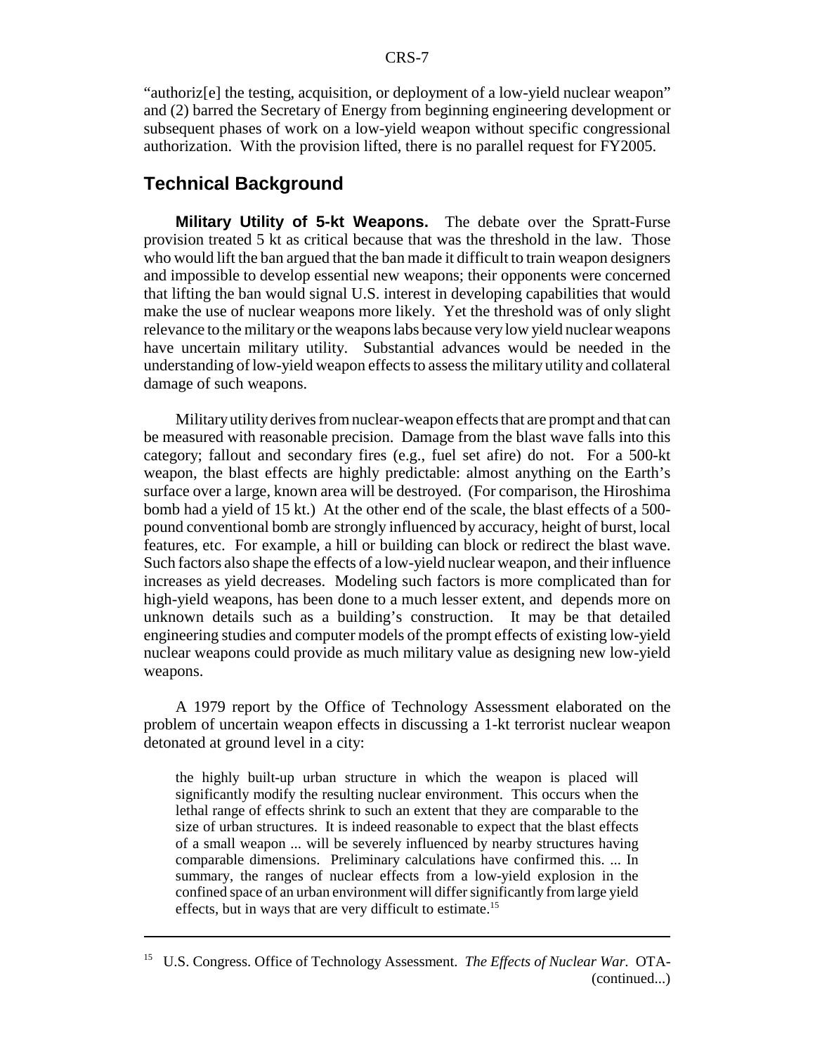"authoriz[e] the testing, acquisition, or deployment of a low-yield nuclear weapon" and (2) barred the Secretary of Energy from beginning engineering development or subsequent phases of work on a low-yield weapon without specific congressional authorization. With the provision lifted, there is no parallel request for FY2005.

## Technical Background

**Military Utility of 5-kt Weapons.** The debate over the Spratt-Furse provision treated 5 kt as critical because that was the threshold in the law. Those who would lift the ban argued that the ban made it difficult to train weapon designers and impossible to develop essential new weapons; their opponents were concerned that lifting the ban would signal U.S. interest in developing capabilities that would make the use of nuclear weapons more likely. Yet the threshold was of only slight relevance to the military or the weapons labs because very low yield nuclear weapons have uncertain military utility. Substantial advances would be needed in the understanding of low-yield weapon effects to assess the military utility and collateral damage of such weapons.

Military utility derives from nuclear-weapon effects that are prompt and that can be measured with reasonable precision. Damage from the blast wave falls into this category; fallout and secondary fires (e.g., fuel set afire) do not. For a 500-kt weapon, the blast effects are highly predictable: almost anything on the Earth's surface over a large, known area will be destroyed. (For comparison, the Hiroshima bomb had a yield of 15 kt.) At the other end of the scale, the blast effects of a 500-pound conventional bomb are strongly influenced by accuracy, height of burst, local features, etc. For example, a hill or building can block or redirect the blast wave. Such factors also shape the effects of a low-yield nuclear weapon, and their influence increases as yield decreases. Modeling such factors is more complicated than for high-yield weapons, has been done to a much lesser extent, and depends more on unknown details such as a building's construction. It may be that detailed engineering studies and computer models of the prompt effects of existing low-yield nuclear weapons could provide as much military value as designing new low-yield weapons.

A 1979 report by the Office of Technology Assessment elaborated on the problem of uncertain weapon effects in discussing a 1-kt terrorist nuclear weapon detonated at ground level in a city:

> the highly built-up urban structure in which the weapon is placed will significantly modify the resulting nuclear environment. This occurs when the lethal range of effects shrink to such an extent that they are comparable to the size of urban structures. It is indeed reasonable to expect that the blast effects of a small weapon ... will be severely influenced by nearby structures having comparable dimensions. Preliminary calculations have confirmed this. ... In summary, the ranges of nuclear effects from a low-yield explosion in the confined space of an urban environment will differ significantly from large yield effects, but in ways that are very difficult to estimate.[15]

---

[15] U.S. Congress. Office of Technology Assessment. *The Effects of Nuclear War.* OTA-
(continued...)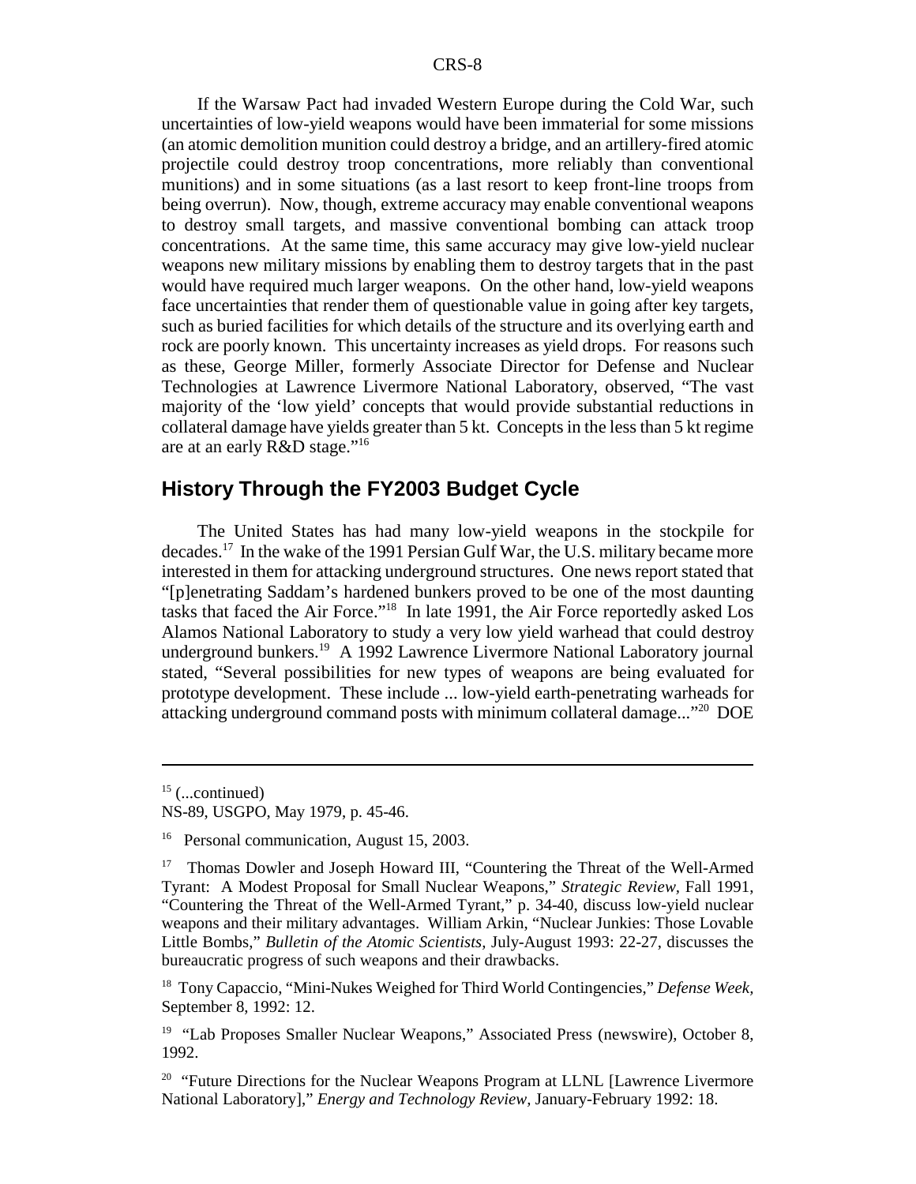If the Warsaw Pact had invaded Western Europe during the Cold War, such uncertainties of low-yield weapons would have been immaterial for some missions (an atomic demolition munition could destroy a bridge, and an artillery-fired atomic projectile could destroy troop concentrations, more reliably than conventional munitions) and in some situations (as a last resort to keep front-line troops from being overrun). Now, though, extreme accuracy may enable conventional weapons to destroy small targets, and massive conventional bombing can attack troop concentrations. At the same time, this same accuracy may give low-yield nuclear weapons new military missions by enabling them to destroy targets that in the past would have required much larger weapons. On the other hand, low-yield weapons face uncertainties that render them of questionable value in going after key targets, such as buried facilities for which details of the structure and its overlying earth and rock are poorly known. This uncertainty increases as yield drops. For reasons such as these, George Miller, formerly Associate Director for Defense and Nuclear Technologies at Lawrence Livermore National Laboratory, observed, "The vast majority of the 'low yield' concepts that would provide substantial reductions in collateral damage have yields greater than 5 kt. Concepts in the less than 5 kt regime are at an early R&D stage."[16]

## History Through the FY2003 Budget Cycle

The United States has had many low-yield weapons in the stockpile for decades.[17] In the wake of the 1991 Persian Gulf War, the U.S. military became more interested in them for attacking underground structures. One news report stated that "[p]enetrating Saddam's hardened bunkers proved to be one of the most daunting tasks that faced the Air Force."[18] In late 1991, the Air Force reportedly asked Los Alamos National Laboratory to study a very low yield warhead that could destroy underground bunkers.[19] A 1992 Lawrence Livermore National Laboratory journal stated, "Several possibilities for new types of weapons are being evaluated for prototype development. These include ... low-yield earth-penetrating warheads for attacking underground command posts with minimum collateral damage..."[20] DOE

---

[15] (...continued)
NS-89, USGPO, May 1979, p. 45-46.

[16] Personal communication, August 15, 2003.

[17] Thomas Dowler and Joseph Howard III, "Countering the Threat of the Well-Armed Tyrant: A Modest Proposal for Small Nuclear Weapons," *Strategic Review*, Fall 1991, "Countering the Threat of the Well-Armed Tyrant," p. 34-40, discuss low-yield nuclear weapons and their military advantages. William Arkin, "Nuclear Junkies: Those Lovable Little Bombs," *Bulletin of the Atomic Scientists*, July-August 1993: 22-27, discusses the bureaucratic progress of such weapons and their drawbacks.

[18] Tony Capaccio, "Mini-Nukes Weighed for Third World Contingencies," *Defense Week*, September 8, 1992: 12.

[19] "Lab Proposes Smaller Nuclear Weapons," Associated Press (newswire), October 8, 1992.

[20] "Future Directions for the Nuclear Weapons Program at LLNL [Lawrence Livermore National Laboratory]," *Energy and Technology Review*, January-February 1992: 18.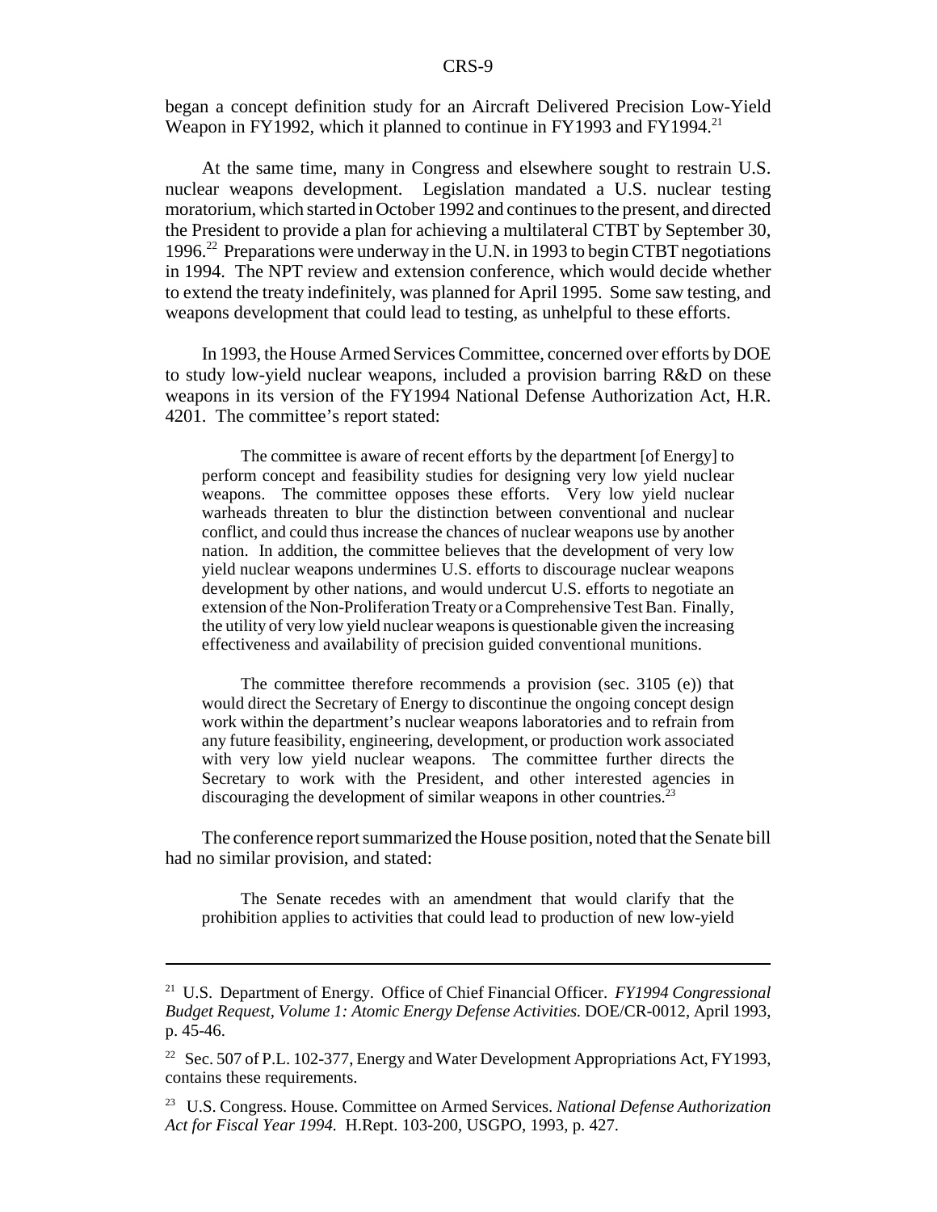began a concept definition study for an Aircraft Delivered Precision Low-Yield Weapon in FY1992, which it planned to continue in FY1993 and FY1994.[21]

At the same time, many in Congress and elsewhere sought to restrain U.S. nuclear weapons development. Legislation mandated a U.S. nuclear testing moratorium, which started in October 1992 and continues to the present, and directed the President to provide a plan for achieving a multilateral CTBT by September 30, 1996.[22] Preparations were underway in the U.N. in 1993 to begin CTBT negotiations in 1994. The NPT review and extension conference, which would decide whether to extend the treaty indefinitely, was planned for April 1995. Some saw testing, and weapons development that could lead to testing, as unhelpful to these efforts.

In 1993, the House Armed Services Committee, concerned over efforts by DOE to study low-yield nuclear weapons, included a provision barring R&D on these weapons in its version of the FY1994 National Defense Authorization Act, H.R. 4201. The committee's report stated:

> The committee is aware of recent efforts by the department [of Energy] to perform concept and feasibility studies for designing very low yield nuclear weapons. The committee opposes these efforts. Very low yield nuclear warheads threaten to blur the distinction between conventional and nuclear conflict, and could thus increase the chances of nuclear weapons use by another nation. In addition, the committee believes that the development of very low yield nuclear weapons undermines U.S. efforts to discourage nuclear weapons development by other nations, and would undercut U.S. efforts to negotiate an extension of the Non-Proliferation Treaty or a Comprehensive Test Ban. Finally, the utility of very low yield nuclear weapons is questionable given the increasing effectiveness and availability of precision guided conventional munitions.
>
> The committee therefore recommends a provision (sec. 3105 (e)) that would direct the Secretary of Energy to discontinue the ongoing concept design work within the department's nuclear weapons laboratories and to refrain from any future feasibility, engineering, development, or production work associated with very low yield nuclear weapons. The committee further directs the Secretary to work with the President, and other interested agencies in discouraging the development of similar weapons in other countries.[23]

The conference report summarized the House position, noted that the Senate bill had no similar provision, and stated:

> The Senate recedes with an amendment that would clarify that the prohibition applies to activities that could lead to production of new low-yield

---

[21] U.S. Department of Energy. Office of Chief Financial Officer. *FY1994 Congressional Budget Request, Volume 1: Atomic Energy Defense Activities.* DOE/CR-0012, April 1993, p. 45-46.

[22] Sec. 507 of P.L. 102-377, Energy and Water Development Appropriations Act, FY1993, contains these requirements.

[23] U.S. Congress. House. Committee on Armed Services. *National Defense Authorization Act for Fiscal Year 1994.* H.Rept. 103-200, USGPO, 1993, p. 427.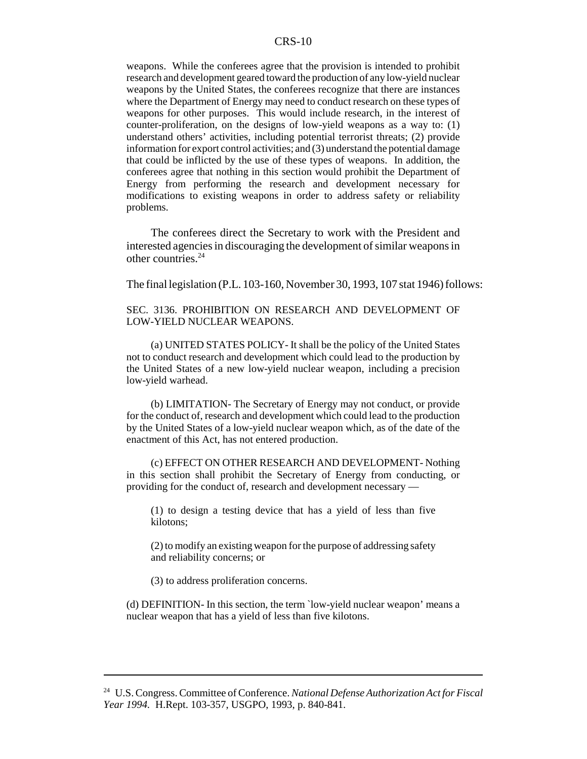weapons. While the conferees agree that the provision is intended to prohibit research and development geared toward the production of any low-yield nuclear weapons by the United States, the conferees recognize that there are instances where the Department of Energy may need to conduct research on these types of weapons for other purposes. This would include research, in the interest of counter-proliferation, on the designs of low-yield weapons as a way to: (1) understand others' activities, including potential terrorist threats; (2) provide information for export control activities; and (3) understand the potential damage that could be inflicted by the use of these types of weapons. In addition, the conferees agree that nothing in this section would prohibit the Department of Energy from performing the research and development necessary for modifications to existing weapons in order to address safety or reliability problems.

The conferees direct the Secretary to work with the President and interested agencies in discouraging the development of similar weapons in other countries.[24]

The final legislation (P.L. 103-160, November 30, 1993, 107 stat 1946) follows:

SEC. 3136. PROHIBITION ON RESEARCH AND DEVELOPMENT OF LOW-YIELD NUCLEAR WEAPONS.

(a) UNITED STATES POLICY- It shall be the policy of the United States not to conduct research and development which could lead to the production by the United States of a new low-yield nuclear weapon, including a precision low-yield warhead.

(b) LIMITATION- The Secretary of Energy may not conduct, or provide for the conduct of, research and development which could lead to the production by the United States of a low-yield nuclear weapon which, as of the date of the enactment of this Act, has not entered production.

(c) EFFECT ON OTHER RESEARCH AND DEVELOPMENT- Nothing in this section shall prohibit the Secretary of Energy from conducting, or providing for the conduct of, research and development necessary —

(1) to design a testing device that has a yield of less than five kilotons;

(2) to modify an existing weapon for the purpose of addressing safety and reliability concerns; or

(3) to address proliferation concerns.

(d) DEFINITION- In this section, the term `low-yield nuclear weapon' means a nuclear weapon that has a yield of less than five kilotons.

---

[24] U.S. Congress. Committee of Conference. *National Defense Authorization Act for Fiscal Year 1994.* H.Rept. 103-357, USGPO, 1993, p. 840-841.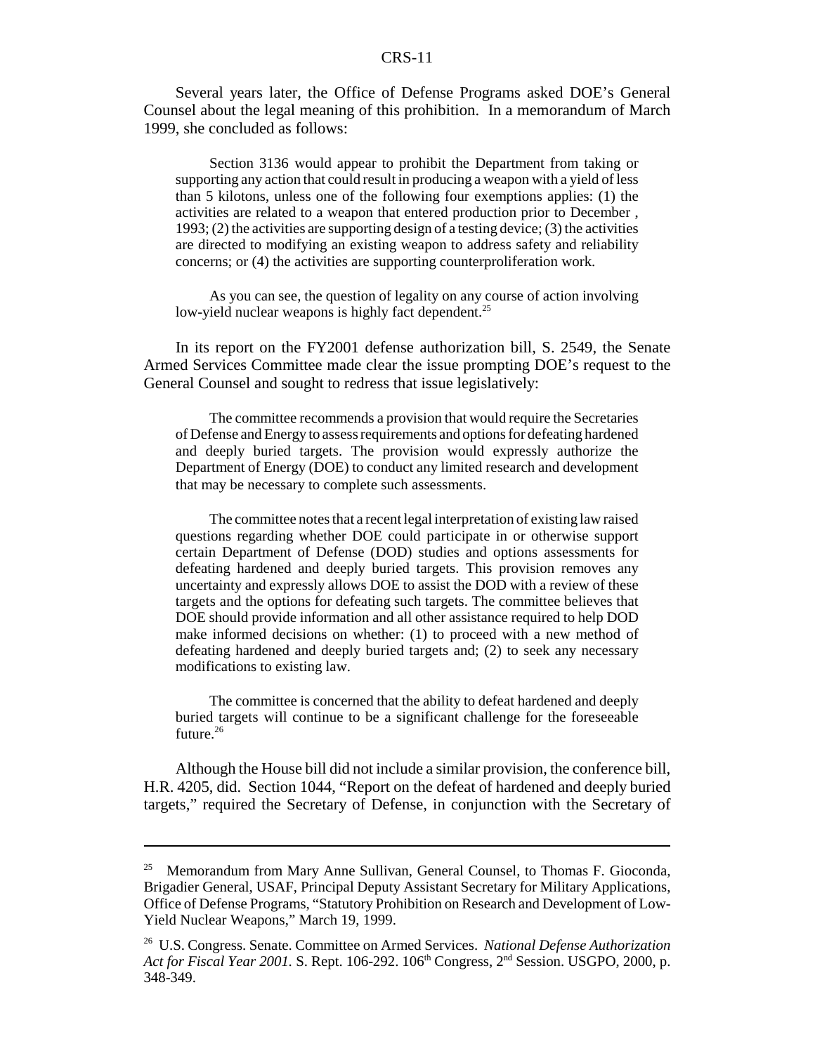Several years later, the Office of Defense Programs asked DOE's General Counsel about the legal meaning of this prohibition. In a memorandum of March 1999, she concluded as follows:

> Section 3136 would appear to prohibit the Department from taking or supporting any action that could result in producing a weapon with a yield of less than 5 kilotons, unless one of the following four exemptions applies: (1) the activities are related to a weapon that entered production prior to December , 1993; (2) the activities are supporting design of a testing device; (3) the activities are directed to modifying an existing weapon to address safety and reliability concerns; or (4) the activities are supporting counterproliferation work.
>
> As you can see, the question of legality on any course of action involving low-yield nuclear weapons is highly fact dependent.[25]

In its report on the FY2001 defense authorization bill, S. 2549, the Senate Armed Services Committee made clear the issue prompting DOE's request to the General Counsel and sought to redress that issue legislatively:

> The committee recommends a provision that would require the Secretaries of Defense and Energy to assess requirements and options for defeating hardened and deeply buried targets. The provision would expressly authorize the Department of Energy (DOE) to conduct any limited research and development that may be necessary to complete such assessments.
>
> The committee notes that a recent legal interpretation of existing law raised questions regarding whether DOE could participate in or otherwise support certain Department of Defense (DOD) studies and options assessments for defeating hardened and deeply buried targets. This provision removes any uncertainty and expressly allows DOE to assist the DOD with a review of these targets and the options for defeating such targets. The committee believes that DOE should provide information and all other assistance required to help DOD make informed decisions on whether: (1) to proceed with a new method of defeating hardened and deeply buried targets and; (2) to seek any necessary modifications to existing law.
>
> The committee is concerned that the ability to defeat hardened and deeply buried targets will continue to be a significant challenge for the foreseeable future.[26]

Although the House bill did not include a similar provision, the conference bill, H.R. 4205, did. Section 1044, "Report on the defeat of hardened and deeply buried targets," required the Secretary of Defense, in conjunction with the Secretary of

---

[25] Memorandum from Mary Anne Sullivan, General Counsel, to Thomas F. Gioconda, Brigadier General, USAF, Principal Deputy Assistant Secretary for Military Applications, Office of Defense Programs, "Statutory Prohibition on Research and Development of Low-Yield Nuclear Weapons," March 19, 1999.

[26] U.S. Congress. Senate. Committee on Armed Services. *National Defense Authorization Act for Fiscal Year 2001.* S. Rept. 106-292. 106th Congress, 2nd Session. USGPO, 2000, p. 348-349.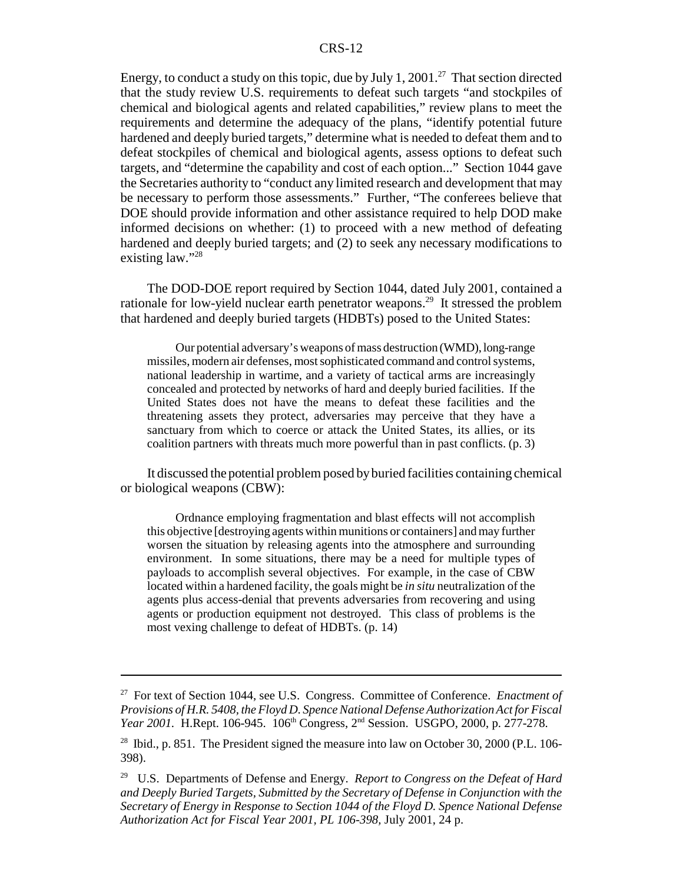Energy, to conduct a study on this topic, due by July 1, 2001.[27] That section directed that the study review U.S. requirements to defeat such targets "and stockpiles of chemical and biological agents and related capabilities," review plans to meet the requirements and determine the adequacy of the plans, "identify potential future hardened and deeply buried targets," determine what is needed to defeat them and to defeat stockpiles of chemical and biological agents, assess options to defeat such targets, and "determine the capability and cost of each option..." Section 1044 gave the Secretaries authority to "conduct any limited research and development that may be necessary to perform those assessments." Further, "The conferees believe that DOE should provide information and other assistance required to help DOD make informed decisions on whether: (1) to proceed with a new method of defeating hardened and deeply buried targets; and (2) to seek any necessary modifications to existing law."[28]

The DOD-DOE report required by Section 1044, dated July 2001, contained a rationale for low-yield nuclear earth penetrator weapons.[29] It stressed the problem that hardened and deeply buried targets (HDBTs) posed to the United States:

> Our potential adversary's weapons of mass destruction (WMD), long-range missiles, modern air defenses, most sophisticated command and control systems, national leadership in wartime, and a variety of tactical arms are increasingly concealed and protected by networks of hard and deeply buried facilities. If the United States does not have the means to defeat these facilities and the threatening assets they protect, adversaries may perceive that they have a sanctuary from which to coerce or attack the United States, its allies, or its coalition partners with threats much more powerful than in past conflicts. (p. 3)

It discussed the potential problem posed by buried facilities containing chemical or biological weapons (CBW):

> Ordnance employing fragmentation and blast effects will not accomplish this objective [destroying agents within munitions or containers] and may further worsen the situation by releasing agents into the atmosphere and surrounding environment. In some situations, there may be a need for multiple types of payloads to accomplish several objectives. For example, in the case of CBW located within a hardened facility, the goals might be *in situ* neutralization of the agents plus access-denial that prevents adversaries from recovering and using agents or production equipment not destroyed. This class of problems is the most vexing challenge to defeat of HDBTs. (p. 14)

---

[27] For text of Section 1044, see U.S. Congress. Committee of Conference. *Enactment of Provisions of H.R. 5408, the Floyd D. Spence National Defense Authorization Act for Fiscal Year 2001.* H.Rept. 106-945. 106th Congress, 2nd Session. USGPO, 2000, p. 277-278.

[28] Ibid., p. 851. The President signed the measure into law on October 30, 2000 (P.L. 106-398).

[29] U.S. Departments of Defense and Energy. *Report to Congress on the Defeat of Hard and Deeply Buried Targets, Submitted by the Secretary of Defense in Conjunction with the Secretary of Energy in Response to Section 1044 of the Floyd D. Spence National Defense Authorization Act for Fiscal Year 2001, PL 106-398,* July 2001, 24 p.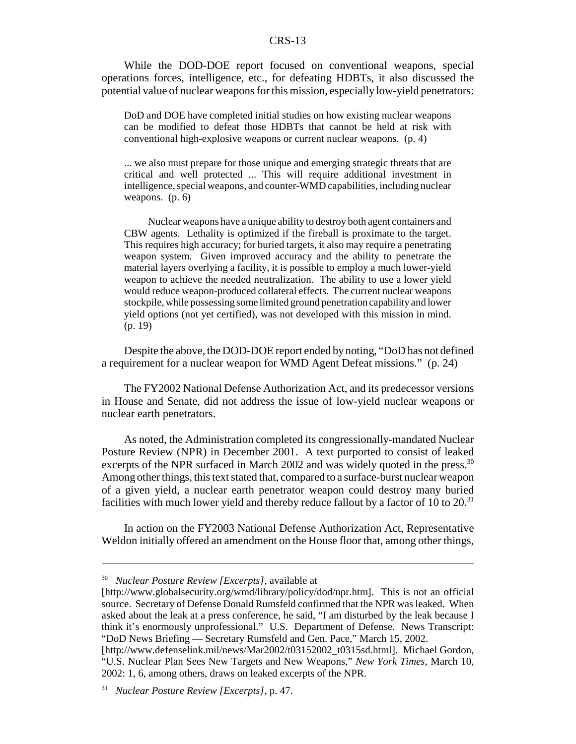While the DOD-DOE report focused on conventional weapons, special operations forces, intelligence, etc., for defeating HDBTs, it also discussed the potential value of nuclear weapons for this mission, especially low-yield penetrators:

> DoD and DOE have completed initial studies on how existing nuclear weapons can be modified to defeat those HDBTs that cannot be held at risk with conventional high-explosive weapons or current nuclear weapons. (p. 4)
>
> ... we also must prepare for those unique and emerging strategic threats that are critical and well protected ... This will require additional investment in intelligence, special weapons, and counter-WMD capabilities, including nuclear weapons. (p. 6)
>
> Nuclear weapons have a unique ability to destroy both agent containers and CBW agents. Lethality is optimized if the fireball is proximate to the target. This requires high accuracy; for buried targets, it also may require a penetrating weapon system. Given improved accuracy and the ability to penetrate the material layers overlying a facility, it is possible to employ a much lower-yield weapon to achieve the needed neutralization. The ability to use a lower yield would reduce weapon-produced collateral effects. The current nuclear weapons stockpile, while possessing some limited ground penetration capability and lower yield options (not yet certified), was not developed with this mission in mind. (p. 19)

Despite the above, the DOD-DOE report ended by noting, "DoD has not defined a requirement for a nuclear weapon for WMD Agent Defeat missions." (p. 24)

The FY2002 National Defense Authorization Act, and its predecessor versions in House and Senate, did not address the issue of low-yield nuclear weapons or nuclear earth penetrators.

As noted, the Administration completed its congressionally-mandated Nuclear Posture Review (NPR) in December 2001. A text purported to consist of leaked excerpts of the NPR surfaced in March 2002 and was widely quoted in the press.[30] Among other things, this text stated that, compared to a surface-burst nuclear weapon of a given yield, a nuclear earth penetrator weapon could destroy many buried facilities with much lower yield and thereby reduce fallout by a factor of 10 to 20.[31]

In action on the FY2003 National Defense Authorization Act, Representative Weldon initially offered an amendment on the House floor that, among other things,

---

[30] *Nuclear Posture Review [Excerpts]*, available at [http://www.globalsecurity.org/wmd/library/policy/dod/npr.htm]. This is not an official source. Secretary of Defense Donald Rumsfeld confirmed that the NPR was leaked. When asked about the leak at a press conference, he said, "I am disturbed by the leak because I think it's enormously unprofessional." U.S. Department of Defense. News Transcript: "DoD News Briefing — Secretary Rumsfeld and Gen. Pace," March 15, 2002. [http://www.defenselink.mil/news/Mar2002/t03152002_t0315sd.html]. Michael Gordon, "U.S. Nuclear Plan Sees New Targets and New Weapons," *New York Times*, March 10, 2002: 1, 6, among others, draws on leaked excerpts of the NPR.

[31] *Nuclear Posture Review [Excerpts]*, p. 47.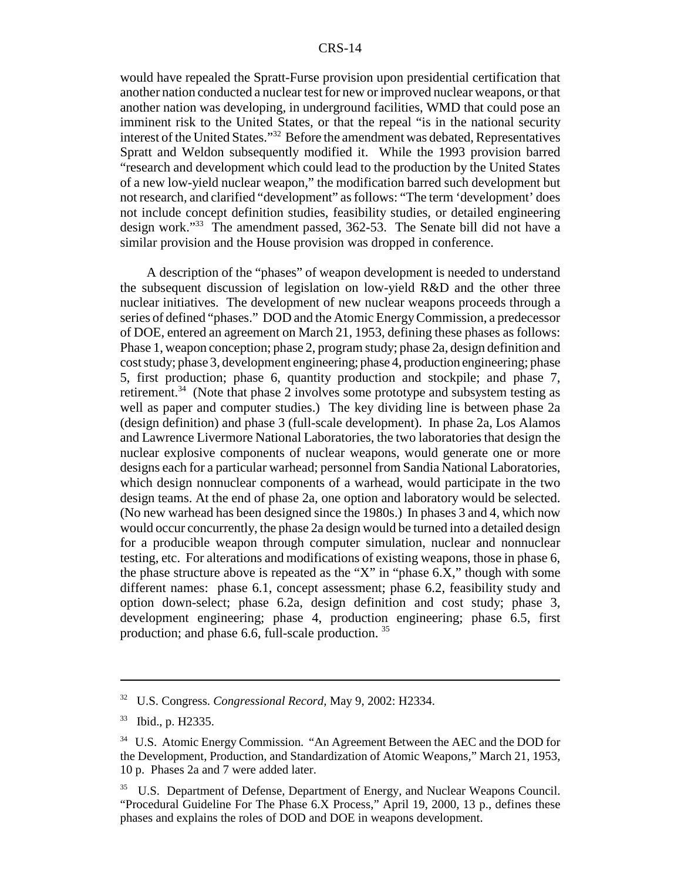would have repealed the Spratt-Furse provision upon presidential certification that another nation conducted a nuclear test for new or improved nuclear weapons, or that another nation was developing, in underground facilities, WMD that could pose an imminent risk to the United States, or that the repeal "is in the national security interest of the United States."[32] Before the amendment was debated, Representatives Spratt and Weldon subsequently modified it. While the 1993 provision barred "research and development which could lead to the production by the United States of a new low-yield nuclear weapon," the modification barred such development but not research, and clarified "development" as follows: "The term 'development' does not include concept definition studies, feasibility studies, or detailed engineering design work."[33] The amendment passed, 362-53. The Senate bill did not have a similar provision and the House provision was dropped in conference.

A description of the "phases" of weapon development is needed to understand the subsequent discussion of legislation on low-yield R&D and the other three nuclear initiatives. The development of new nuclear weapons proceeds through a series of defined "phases." DOD and the Atomic Energy Commission, a predecessor of DOE, entered an agreement on March 21, 1953, defining these phases as follows: Phase 1, weapon conception; phase 2, program study; phase 2a, design definition and cost study; phase 3, development engineering; phase 4, production engineering; phase 5, first production; phase 6, quantity production and stockpile; and phase 7, retirement.[34] (Note that phase 2 involves some prototype and subsystem testing as well as paper and computer studies.) The key dividing line is between phase 2a (design definition) and phase 3 (full-scale development). In phase 2a, Los Alamos and Lawrence Livermore National Laboratories, the two laboratories that design the nuclear explosive components of nuclear weapons, would generate one or more designs each for a particular warhead; personnel from Sandia National Laboratories, which design nonnuclear components of a warhead, would participate in the two design teams. At the end of phase 2a, one option and laboratory would be selected. (No new warhead has been designed since the 1980s.) In phases 3 and 4, which now would occur concurrently, the phase 2a design would be turned into a detailed design for a producible weapon through computer simulation, nuclear and nonnuclear testing, etc. For alterations and modifications of existing weapons, those in phase 6, the phase structure above is repeated as the "X" in "phase 6.X," though with some different names: phase 6.1, concept assessment; phase 6.2, feasibility study and option down-select; phase 6.2a, design definition and cost study; phase 3, development engineering; phase 4, production engineering; phase 6.5, first production; and phase 6.6, full-scale production.[35]

---

[32] U.S. Congress. *Congressional Record,* May 9, 2002: H2334.

[33] Ibid., p. H2335.

[34] U.S. Atomic Energy Commission. "An Agreement Between the AEC and the DOD for the Development, Production, and Standardization of Atomic Weapons," March 21, 1953, 10 p. Phases 2a and 7 were added later.

[35] U.S. Department of Defense, Department of Energy, and Nuclear Weapons Council. "Procedural Guideline For The Phase 6.X Process," April 19, 2000, 13 p., defines these phases and explains the roles of DOD and DOE in weapons development.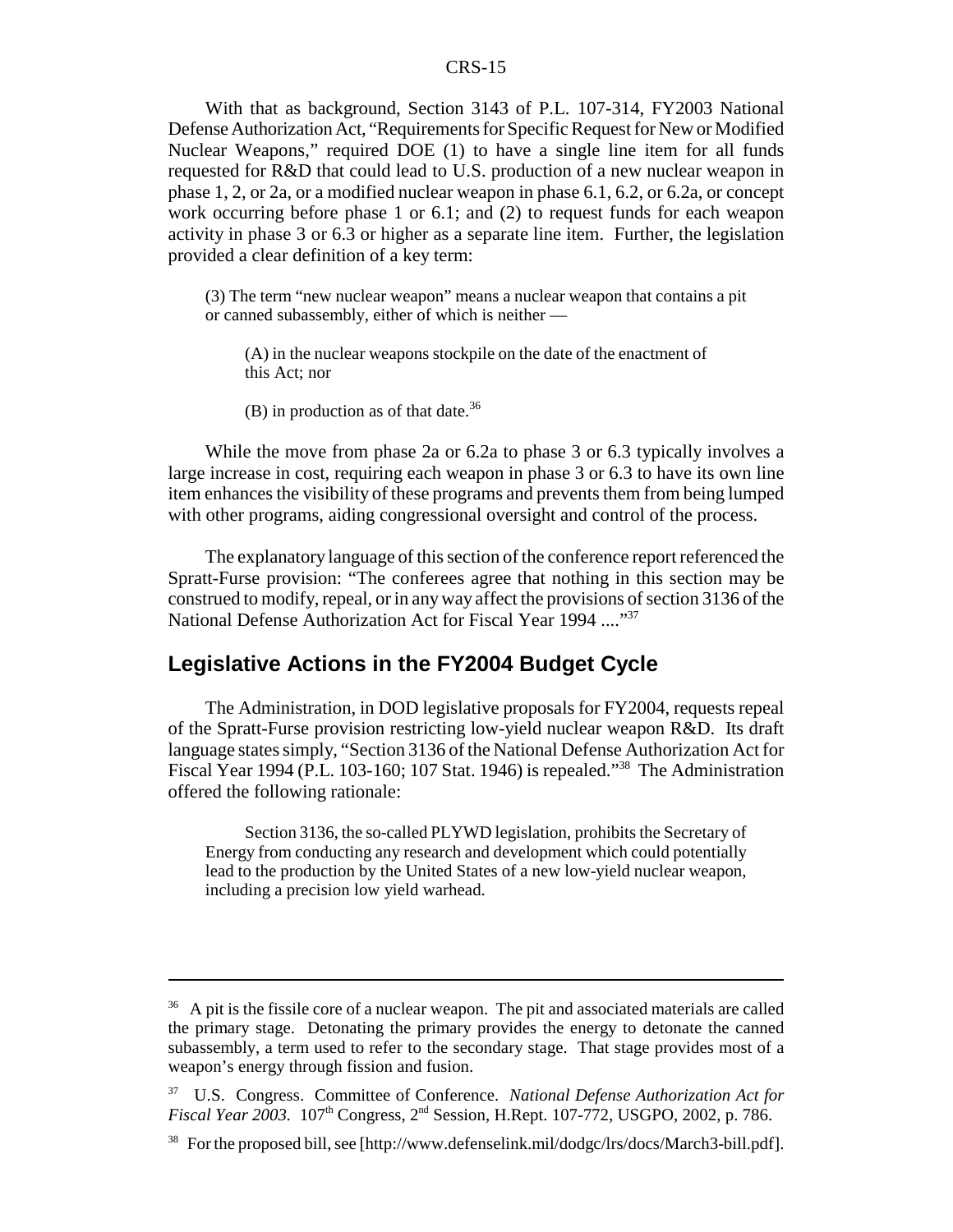With that as background, Section 3143 of P.L. 107-314, FY2003 National Defense Authorization Act, "Requirements for Specific Request for New or Modified Nuclear Weapons," required DOE (1) to have a single line item for all funds requested for R&D that could lead to U.S. production of a new nuclear weapon in phase 1, 2, or 2a, or a modified nuclear weapon in phase 6.1, 6.2, or 6.2a, or concept work occurring before phase 1 or 6.1; and (2) to request funds for each weapon activity in phase 3 or 6.3 or higher as a separate line item. Further, the legislation provided a clear definition of a key term:

> (3) The term "new nuclear weapon" means a nuclear weapon that contains a pit or canned subassembly, either of which is neither —
>
> > (A) in the nuclear weapons stockpile on the date of the enactment of this Act; nor
> >
> > (B) in production as of that date.[36]

While the move from phase 2a or 6.2a to phase 3 or 6.3 typically involves a large increase in cost, requiring each weapon in phase 3 or 6.3 to have its own line item enhances the visibility of these programs and prevents them from being lumped with other programs, aiding congressional oversight and control of the process.

The explanatory language of this section of the conference report referenced the Spratt-Furse provision: "The conferees agree that nothing in this section may be construed to modify, repeal, or in any way affect the provisions of section 3136 of the National Defense Authorization Act for Fiscal Year 1994 ...."[37]

## Legislative Actions in the FY2004 Budget Cycle

The Administration, in DOD legislative proposals for FY2004, requests repeal of the Spratt-Furse provision restricting low-yield nuclear weapon R&D. Its draft language states simply, "Section 3136 of the National Defense Authorization Act for Fiscal Year 1994 (P.L. 103-160; 107 Stat. 1946) is repealed."[38] The Administration offered the following rationale:

> Section 3136, the so-called PLYWD legislation, prohibits the Secretary of Energy from conducting any research and development which could potentially lead to the production by the United States of a new low-yield nuclear weapon, including a precision low yield warhead.

---

[36] A pit is the fissile core of a nuclear weapon. The pit and associated materials are called the primary stage. Detonating the primary provides the energy to detonate the canned subassembly, a term used to refer to the secondary stage. That stage provides most of a weapon's energy through fission and fusion.

[37] U.S. Congress. Committee of Conference. *National Defense Authorization Act for Fiscal Year 2003.* 107th Congress, 2nd Session, H.Rept. 107-772, USGPO, 2002, p. 786.

[38] For the proposed bill, see [http://www.defenselink.mil/dodgc/lrs/docs/March3-bill.pdf].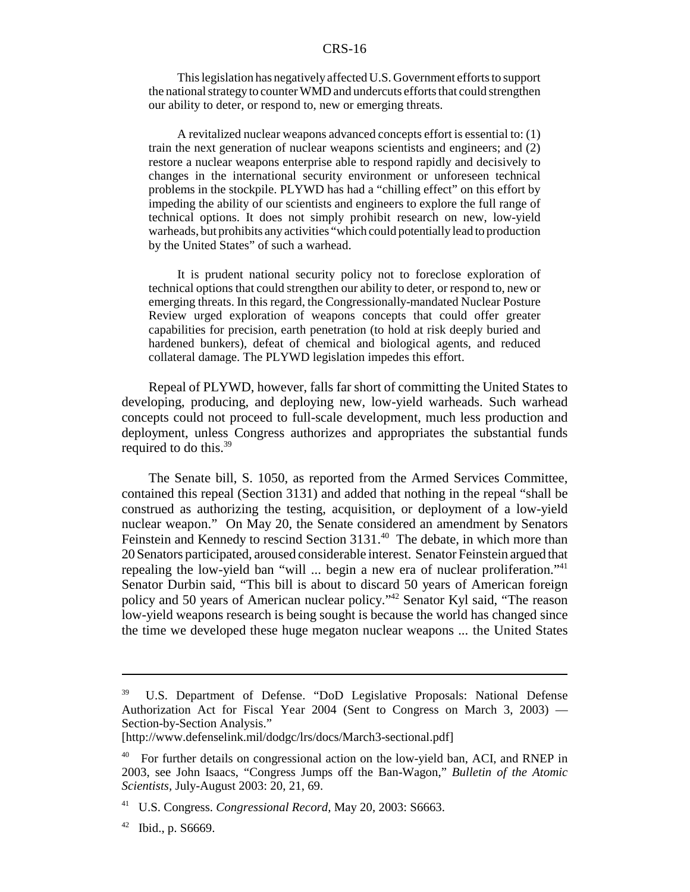> This legislation has negatively affected U.S. Government efforts to support the national strategy to counter WMD and undercuts efforts that could strengthen our ability to deter, or respond to, new or emerging threats.
>
> A revitalized nuclear weapons advanced concepts effort is essential to: (1) train the next generation of nuclear weapons scientists and engineers; and (2) restore a nuclear weapons enterprise able to respond rapidly and decisively to changes in the international security environment or unforeseen technical problems in the stockpile. PLYWD has had a "chilling effect" on this effort by impeding the ability of our scientists and engineers to explore the full range of technical options. It does not simply prohibit research on new, low-yield warheads, but prohibits any activities "which could potentially lead to production by the United States" of such a warhead.
>
> It is prudent national security policy not to foreclose exploration of technical options that could strengthen our ability to deter, or respond to, new or emerging threats. In this regard, the Congressionally-mandated Nuclear Posture Review urged exploration of weapons concepts that could offer greater capabilities for precision, earth penetration (to hold at risk deeply buried and hardened bunkers), defeat of chemical and biological agents, and reduced collateral damage. The PLYWD legislation impedes this effort.

Repeal of PLYWD, however, falls far short of committing the United States to developing, producing, and deploying new, low-yield warheads. Such warhead concepts could not proceed to full-scale development, much less production and deployment, unless Congress authorizes and appropriates the substantial funds required to do this.[39]

The Senate bill, S. 1050, as reported from the Armed Services Committee, contained this repeal (Section 3131) and added that nothing in the repeal "shall be construed as authorizing the testing, acquisition, or deployment of a low-yield nuclear weapon." On May 20, the Senate considered an amendment by Senators Feinstein and Kennedy to rescind Section 3131.[40] The debate, in which more than 20 Senators participated, aroused considerable interest. Senator Feinstein argued that repealing the low-yield ban "will ... begin a new era of nuclear proliferation."[41] Senator Durbin said, "This bill is about to discard 50 years of American foreign policy and 50 years of American nuclear policy."[42] Senator Kyl said, "The reason low-yield weapons research is being sought is because the world has changed since the time we developed these huge megaton nuclear weapons ... the United States

---

[39] U.S. Department of Defense. "DoD Legislative Proposals: National Defense Authorization Act for Fiscal Year 2004 (Sent to Congress on March 3, 2003) — Section-by-Section Analysis."
[http://www.defenselink.mil/dodgc/lrs/docs/March3-sectional.pdf]

[40] For further details on congressional action on the low-yield ban, ACI, and RNEP in 2003, see John Isaacs, "Congress Jumps off the Ban-Wagon," *Bulletin of the Atomic Scientists*, July-August 2003: 20, 21, 69.

[41] U.S. Congress. *Congressional Record*, May 20, 2003: S6663.

[42] Ibid., p. S6669.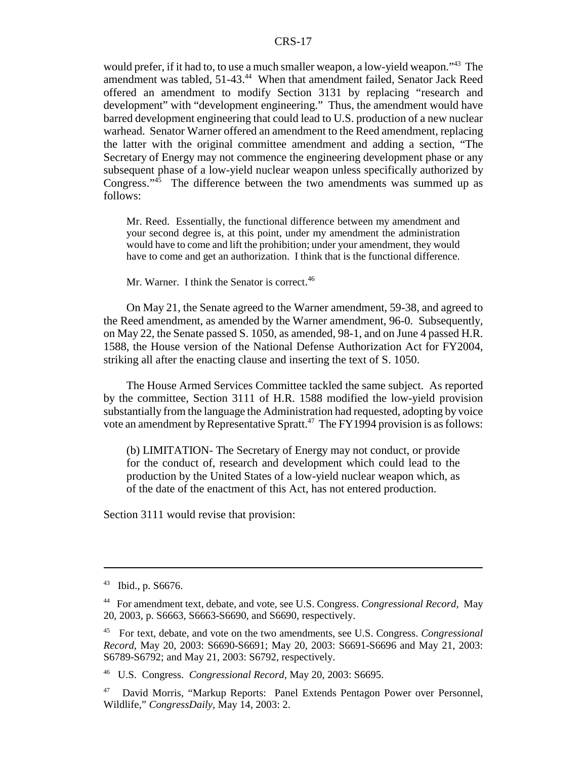would prefer, if it had to, to use a much smaller weapon, a low-yield weapon."[43] The amendment was tabled, 51-43.[44] When that amendment failed, Senator Jack Reed offered an amendment to modify Section 3131 by replacing "research and development" with "development engineering." Thus, the amendment would have barred development engineering that could lead to U.S. production of a new nuclear warhead. Senator Warner offered an amendment to the Reed amendment, replacing the latter with the original committee amendment and adding a section, "The Secretary of Energy may not commence the engineering development phase or any subsequent phase of a low-yield nuclear weapon unless specifically authorized by Congress."[45] The difference between the two amendments was summed up as follows:

> Mr. Reed. Essentially, the functional difference between my amendment and your second degree is, at this point, under my amendment the administration would have to come and lift the prohibition; under your amendment, they would have to come and get an authorization. I think that is the functional difference.
>
> Mr. Warner. I think the Senator is correct.[46]

On May 21, the Senate agreed to the Warner amendment, 59-38, and agreed to the Reed amendment, as amended by the Warner amendment, 96-0. Subsequently, on May 22, the Senate passed S. 1050, as amended, 98-1, and on June 4 passed H.R. 1588, the House version of the National Defense Authorization Act for FY2004, striking all after the enacting clause and inserting the text of S. 1050.

The House Armed Services Committee tackled the same subject. As reported by the committee, Section 3111 of H.R. 1588 modified the low-yield provision substantially from the language the Administration had requested, adopting by voice vote an amendment by Representative Spratt.[47] The FY1994 provision is as follows:

> (b) LIMITATION- The Secretary of Energy may not conduct, or provide for the conduct of, research and development which could lead to the production by the United States of a low-yield nuclear weapon which, as of the date of the enactment of this Act, has not entered production.

Section 3111 would revise that provision:

---

[43] Ibid., p. S6676.

[44] For amendment text, debate, and vote, see U.S. Congress. *Congressional Record,* May 20, 2003, p. S6663, S6663-S6690, and S6690, respectively.

[45] For text, debate, and vote on the two amendments, see U.S. Congress. *Congressional Record*, May 20, 2003: S6690-S6691; May 20, 2003: S6691-S6696 and May 21, 2003: S6789-S6792; and May 21, 2003: S6792, respectively.

[46] U.S. Congress. *Congressional Record*, May 20, 2003: S6695.

[47] David Morris, "Markup Reports: Panel Extends Pentagon Power over Personnel, Wildlife," *CongressDaily*, May 14, 2003: 2.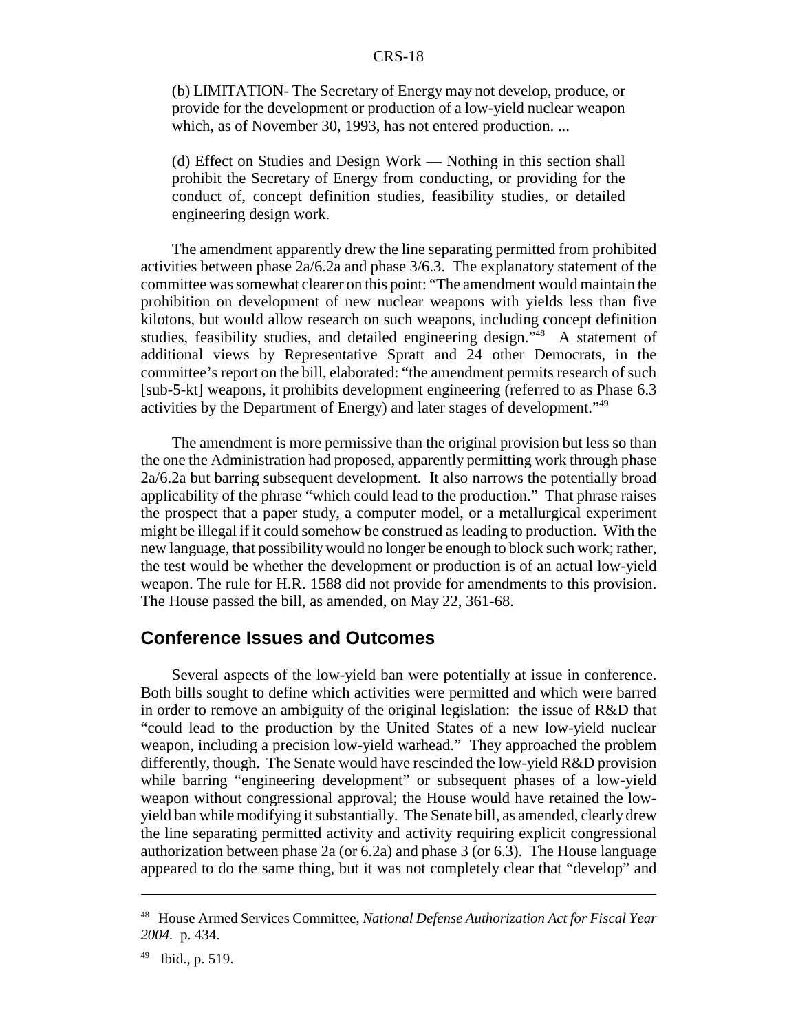> (b) LIMITATION- The Secretary of Energy may not develop, produce, or provide for the development or production of a low-yield nuclear weapon which, as of November 30, 1993, has not entered production. ...
>
> (d) Effect on Studies and Design Work — Nothing in this section shall prohibit the Secretary of Energy from conducting, or providing for the conduct of, concept definition studies, feasibility studies, or detailed engineering design work.

The amendment apparently drew the line separating permitted from prohibited activities between phase 2a/6.2a and phase 3/6.3. The explanatory statement of the committee was somewhat clearer on this point: "The amendment would maintain the prohibition on development of new nuclear weapons with yields less than five kilotons, but would allow research on such weapons, including concept definition studies, feasibility studies, and detailed engineering design."[48] A statement of additional views by Representative Spratt and 24 other Democrats, in the committee's report on the bill, elaborated: "the amendment permits research of such [sub-5-kt] weapons, it prohibits development engineering (referred to as Phase 6.3 activities by the Department of Energy) and later stages of development."[49]

The amendment is more permissive than the original provision but less so than the one the Administration had proposed, apparently permitting work through phase 2a/6.2a but barring subsequent development. It also narrows the potentially broad applicability of the phrase "which could lead to the production." That phrase raises the prospect that a paper study, a computer model, or a metallurgical experiment might be illegal if it could somehow be construed as leading to production. With the new language, that possibility would no longer be enough to block such work; rather, the test would be whether the development or production is of an actual low-yield weapon. The rule for H.R. 1588 did not provide for amendments to this provision. The House passed the bill, as amended, on May 22, 361-68.

## Conference Issues and Outcomes

Several aspects of the low-yield ban were potentially at issue in conference. Both bills sought to define which activities were permitted and which were barred in order to remove an ambiguity of the original legislation: the issue of R&D that "could lead to the production by the United States of a new low-yield nuclear weapon, including a precision low-yield warhead." They approached the problem differently, though. The Senate would have rescinded the low-yield R&D provision while barring "engineering development" or subsequent phases of a low-yield weapon without congressional approval; the House would have retained the low-yield ban while modifying it substantially. The Senate bill, as amended, clearly drew the line separating permitted activity and activity requiring explicit congressional authorization between phase 2a (or 6.2a) and phase 3 (or 6.3). The House language appeared to do the same thing, but it was not completely clear that "develop" and

---

[48] House Armed Services Committee, *National Defense Authorization Act for Fiscal Year 2004.* p. 434.

[49] Ibid., p. 519.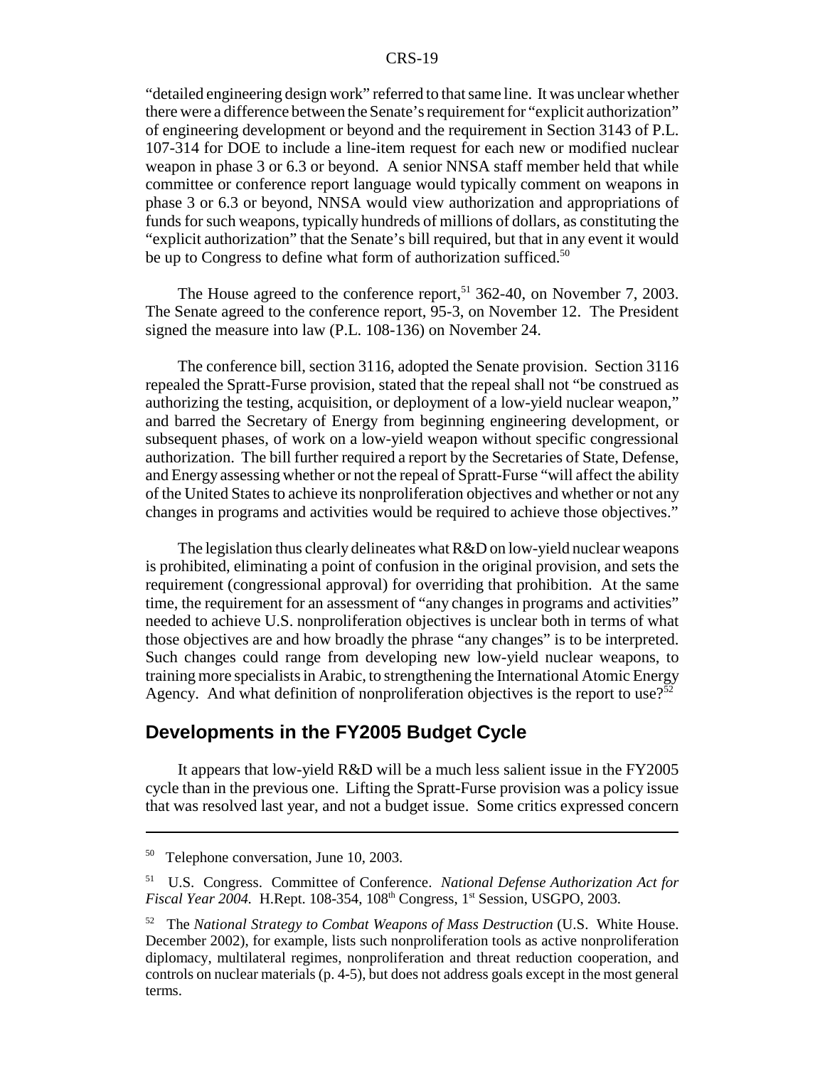"detailed engineering design work" referred to that same line. It was unclear whether there were a difference between the Senate's requirement for "explicit authorization" of engineering development or beyond and the requirement in Section 3143 of P.L. 107-314 for DOE to include a line-item request for each new or modified nuclear weapon in phase 3 or 6.3 or beyond. A senior NNSA staff member held that while committee or conference report language would typically comment on weapons in phase 3 or 6.3 or beyond, NNSA would view authorization and appropriations of funds for such weapons, typically hundreds of millions of dollars, as constituting the "explicit authorization" that the Senate's bill required, but that in any event it would be up to Congress to define what form of authorization sufficed.[50]

The House agreed to the conference report,[51] 362-40, on November 7, 2003. The Senate agreed to the conference report, 95-3, on November 12. The President signed the measure into law (P.L. 108-136) on November 24.

The conference bill, section 3116, adopted the Senate provision. Section 3116 repealed the Spratt-Furse provision, stated that the repeal shall not "be construed as authorizing the testing, acquisition, or deployment of a low-yield nuclear weapon," and barred the Secretary of Energy from beginning engineering development, or subsequent phases, of work on a low-yield weapon without specific congressional authorization. The bill further required a report by the Secretaries of State, Defense, and Energy assessing whether or not the repeal of Spratt-Furse "will affect the ability of the United States to achieve its nonproliferation objectives and whether or not any changes in programs and activities would be required to achieve those objectives."

The legislation thus clearly delineates what R&D on low-yield nuclear weapons is prohibited, eliminating a point of confusion in the original provision, and sets the requirement (congressional approval) for overriding that prohibition. At the same time, the requirement for an assessment of "any changes in programs and activities" needed to achieve U.S. nonproliferation objectives is unclear both in terms of what those objectives are and how broadly the phrase "any changes" is to be interpreted. Such changes could range from developing new low-yield nuclear weapons, to training more specialists in Arabic, to strengthening the International Atomic Energy Agency. And what definition of nonproliferation objectives is the report to use?[52]

## Developments in the FY2005 Budget Cycle

It appears that low-yield R&D will be a much less salient issue in the FY2005 cycle than in the previous one. Lifting the Spratt-Furse provision was a policy issue that was resolved last year, and not a budget issue. Some critics expressed concern

---

[50] Telephone conversation, June 10, 2003.

[51] U.S. Congress. Committee of Conference. *National Defense Authorization Act for Fiscal Year 2004.* H.Rept. 108-354, 108th Congress, 1st Session, USGPO, 2003.

[52] The *National Strategy to Combat Weapons of Mass Destruction* (U.S. White House. December 2002), for example, lists such nonproliferation tools as active nonproliferation diplomacy, multilateral regimes, nonproliferation and threat reduction cooperation, and controls on nuclear materials (p. 4-5), but does not address goals except in the most general terms.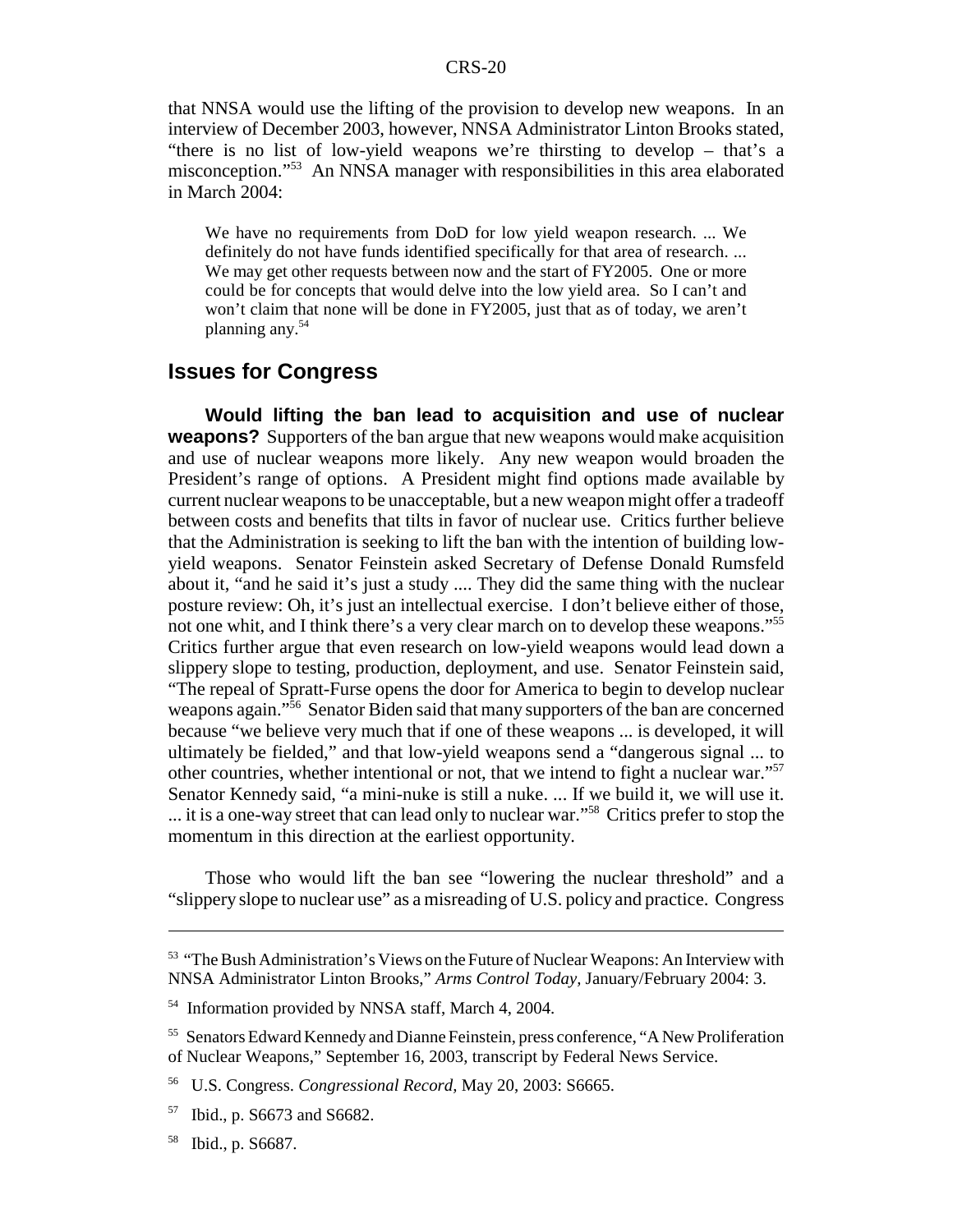that NNSA would use the lifting of the provision to develop new weapons. In an interview of December 2003, however, NNSA Administrator Linton Brooks stated, "there is no list of low-yield weapons we're thirsting to develop – that's a misconception."[53] An NNSA manager with responsibilities in this area elaborated in March 2004:

> We have no requirements from DoD for low yield weapon research. ... We definitely do not have funds identified specifically for that area of research. ... We may get other requests between now and the start of FY2005. One or more could be for concepts that would delve into the low yield area. So I can't and won't claim that none will be done in FY2005, just that as of today, we aren't planning any.[54]

## Issues for Congress

**Would lifting the ban lead to acquisition and use of nuclear weapons?** Supporters of the ban argue that new weapons would make acquisition and use of nuclear weapons more likely. Any new weapon would broaden the President's range of options. A President might find options made available by current nuclear weapons to be unacceptable, but a new weapon might offer a tradeoff between costs and benefits that tilts in favor of nuclear use. Critics further believe that the Administration is seeking to lift the ban with the intention of building low-yield weapons. Senator Feinstein asked Secretary of Defense Donald Rumsfeld about it, "and he said it's just a study .... They did the same thing with the nuclear posture review: Oh, it's just an intellectual exercise. I don't believe either of those, not one whit, and I think there's a very clear march on to develop these weapons."[55] Critics further argue that even research on low-yield weapons would lead down a slippery slope to testing, production, deployment, and use. Senator Feinstein said, "The repeal of Spratt-Furse opens the door for America to begin to develop nuclear weapons again."[56] Senator Biden said that many supporters of the ban are concerned because "we believe very much that if one of these weapons ... is developed, it will ultimately be fielded," and that low-yield weapons send a "dangerous signal ... to other countries, whether intentional or not, that we intend to fight a nuclear war."[57] Senator Kennedy said, "a mini-nuke is still a nuke. ... If we build it, we will use it. ... it is a one-way street that can lead only to nuclear war."[58] Critics prefer to stop the momentum in this direction at the earliest opportunity.

Those who would lift the ban see "lowering the nuclear threshold" and a "slippery slope to nuclear use" as a misreading of U.S. policy and practice. Congress

---

[53] "The Bush Administration's Views on the Future of Nuclear Weapons: An Interview with NNSA Administrator Linton Brooks," *Arms Control Today,* January/February 2004: 3.

[54] Information provided by NNSA staff, March 4, 2004.

[55] Senators Edward Kennedy and Dianne Feinstein, press conference, "A New Proliferation of Nuclear Weapons," September 16, 2003, transcript by Federal News Service.

[56] U.S. Congress. *Congressional Record*, May 20, 2003: S6665.

[57] Ibid., p. S6673 and S6682.

[58] Ibid., p. S6687.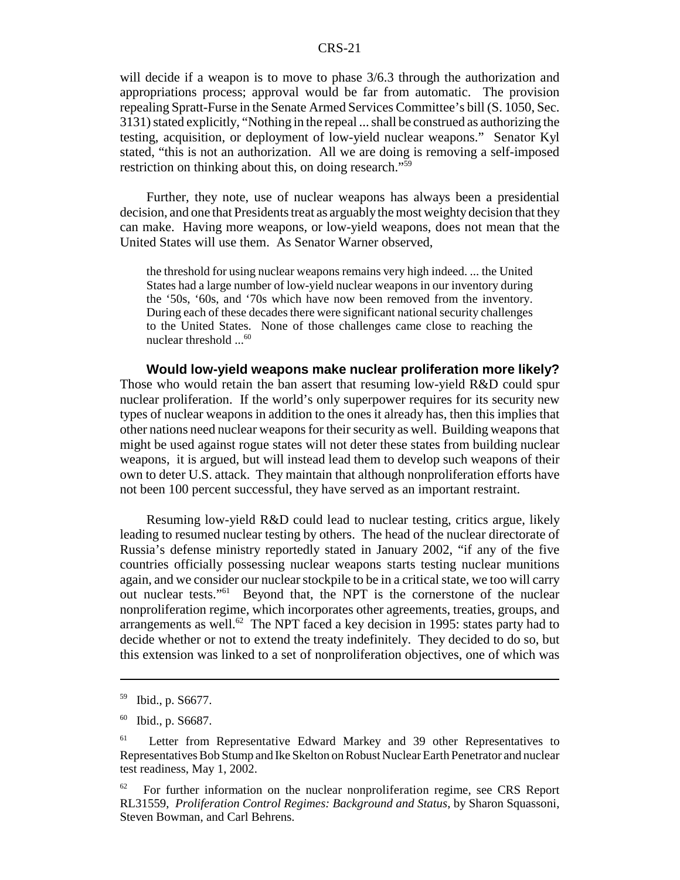will decide if a weapon is to move to phase 3/6.3 through the authorization and appropriations process; approval would be far from automatic. The provision repealing Spratt-Furse in the Senate Armed Services Committee's bill (S. 1050, Sec. 3131) stated explicitly, "Nothing in the repeal ... shall be construed as authorizing the testing, acquisition, or deployment of low-yield nuclear weapons." Senator Kyl stated, "this is not an authorization. All we are doing is removing a self-imposed restriction on thinking about this, on doing research."[59]

Further, they note, use of nuclear weapons has always been a presidential decision, and one that Presidents treat as arguably the most weighty decision that they can make. Having more weapons, or low-yield weapons, does not mean that the United States will use them. As Senator Warner observed,

> the threshold for using nuclear weapons remains very high indeed. ... the United States had a large number of low-yield nuclear weapons in our inventory during the '50s, '60s, and '70s which have now been removed from the inventory. During each of these decades there were significant national security challenges to the United States. None of those challenges came close to reaching the nuclear threshold ...[60]

**Would low-yield weapons make nuclear proliferation more likely?** Those who would retain the ban assert that resuming low-yield R&D could spur nuclear proliferation. If the world's only superpower requires for its security new types of nuclear weapons in addition to the ones it already has, then this implies that other nations need nuclear weapons for their security as well. Building weapons that might be used against rogue states will not deter these states from building nuclear weapons, it is argued, but will instead lead them to develop such weapons of their own to deter U.S. attack. They maintain that although nonproliferation efforts have not been 100 percent successful, they have served as an important restraint.

Resuming low-yield R&D could lead to nuclear testing, critics argue, likely leading to resumed nuclear testing by others. The head of the nuclear directorate of Russia's defense ministry reportedly stated in January 2002, "if any of the five countries officially possessing nuclear weapons starts testing nuclear munitions again, and we consider our nuclear stockpile to be in a critical state, we too will carry out nuclear tests."[61] Beyond that, the NPT is the cornerstone of the nuclear nonproliferation regime, which incorporates other agreements, treaties, groups, and arrangements as well.[62] The NPT faced a key decision in 1995: states party had to decide whether or not to extend the treaty indefinitely. They decided to do so, but this extension was linked to a set of nonproliferation objectives, one of which was

---

[59] Ibid., p. S6677.

[60] Ibid., p. S6687.

[61] Letter from Representative Edward Markey and 39 other Representatives to Representatives Bob Stump and Ike Skelton on Robust Nuclear Earth Penetrator and nuclear test readiness, May 1, 2002.

[62] For further information on the nuclear nonproliferation regime, see CRS Report RL31559, *Proliferation Control Regimes: Background and Status*, by Sharon Squassoni, Steven Bowman, and Carl Behrens.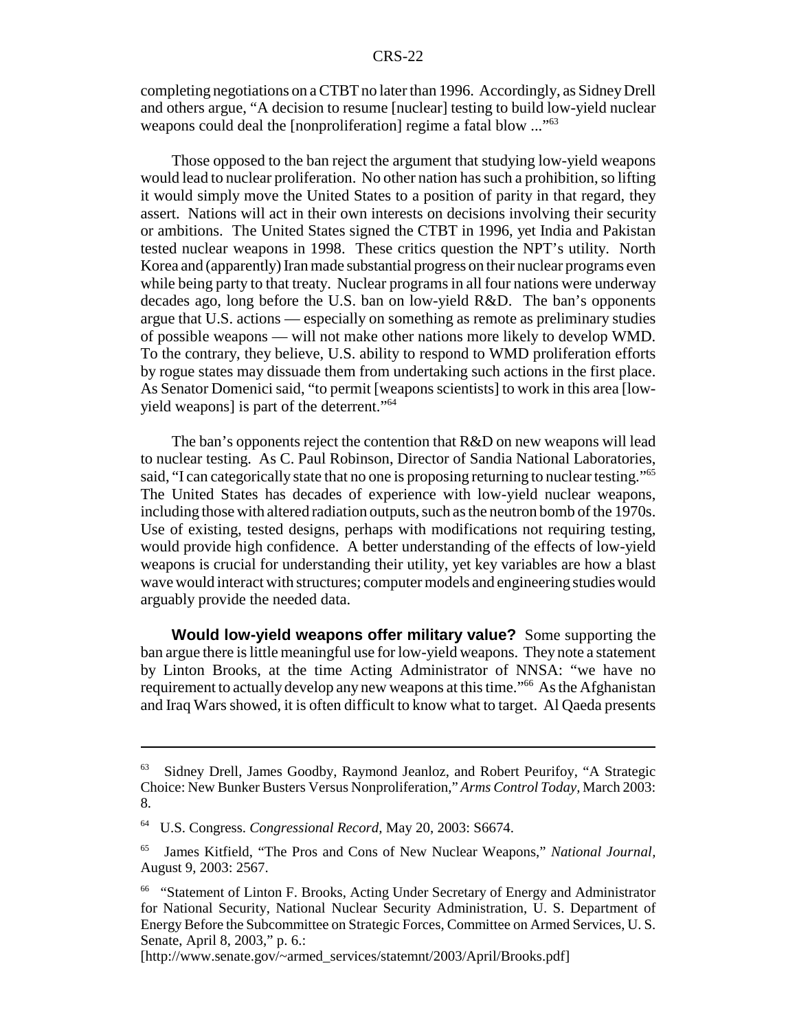completing negotiations on a CTBT no later than 1996. Accordingly, as Sidney Drell and others argue, "A decision to resume [nuclear] testing to build low-yield nuclear weapons could deal the [nonproliferation] regime a fatal blow ..."[63]

Those opposed to the ban reject the argument that studying low-yield weapons would lead to nuclear proliferation. No other nation has such a prohibition, so lifting it would simply move the United States to a position of parity in that regard, they assert. Nations will act in their own interests on decisions involving their security or ambitions. The United States signed the CTBT in 1996, yet India and Pakistan tested nuclear weapons in 1998. These critics question the NPT's utility. North Korea and (apparently) Iran made substantial progress on their nuclear programs even while being party to that treaty. Nuclear programs in all four nations were underway decades ago, long before the U.S. ban on low-yield R&D. The ban's opponents argue that U.S. actions — especially on something as remote as preliminary studies of possible weapons — will not make other nations more likely to develop WMD. To the contrary, they believe, U.S. ability to respond to WMD proliferation efforts by rogue states may dissuade them from undertaking such actions in the first place. As Senator Domenici said, "to permit [weapons scientists] to work in this area [low-yield weapons] is part of the deterrent."[64]

The ban's opponents reject the contention that R&D on new weapons will lead to nuclear testing. As C. Paul Robinson, Director of Sandia National Laboratories, said, "I can categorically state that no one is proposing returning to nuclear testing."[65] The United States has decades of experience with low-yield nuclear weapons, including those with altered radiation outputs, such as the neutron bomb of the 1970s. Use of existing, tested designs, perhaps with modifications not requiring testing, would provide high confidence. A better understanding of the effects of low-yield weapons is crucial for understanding their utility, yet key variables are how a blast wave would interact with structures; computer models and engineering studies would arguably provide the needed data.

**Would low-yield weapons offer military value?** Some supporting the ban argue there is little meaningful use for low-yield weapons. They note a statement by Linton Brooks, at the time Acting Administrator of NNSA: "we have no requirement to actually develop any new weapons at this time."[66] As the Afghanistan and Iraq Wars showed, it is often difficult to know what to target. Al Qaeda presents

---

[63] Sidney Drell, James Goodby, Raymond Jeanloz, and Robert Peurifoy, "A Strategic Choice: New Bunker Busters Versus Nonproliferation," *Arms Control Today,* March 2003: 8.

[64] U.S. Congress. *Congressional Record,* May 20, 2003: S6674.

[65] James Kitfield, "The Pros and Cons of New Nuclear Weapons," *National Journal*, August 9, 2003: 2567.

[66] "Statement of Linton F. Brooks, Acting Under Secretary of Energy and Administrator for National Security, National Nuclear Security Administration, U. S. Department of Energy Before the Subcommittee on Strategic Forces, Committee on Armed Services, U. S. Senate, April 8, 2003," p. 6.: [http://www.senate.gov/~armed_services/statemnt/2003/April/Brooks.pdf]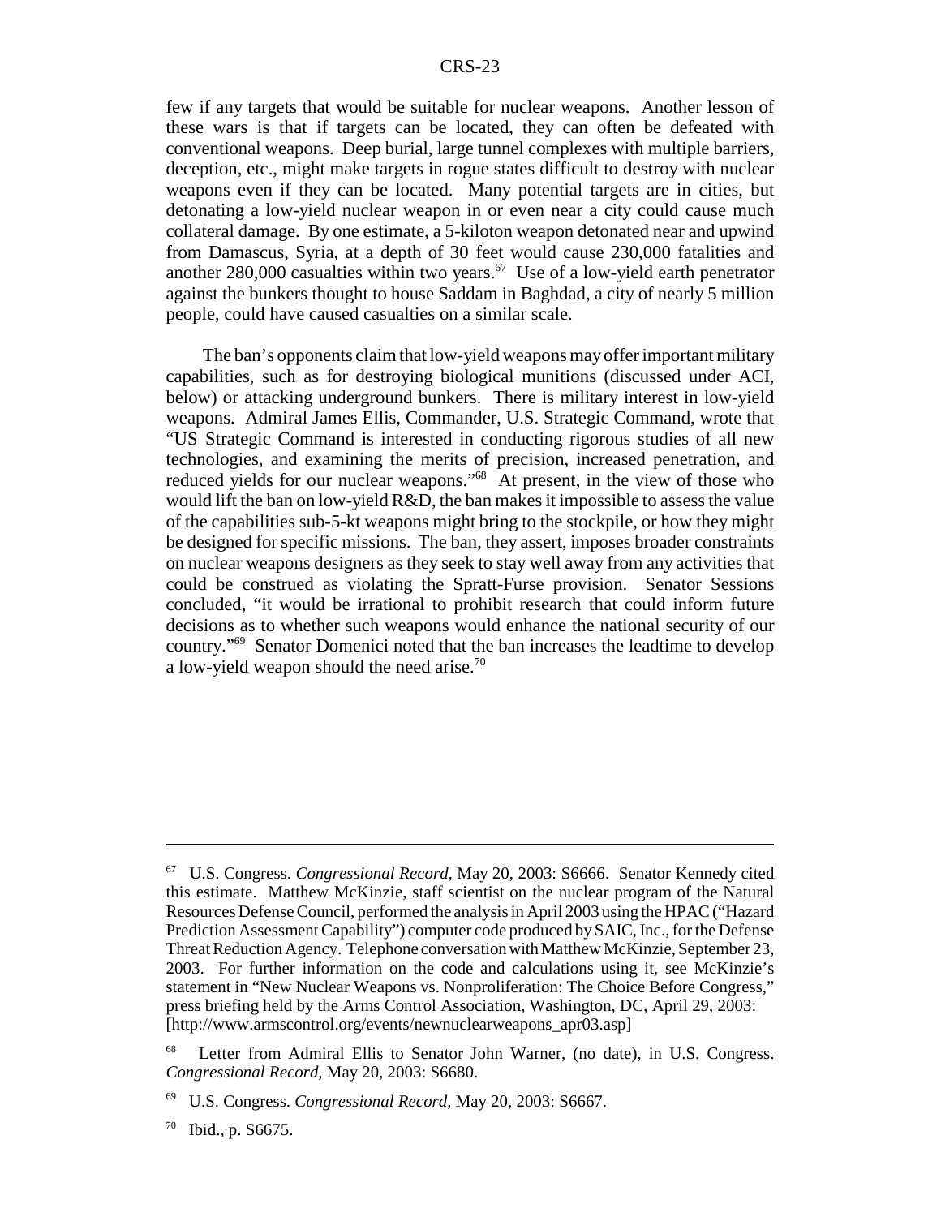few if any targets that would be suitable for nuclear weapons. Another lesson of these wars is that if targets can be located, they can often be defeated with conventional weapons. Deep burial, large tunnel complexes with multiple barriers, deception, etc., might make targets in rogue states difficult to destroy with nuclear weapons even if they can be located. Many potential targets are in cities, but detonating a low-yield nuclear weapon in or even near a city could cause much collateral damage. By one estimate, a 5-kiloton weapon detonated near and upwind from Damascus, Syria, at a depth of 30 feet would cause 230,000 fatalities and another 280,000 casualties within two years.[67] Use of a low-yield earth penetrator against the bunkers thought to house Saddam in Baghdad, a city of nearly 5 million people, could have caused casualties on a similar scale.

The ban's opponents claim that low-yield weapons may offer important military capabilities, such as for destroying biological munitions (discussed under ACI, below) or attacking underground bunkers. There is military interest in low-yield weapons. Admiral James Ellis, Commander, U.S. Strategic Command, wrote that "US Strategic Command is interested in conducting rigorous studies of all new technologies, and examining the merits of precision, increased penetration, and reduced yields for our nuclear weapons."[68] At present, in the view of those who would lift the ban on low-yield R&D, the ban makes it impossible to assess the value of the capabilities sub-5-kt weapons might bring to the stockpile, or how they might be designed for specific missions. The ban, they assert, imposes broader constraints on nuclear weapons designers as they seek to stay well away from any activities that could be construed as violating the Spratt-Furse provision. Senator Sessions concluded, "it would be irrational to prohibit research that could inform future decisions as to whether such weapons would enhance the national security of our country."[69] Senator Domenici noted that the ban increases the leadtime to develop a low-yield weapon should the need arise.[70]

---

[67] U.S. Congress. *Congressional Record,* May 20, 2003: S6666. Senator Kennedy cited this estimate. Matthew McKinzie, staff scientist on the nuclear program of the Natural Resources Defense Council, performed the analysis in April 2003 using the HPAC ("Hazard Prediction Assessment Capability") computer code produced by SAIC, Inc., for the Defense Threat Reduction Agency. Telephone conversation with Matthew McKinzie, September 23, 2003. For further information on the code and calculations using it, see McKinzie's statement in "New Nuclear Weapons vs. Nonproliferation: The Choice Before Congress," press briefing held by the Arms Control Association, Washington, DC, April 29, 2003: [http://www.armscontrol.org/events/newnuclearweapons_apr03.asp]

[68] Letter from Admiral Ellis to Senator John Warner, (no date), in U.S. Congress. *Congressional Record,* May 20, 2003: S6680.

[69] U.S. Congress. *Congressional Record,* May 20, 2003: S6667.

[70] Ibid., p. S6675.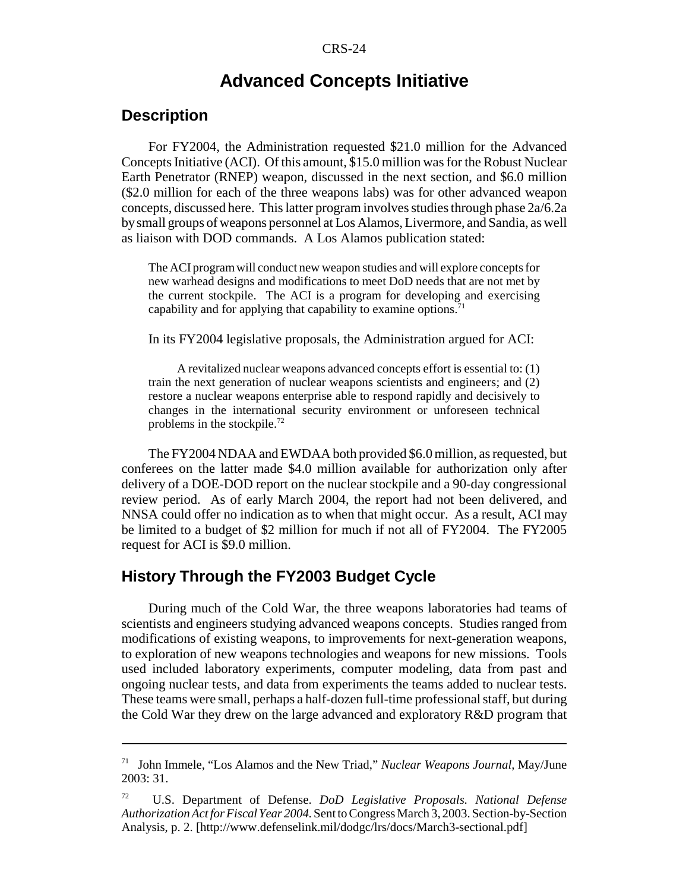# Advanced Concepts Initiative

## Description

For FY2004, the Administration requested \$21.0 million for the Advanced Concepts Initiative (ACI). Of this amount, \$15.0 million was for the Robust Nuclear Earth Penetrator (RNEP) weapon, discussed in the next section, and \$6.0 million (\$2.0 million for each of the three weapons labs) was for other advanced weapon concepts, discussed here. This latter program involves studies through phase 2a/6.2a by small groups of weapons personnel at Los Alamos, Livermore, and Sandia, as well as liaison with DOD commands. A Los Alamos publication stated:

> The ACI program will conduct new weapon studies and will explore concepts for new warhead designs and modifications to meet DoD needs that are not met by the current stockpile. The ACI is a program for developing and exercising capability and for applying that capability to examine options.[71]

In its FY2004 legislative proposals, the Administration argued for ACI:

> A revitalized nuclear weapons advanced concepts effort is essential to: (1) train the next generation of nuclear weapons scientists and engineers; and (2) restore a nuclear weapons enterprise able to respond rapidly and decisively to changes in the international security environment or unforeseen technical problems in the stockpile.[72]

The FY2004 NDAA and EWDAA both provided \$6.0 million, as requested, but conferees on the latter made \$4.0 million available for authorization only after delivery of a DOE-DOD report on the nuclear stockpile and a 90-day congressional review period. As of early March 2004, the report had not been delivered, and NNSA could offer no indication as to when that might occur. As a result, ACI may be limited to a budget of \$2 million for much if not all of FY2004. The FY2005 request for ACI is \$9.0 million.

## History Through the FY2003 Budget Cycle

During much of the Cold War, the three weapons laboratories had teams of scientists and engineers studying advanced weapons concepts. Studies ranged from modifications of existing weapons, to improvements for next-generation weapons, to exploration of new weapons technologies and weapons for new missions. Tools used included laboratory experiments, computer modeling, data from past and ongoing nuclear tests, and data from experiments the teams added to nuclear tests. These teams were small, perhaps a half-dozen full-time professional staff, but during the Cold War they drew on the large advanced and exploratory R&D program that

---

[71] John Immele, "Los Alamos and the New Triad," *Nuclear Weapons Journal,* May/June 2003: 31.

[72] U.S. Department of Defense. *DoD Legislative Proposals. National Defense Authorization Act for Fiscal Year 2004.* Sent to Congress March 3, 2003. Section-by-Section Analysis, p. 2. [http://www.defenselink.mil/dodgc/lrs/docs/March3-sectional.pdf]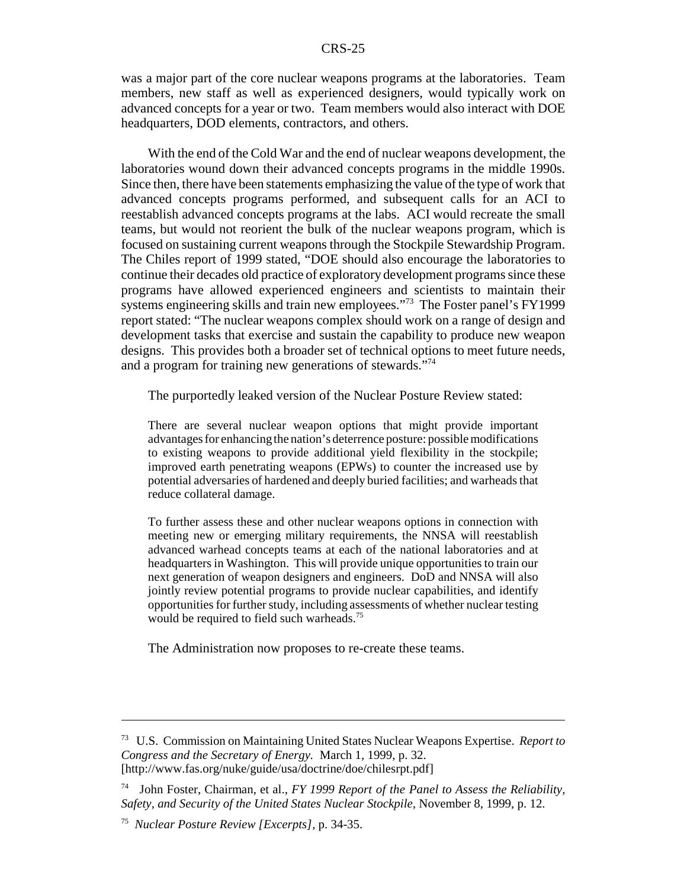was a major part of the core nuclear weapons programs at the laboratories. Team members, new staff as well as experienced designers, would typically work on advanced concepts for a year or two. Team members would also interact with DOE headquarters, DOD elements, contractors, and others.

With the end of the Cold War and the end of nuclear weapons development, the laboratories wound down their advanced concepts programs in the middle 1990s. Since then, there have been statements emphasizing the value of the type of work that advanced concepts programs performed, and subsequent calls for an ACI to reestablish advanced concepts programs at the labs. ACI would recreate the small teams, but would not reorient the bulk of the nuclear weapons program, which is focused on sustaining current weapons through the Stockpile Stewardship Program. The Chiles report of 1999 stated, "DOE should also encourage the laboratories to continue their decades old practice of exploratory development programs since these programs have allowed experienced engineers and scientists to maintain their systems engineering skills and train new employees."[73] The Foster panel's FY1999 report stated: "The nuclear weapons complex should work on a range of design and development tasks that exercise and sustain the capability to produce new weapon designs. This provides both a broader set of technical options to meet future needs, and a program for training new generations of stewards."[74]

The purportedly leaked version of the Nuclear Posture Review stated:

> There are several nuclear weapon options that might provide important advantages for enhancing the nation's deterrence posture: possible modifications to existing weapons to provide additional yield flexibility in the stockpile; improved earth penetrating weapons (EPWs) to counter the increased use by potential adversaries of hardened and deeply buried facilities; and warheads that reduce collateral damage.
>
> To further assess these and other nuclear weapons options in connection with meeting new or emerging military requirements, the NNSA will reestablish advanced warhead concepts teams at each of the national laboratories and at headquarters in Washington. This will provide unique opportunities to train our next generation of weapon designers and engineers. DoD and NNSA will also jointly review potential programs to provide nuclear capabilities, and identify opportunities for further study, including assessments of whether nuclear testing would be required to field such warheads.[75]

The Administration now proposes to re-create these teams.

---

[73] U.S. Commission on Maintaining United States Nuclear Weapons Expertise. *Report to Congress and the Secretary of Energy.* March 1, 1999, p. 32. [http://www.fas.org/nuke/guide/usa/doctrine/doe/chilesrpt.pdf]

[74] John Foster, Chairman, et al., *FY 1999 Report of the Panel to Assess the Reliability, Safety, and Security of the United States Nuclear Stockpile,* November 8, 1999, p. 12.

[75] *Nuclear Posture Review [Excerpts],* p. 34-35.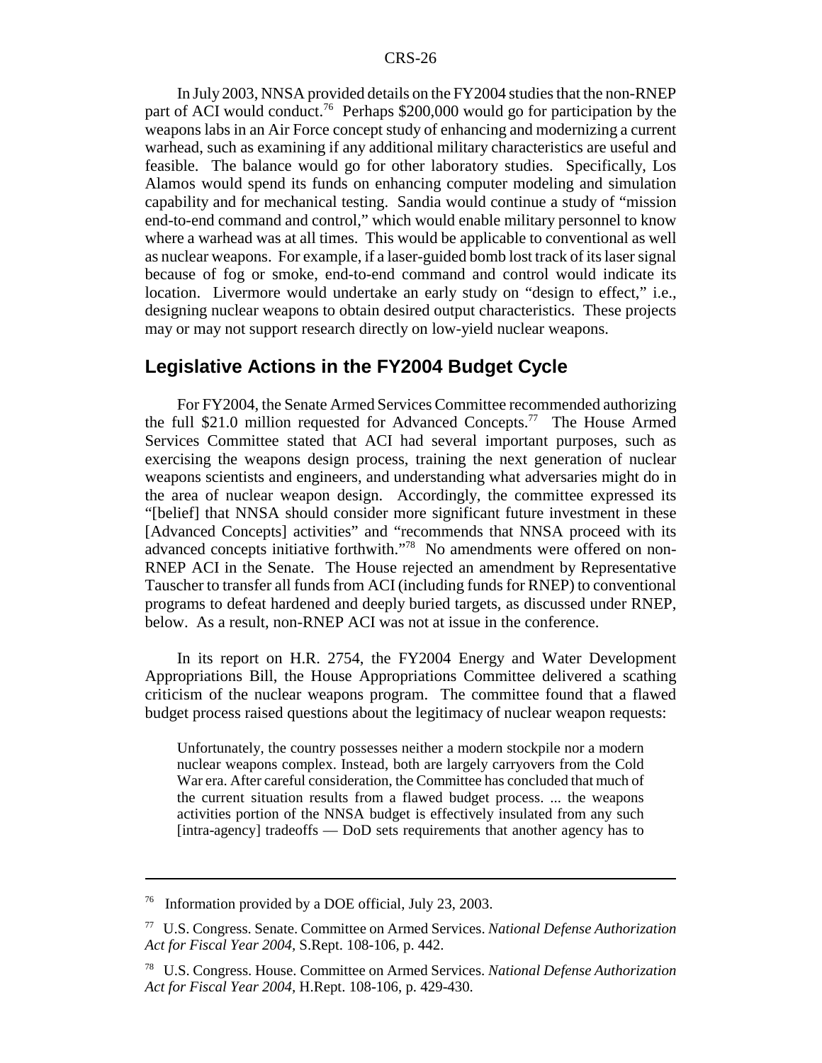In July 2003, NNSA provided details on the FY2004 studies that the non-RNEP part of ACI would conduct.[76] Perhaps \$200,000 would go for participation by the weapons labs in an Air Force concept study of enhancing and modernizing a current warhead, such as examining if any additional military characteristics are useful and feasible. The balance would go for other laboratory studies. Specifically, Los Alamos would spend its funds on enhancing computer modeling and simulation capability and for mechanical testing. Sandia would continue a study of "mission end-to-end command and control," which would enable military personnel to know where a warhead was at all times. This would be applicable to conventional as well as nuclear weapons. For example, if a laser-guided bomb lost track of its laser signal because of fog or smoke, end-to-end command and control would indicate its location. Livermore would undertake an early study on "design to effect," i.e., designing nuclear weapons to obtain desired output characteristics. These projects may or may not support research directly on low-yield nuclear weapons.

## Legislative Actions in the FY2004 Budget Cycle

For FY2004, the Senate Armed Services Committee recommended authorizing the full \$21.0 million requested for Advanced Concepts.[77] The House Armed Services Committee stated that ACI had several important purposes, such as exercising the weapons design process, training the next generation of nuclear weapons scientists and engineers, and understanding what adversaries might do in the area of nuclear weapon design. Accordingly, the committee expressed its "[belief] that NNSA should consider more significant future investment in these [Advanced Concepts] activities" and "recommends that NNSA proceed with its advanced concepts initiative forthwith."[78] No amendments were offered on non-RNEP ACI in the Senate. The House rejected an amendment by Representative Tauscher to transfer all funds from ACI (including funds for RNEP) to conventional programs to defeat hardened and deeply buried targets, as discussed under RNEP, below. As a result, non-RNEP ACI was not at issue in the conference.

In its report on H.R. 2754, the FY2004 Energy and Water Development Appropriations Bill, the House Appropriations Committee delivered a scathing criticism of the nuclear weapons program. The committee found that a flawed budget process raised questions about the legitimacy of nuclear weapon requests:

> Unfortunately, the country possesses neither a modern stockpile nor a modern nuclear weapons complex. Instead, both are largely carryovers from the Cold War era. After careful consideration, the Committee has concluded that much of the current situation results from a flawed budget process. ... the weapons activities portion of the NNSA budget is effectively insulated from any such [intra-agency] tradeoffs — DoD sets requirements that another agency has to

---

[76] Information provided by a DOE official, July 23, 2003.

[77] U.S. Congress. Senate. Committee on Armed Services. *National Defense Authorization Act for Fiscal Year 2004*, S.Rept. 108-106, p. 442.

[78] U.S. Congress. House. Committee on Armed Services. *National Defense Authorization Act for Fiscal Year 2004*, H.Rept. 108-106, p. 429-430.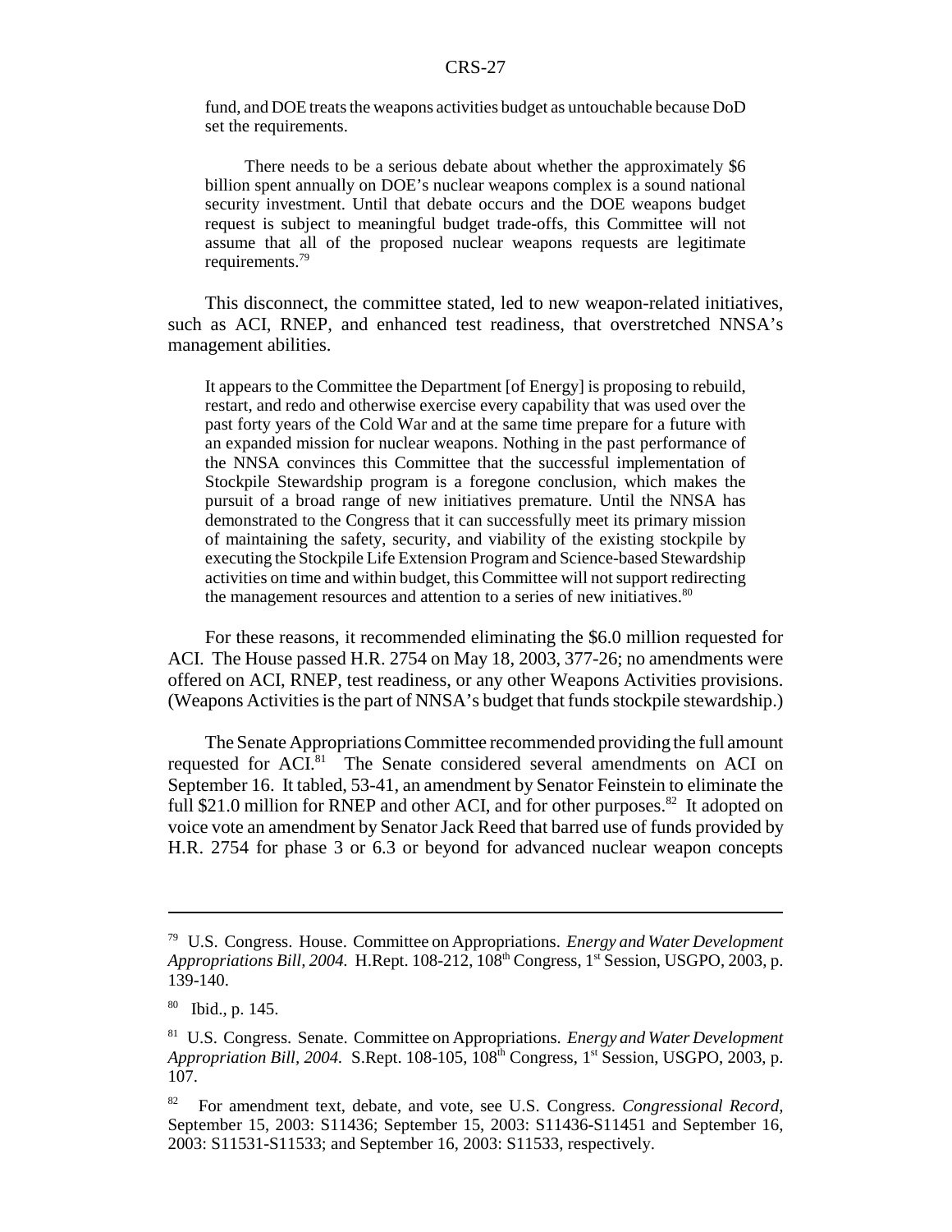> fund, and DOE treats the weapons activities budget as untouchable because DoD set the requirements.
>
> There needs to be a serious debate about whether the approximately $6 billion spent annually on DOE's nuclear weapons complex is a sound national security investment. Until that debate occurs and the DOE weapons budget request is subject to meaningful budget trade-offs, this Committee will not assume that all of the proposed nuclear weapons requests are legitimate requirements.[79]

This disconnect, the committee stated, led to new weapon-related initiatives, such as ACI, RNEP, and enhanced test readiness, that overstretched NNSA's management abilities.

> It appears to the Committee the Department [of Energy] is proposing to rebuild, restart, and redo and otherwise exercise every capability that was used over the past forty years of the Cold War and at the same time prepare for a future with an expanded mission for nuclear weapons. Nothing in the past performance of the NNSA convinces this Committee that the successful implementation of Stockpile Stewardship program is a foregone conclusion, which makes the pursuit of a broad range of new initiatives premature. Until the NNSA has demonstrated to the Congress that it can successfully meet its primary mission of maintaining the safety, security, and viability of the existing stockpile by executing the Stockpile Life Extension Program and Science-based Stewardship activities on time and within budget, this Committee will not support redirecting the management resources and attention to a series of new initiatives.[80]

For these reasons, it recommended eliminating the $6.0 million requested for ACI. The House passed H.R. 2754 on May 18, 2003, 377-26; no amendments were offered on ACI, RNEP, test readiness, or any other Weapons Activities provisions. (Weapons Activities is the part of NNSA's budget that funds stockpile stewardship.)

The Senate Appropriations Committee recommended providing the full amount requested for ACI.[81] The Senate considered several amendments on ACI on September 16. It tabled, 53-41, an amendment by Senator Feinstein to eliminate the full $21.0 million for RNEP and other ACI, and for other purposes.[82] It adopted on voice vote an amendment by Senator Jack Reed that barred use of funds provided by H.R. 2754 for phase 3 or 6.3 or beyond for advanced nuclear weapon concepts

---

[79] U.S. Congress. House. Committee on Appropriations. *Energy and Water Development Appropriations Bill, 2004.* H.Rept. 108-212, 108th Congress, 1st Session, USGPO, 2003, p. 139-140.

[80] Ibid., p. 145.

[81] U.S. Congress. Senate. Committee on Appropriations. *Energy and Water Development Appropriation Bill, 2004.* S.Rept. 108-105, 108th Congress, 1st Session, USGPO, 2003, p. 107.

[82] For amendment text, debate, and vote, see U.S. Congress. *Congressional Record,* September 15, 2003: S11436; September 15, 2003: S11436-S11451 and September 16, 2003: S11531-S11533; and September 16, 2003: S11533, respectively.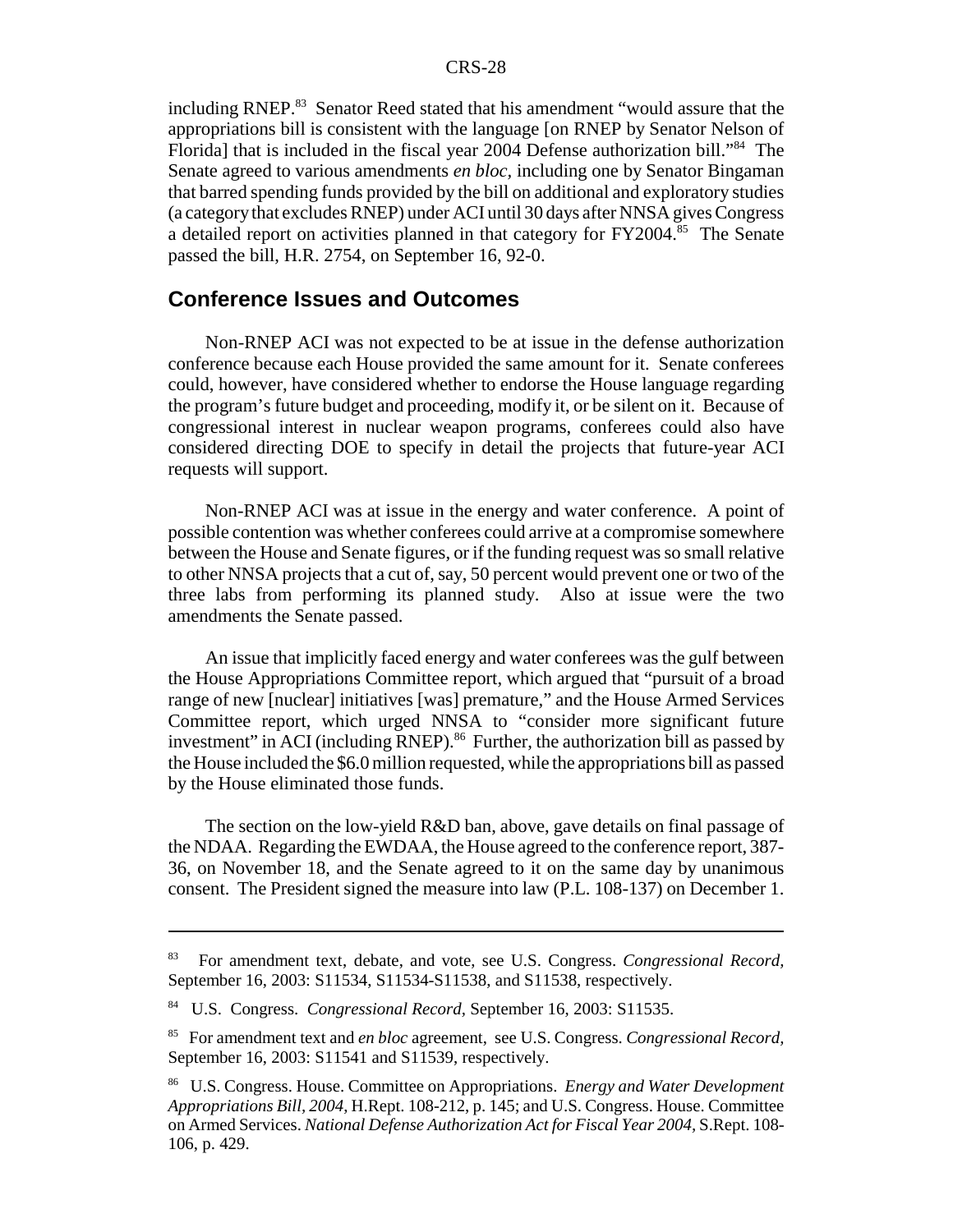including RNEP.[83] Senator Reed stated that his amendment "would assure that the appropriations bill is consistent with the language [on RNEP by Senator Nelson of Florida] that is included in the fiscal year 2004 Defense authorization bill."[84] The Senate agreed to various amendments *en bloc,* including one by Senator Bingaman that barred spending funds provided by the bill on additional and exploratory studies (a category that excludes RNEP) under ACI until 30 days after NNSA gives Congress a detailed report on activities planned in that category for FY2004.[85] The Senate passed the bill, H.R. 2754, on September 16, 92-0.

## Conference Issues and Outcomes

Non-RNEP ACI was not expected to be at issue in the defense authorization conference because each House provided the same amount for it. Senate conferees could, however, have considered whether to endorse the House language regarding the program's future budget and proceeding, modify it, or be silent on it. Because of congressional interest in nuclear weapon programs, conferees could also have considered directing DOE to specify in detail the projects that future-year ACI requests will support.

Non-RNEP ACI was at issue in the energy and water conference. A point of possible contention was whether conferees could arrive at a compromise somewhere between the House and Senate figures, or if the funding request was so small relative to other NNSA projects that a cut of, say, 50 percent would prevent one or two of the three labs from performing its planned study. Also at issue were the two amendments the Senate passed.

An issue that implicitly faced energy and water conferees was the gulf between the House Appropriations Committee report, which argued that "pursuit of a broad range of new [nuclear] initiatives [was] premature," and the House Armed Services Committee report, which urged NNSA to "consider more significant future investment" in ACI (including RNEP).[86] Further, the authorization bill as passed by the House included the $6.0 million requested, while the appropriations bill as passed by the House eliminated those funds.

The section on the low-yield R&D ban, above, gave details on final passage of the NDAA. Regarding the EWDAA, the House agreed to the conference report, 387-36, on November 18, and the Senate agreed to it on the same day by unanimous consent. The President signed the measure into law (P.L. 108-137) on December 1.

---

[83] For amendment text, debate, and vote, see U.S. Congress. *Congressional Record,* September 16, 2003: S11534, S11534-S11538, and S11538, respectively.

[84] U.S. Congress. *Congressional Record,* September 16, 2003: S11535.

[85] For amendment text and *en bloc* agreement, see U.S. Congress. *Congressional Record,* September 16, 2003: S11541 and S11539, respectively.

[86] U.S. Congress. House. Committee on Appropriations. *Energy and Water Development Appropriations Bill, 2004,* H.Rept. 108-212, p. 145; and U.S. Congress. House. Committee on Armed Services. *National Defense Authorization Act for Fiscal Year 2004,* S.Rept. 108-106, p. 429.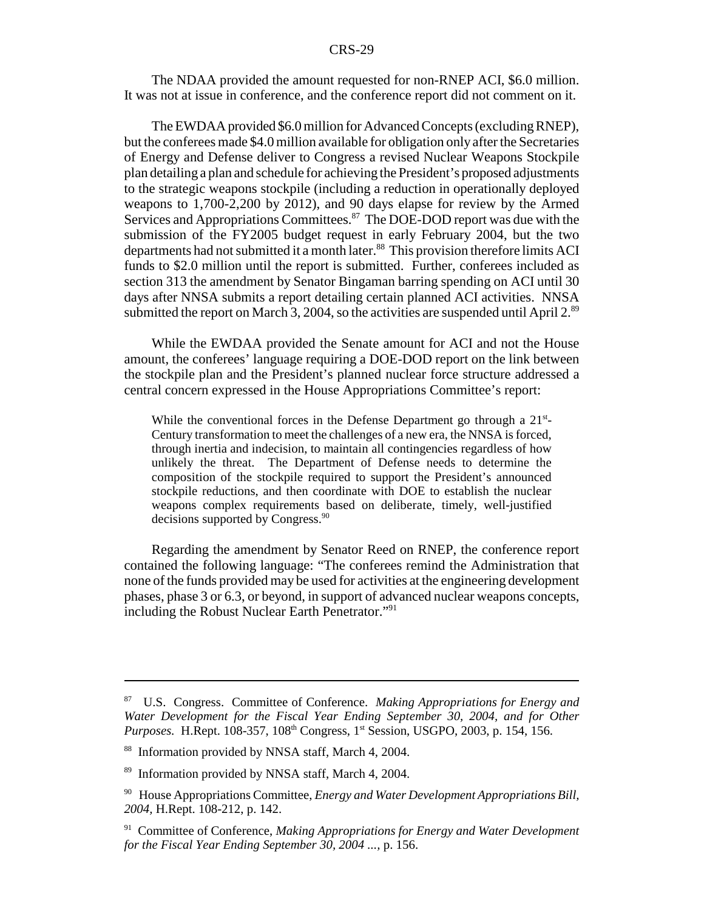The NDAA provided the amount requested for non-RNEP ACI, \$6.0 million. It was not at issue in conference, and the conference report did not comment on it.

The EWDAA provided \$6.0 million for Advanced Concepts (excluding RNEP), but the conferees made \$4.0 million available for obligation only after the Secretaries of Energy and Defense deliver to Congress a revised Nuclear Weapons Stockpile plan detailing a plan and schedule for achieving the President's proposed adjustments to the strategic weapons stockpile (including a reduction in operationally deployed weapons to 1,700-2,200 by 2012), and 90 days elapse for review by the Armed Services and Appropriations Committees.[87] The DOE-DOD report was due with the submission of the FY2005 budget request in early February 2004, but the two departments had not submitted it a month later.[88] This provision therefore limits ACI funds to \$2.0 million until the report is submitted. Further, conferees included as section 313 the amendment by Senator Bingaman barring spending on ACI until 30 days after NNSA submits a report detailing certain planned ACI activities. NNSA submitted the report on March 3, 2004, so the activities are suspended until April 2.[89]

While the EWDAA provided the Senate amount for ACI and not the House amount, the conferees' language requiring a DOE-DOD report on the link between the stockpile plan and the President's planned nuclear force structure addressed a central concern expressed in the House Appropriations Committee's report:

> While the conventional forces in the Defense Department go through a 21st-Century transformation to meet the challenges of a new era, the NNSA is forced, through inertia and indecision, to maintain all contingencies regardless of how unlikely the threat. The Department of Defense needs to determine the composition of the stockpile required to support the President's announced stockpile reductions, and then coordinate with DOE to establish the nuclear weapons complex requirements based on deliberate, timely, well-justified decisions supported by Congress.[90]

Regarding the amendment by Senator Reed on RNEP, the conference report contained the following language: "The conferees remind the Administration that none of the funds provided may be used for activities at the engineering development phases, phase 3 or 6.3, or beyond, in support of advanced nuclear weapons concepts, including the Robust Nuclear Earth Penetrator."[91]

---

[87] U.S. Congress. Committee of Conference. *Making Appropriations for Energy and Water Development for the Fiscal Year Ending September 30, 2004, and for Other Purposes.* H.Rept. 108-357, 108th Congress, 1st Session, USGPO, 2003, p. 154, 156.

[88] Information provided by NNSA staff, March 4, 2004.

[89] Information provided by NNSA staff, March 4, 2004.

[90] House Appropriations Committee, *Energy and Water Development Appropriations Bill, 2004,* H.Rept. 108-212, p. 142.

[91] Committee of Conference, *Making Appropriations for Energy and Water Development for the Fiscal Year Ending September 30, 2004 ...,* p. 156.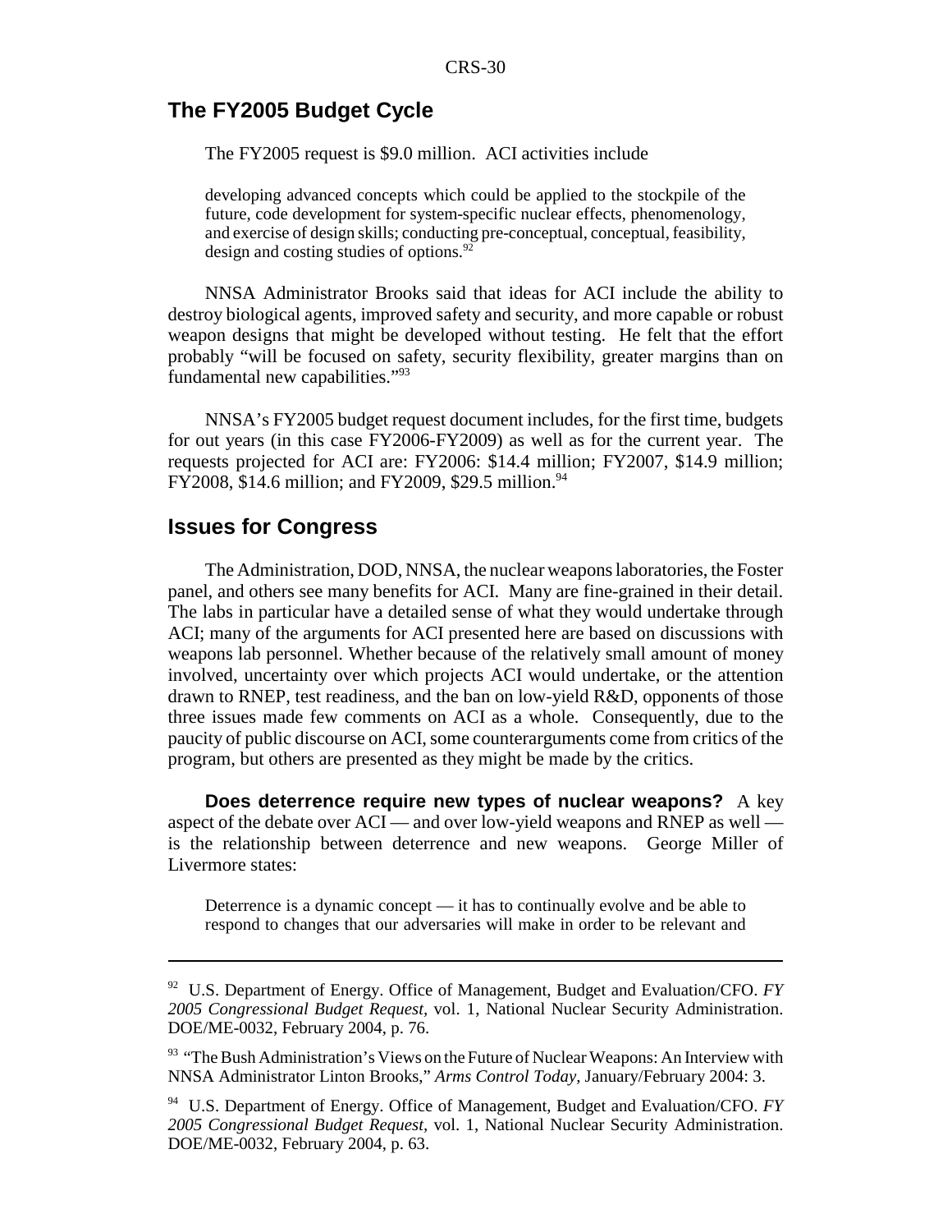## The FY2005 Budget Cycle

The FY2005 request is $9.0 million. ACI activities include

> developing advanced concepts which could be applied to the stockpile of the future, code development for system-specific nuclear effects, phenomenology, and exercise of design skills; conducting pre-conceptual, conceptual, feasibility, design and costing studies of options.[92]

NNSA Administrator Brooks said that ideas for ACI include the ability to destroy biological agents, improved safety and security, and more capable or robust weapon designs that might be developed without testing. He felt that the effort probably "will be focused on safety, security flexibility, greater margins than on fundamental new capabilities."[93]

NNSA's FY2005 budget request document includes, for the first time, budgets for out years (in this case FY2006-FY2009) as well as for the current year. The requests projected for ACI are: FY2006: $14.4 million; FY2007, $14.9 million; FY2008, $14.6 million; and FY2009, $29.5 million.[94]

## Issues for Congress

The Administration, DOD, NNSA, the nuclear weapons laboratories, the Foster panel, and others see many benefits for ACI. Many are fine-grained in their detail. The labs in particular have a detailed sense of what they would undertake through ACI; many of the arguments for ACI presented here are based on discussions with weapons lab personnel. Whether because of the relatively small amount of money involved, uncertainty over which projects ACI would undertake, or the attention drawn to RNEP, test readiness, and the ban on low-yield R&D, opponents of those three issues made few comments on ACI as a whole. Consequently, due to the paucity of public discourse on ACI, some counterarguments come from critics of the program, but others are presented as they might be made by the critics.

**Does deterrence require new types of nuclear weapons?** A key aspect of the debate over ACI — and over low-yield weapons and RNEP as well — is the relationship between deterrence and new weapons. George Miller of Livermore states:

> Deterrence is a dynamic concept — it has to continually evolve and be able to respond to changes that our adversaries will make in order to be relevant and

---

[92] U.S. Department of Energy. Office of Management, Budget and Evaluation/CFO. *FY 2005 Congressional Budget Request,* vol. 1, National Nuclear Security Administration. DOE/ME-0032, February 2004, p. 76.

[93] "The Bush Administration's Views on the Future of Nuclear Weapons: An Interview with NNSA Administrator Linton Brooks," *Arms Control Today,* January/February 2004: 3.

[94] U.S. Department of Energy. Office of Management, Budget and Evaluation/CFO. *FY 2005 Congressional Budget Request,* vol. 1, National Nuclear Security Administration. DOE/ME-0032, February 2004, p. 63.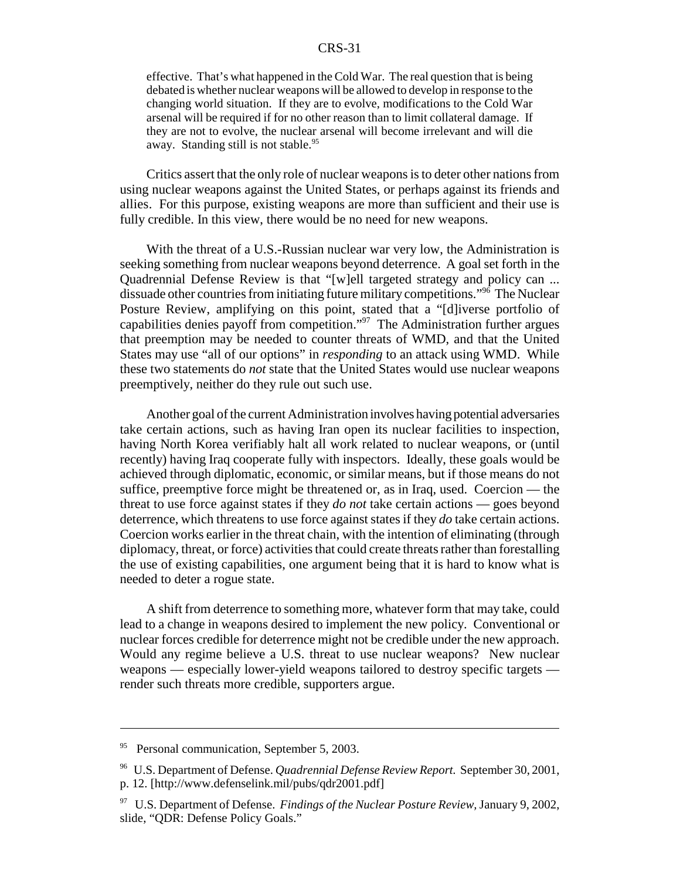> effective. That's what happened in the Cold War. The real question that is being debated is whether nuclear weapons will be allowed to develop in response to the changing world situation. If they are to evolve, modifications to the Cold War arsenal will be required if for no other reason than to limit collateral damage. If they are not to evolve, the nuclear arsenal will become irrelevant and will die away. Standing still is not stable.[95]

Critics assert that the only role of nuclear weapons is to deter other nations from using nuclear weapons against the United States, or perhaps against its friends and allies. For this purpose, existing weapons are more than sufficient and their use is fully credible. In this view, there would be no need for new weapons.

With the threat of a U.S.-Russian nuclear war very low, the Administration is seeking something from nuclear weapons beyond deterrence. A goal set forth in the Quadrennial Defense Review is that "[w]ell targeted strategy and policy can ... dissuade other countries from initiating future military competitions."[96] The Nuclear Posture Review, amplifying on this point, stated that a "[d]iverse portfolio of capabilities denies payoff from competition."[97] The Administration further argues that preemption may be needed to counter threats of WMD, and that the United States may use "all of our options" in *responding* to an attack using WMD. While these two statements do *not* state that the United States would use nuclear weapons preemptively, neither do they rule out such use.

Another goal of the current Administration involves having potential adversaries take certain actions, such as having Iran open its nuclear facilities to inspection, having North Korea verifiably halt all work related to nuclear weapons, or (until recently) having Iraq cooperate fully with inspectors. Ideally, these goals would be achieved through diplomatic, economic, or similar means, but if those means do not suffice, preemptive force might be threatened or, as in Iraq, used. Coercion — the threat to use force against states if they *do not* take certain actions — goes beyond deterrence, which threatens to use force against states if they *do* take certain actions. Coercion works earlier in the threat chain, with the intention of eliminating (through diplomacy, threat, or force) activities that could create threats rather than forestalling the use of existing capabilities, one argument being that it is hard to know what is needed to deter a rogue state.

A shift from deterrence to something more, whatever form that may take, could lead to a change in weapons desired to implement the new policy. Conventional or nuclear forces credible for deterrence might not be credible under the new approach. Would any regime believe a U.S. threat to use nuclear weapons? New nuclear weapons — especially lower-yield weapons tailored to destroy specific targets — render such threats more credible, supporters argue.

---

[95] Personal communication, September 5, 2003.

[96] U.S. Department of Defense. *Quadrennial Defense Review Report.* September 30, 2001, p. 12. [http://www.defenselink.mil/pubs/qdr2001.pdf]

[97] U.S. Department of Defense. *Findings of the Nuclear Posture Review,* January 9, 2002, slide, "QDR: Defense Policy Goals."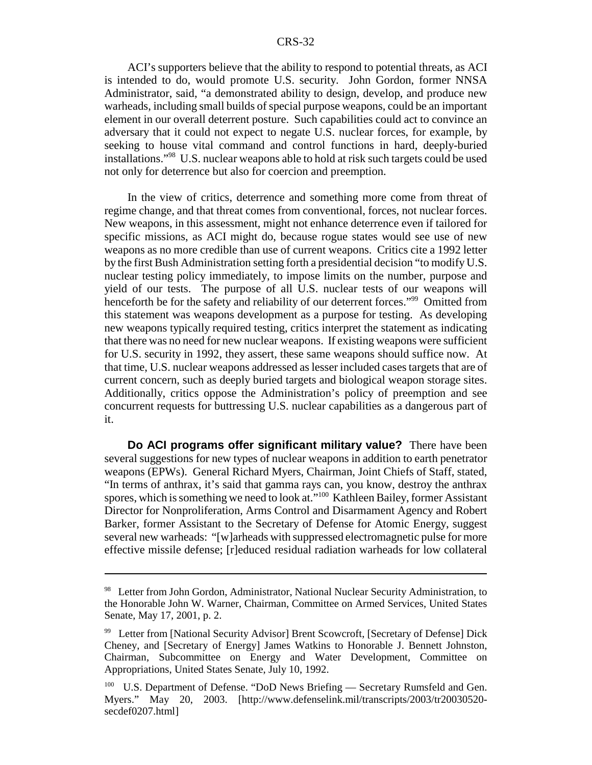ACI's supporters believe that the ability to respond to potential threats, as ACI is intended to do, would promote U.S. security. John Gordon, former NNSA Administrator, said, "a demonstrated ability to design, develop, and produce new warheads, including small builds of special purpose weapons, could be an important element in our overall deterrent posture. Such capabilities could act to convince an adversary that it could not expect to negate U.S. nuclear forces, for example, by seeking to house vital command and control functions in hard, deeply-buried installations."[98] U.S. nuclear weapons able to hold at risk such targets could be used not only for deterrence but also for coercion and preemption.

In the view of critics, deterrence and something more come from threat of regime change, and that threat comes from conventional, forces, not nuclear forces. New weapons, in this assessment, might not enhance deterrence even if tailored for specific missions, as ACI might do, because rogue states would see use of new weapons as no more credible than use of current weapons. Critics cite a 1992 letter by the first Bush Administration setting forth a presidential decision "to modify U.S. nuclear testing policy immediately, to impose limits on the number, purpose and yield of our tests. The purpose of all U.S. nuclear tests of our weapons will henceforth be for the safety and reliability of our deterrent forces."[99] Omitted from this statement was weapons development as a purpose for testing. As developing new weapons typically required testing, critics interpret the statement as indicating that there was no need for new nuclear weapons. If existing weapons were sufficient for U.S. security in 1992, they assert, these same weapons should suffice now. At that time, U.S. nuclear weapons addressed as lesser included cases targets that are of current concern, such as deeply buried targets and biological weapon storage sites. Additionally, critics oppose the Administration's policy of preemption and see concurrent requests for buttressing U.S. nuclear capabilities as a dangerous part of it.

**Do ACI programs offer significant military value?** There have been several suggestions for new types of nuclear weapons in addition to earth penetrator weapons (EPWs). General Richard Myers, Chairman, Joint Chiefs of Staff, stated, "In terms of anthrax, it's said that gamma rays can, you know, destroy the anthrax spores, which is something we need to look at."[100] Kathleen Bailey, former Assistant Director for Nonproliferation, Arms Control and Disarmament Agency and Robert Barker, former Assistant to the Secretary of Defense for Atomic Energy, suggest several new warheads: "[w]arheads with suppressed electromagnetic pulse for more effective missile defense; [r]educed residual radiation warheads for low collateral

---

[98] Letter from John Gordon, Administrator, National Nuclear Security Administration, to the Honorable John W. Warner, Chairman, Committee on Armed Services, United States Senate, May 17, 2001, p. 2.

[99] Letter from [National Security Advisor] Brent Scowcroft, [Secretary of Defense] Dick Cheney, and [Secretary of Energy] James Watkins to Honorable J. Bennett Johnston, Chairman, Subcommittee on Energy and Water Development, Committee on Appropriations, United States Senate, July 10, 1992.

[100] U.S. Department of Defense. "DoD News Briefing — Secretary Rumsfeld and Gen. Myers." May 20, 2003. [http://www.defenselink.mil/transcripts/2003/tr20030520-secdef0207.html]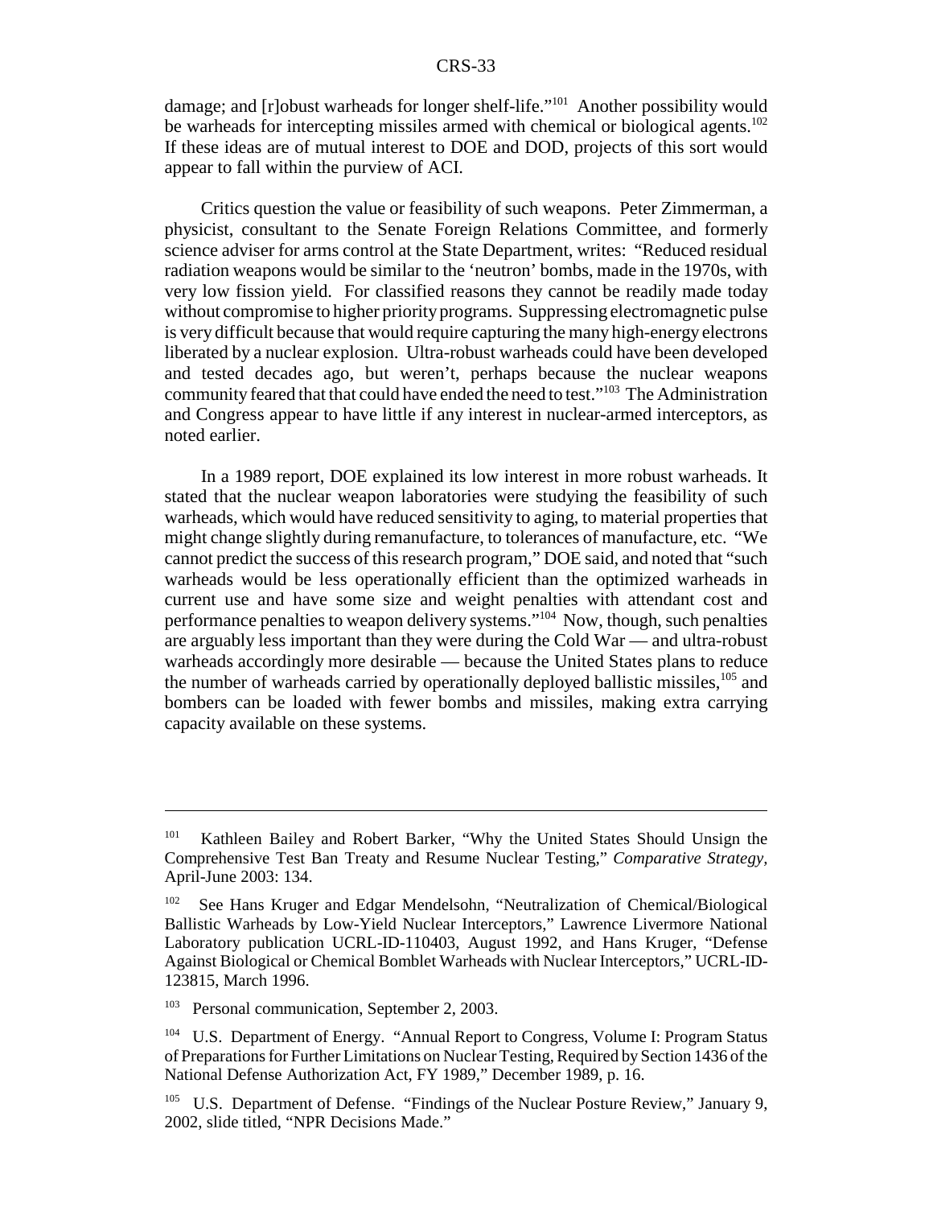damage; and [r]obust warheads for longer shelf-life."[101] Another possibility would be warheads for intercepting missiles armed with chemical or biological agents.[102] If these ideas are of mutual interest to DOE and DOD, projects of this sort would appear to fall within the purview of ACI.

Critics question the value or feasibility of such weapons. Peter Zimmerman, a physicist, consultant to the Senate Foreign Relations Committee, and formerly science adviser for arms control at the State Department, writes: "Reduced residual radiation weapons would be similar to the 'neutron' bombs, made in the 1970s, with very low fission yield. For classified reasons they cannot be readily made today without compromise to higher priority programs. Suppressing electromagnetic pulse is very difficult because that would require capturing the many high-energy electrons liberated by a nuclear explosion. Ultra-robust warheads could have been developed and tested decades ago, but weren't, perhaps because the nuclear weapons community feared that that could have ended the need to test."[103] The Administration and Congress appear to have little if any interest in nuclear-armed interceptors, as noted earlier.

In a 1989 report, DOE explained its low interest in more robust warheads. It stated that the nuclear weapon laboratories were studying the feasibility of such warheads, which would have reduced sensitivity to aging, to material properties that might change slightly during remanufacture, to tolerances of manufacture, etc. "We cannot predict the success of this research program," DOE said, and noted that "such warheads would be less operationally efficient than the optimized warheads in current use and have some size and weight penalties with attendant cost and performance penalties to weapon delivery systems."[104] Now, though, such penalties are arguably less important than they were during the Cold War — and ultra-robust warheads accordingly more desirable — because the United States plans to reduce the number of warheads carried by operationally deployed ballistic missiles,[105] and bombers can be loaded with fewer bombs and missiles, making extra carrying capacity available on these systems.

---

[101] Kathleen Bailey and Robert Barker, "Why the United States Should Unsign the Comprehensive Test Ban Treaty and Resume Nuclear Testing," *Comparative Strategy*, April-June 2003: 134.

[102] See Hans Kruger and Edgar Mendelsohn, "Neutralization of Chemical/Biological Ballistic Warheads by Low-Yield Nuclear Interceptors," Lawrence Livermore National Laboratory publication UCRL-ID-110403, August 1992, and Hans Kruger, "Defense Against Biological or Chemical Bomblet Warheads with Nuclear Interceptors," UCRL-ID-123815, March 1996.

[103] Personal communication, September 2, 2003.

[104] U.S. Department of Energy. "Annual Report to Congress, Volume I: Program Status of Preparations for Further Limitations on Nuclear Testing, Required by Section 1436 of the National Defense Authorization Act, FY 1989," December 1989, p. 16.

[105] U.S. Department of Defense. "Findings of the Nuclear Posture Review," January 9, 2002, slide titled, "NPR Decisions Made."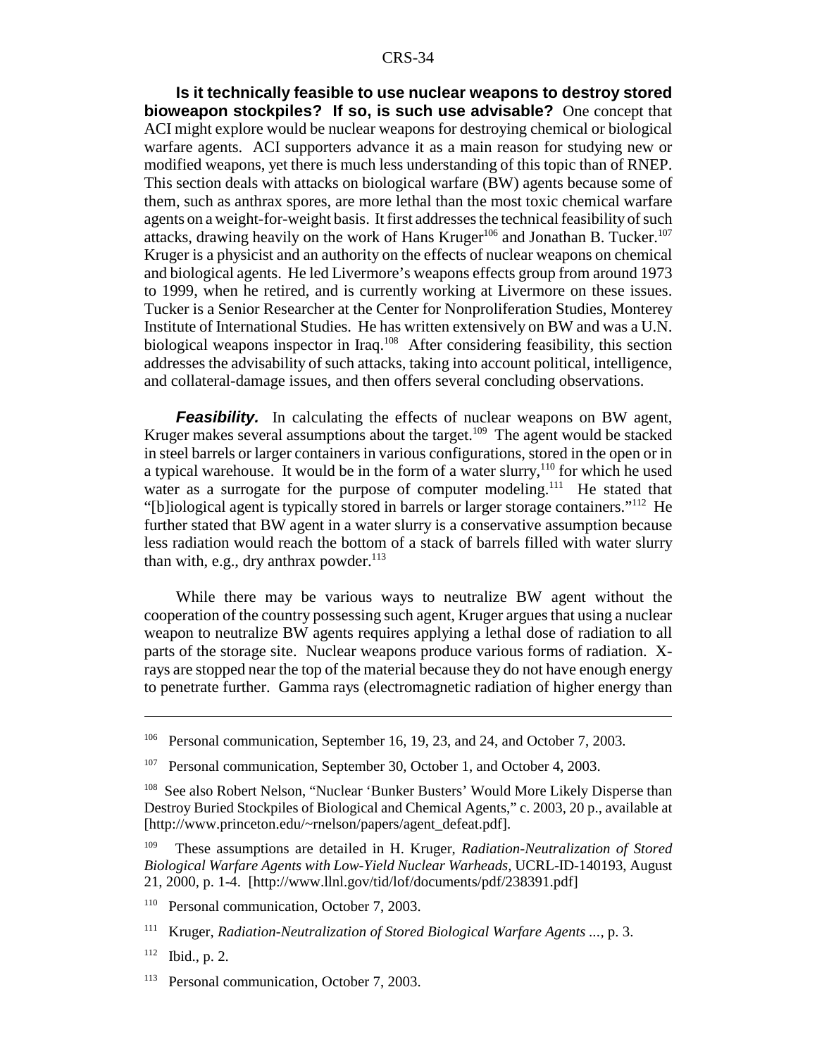**Is it technically feasible to use nuclear weapons to destroy stored bioweapon stockpiles? If so, is such use advisable?** One concept that ACI might explore would be nuclear weapons for destroying chemical or biological warfare agents. ACI supporters advance it as a main reason for studying new or modified weapons, yet there is much less understanding of this topic than of RNEP. This section deals with attacks on biological warfare (BW) agents because some of them, such as anthrax spores, are more lethal than the most toxic chemical warfare agents on a weight-for-weight basis. It first addresses the technical feasibility of such attacks, drawing heavily on the work of Hans Kruger[106] and Jonathan B. Tucker.[107] Kruger is a physicist and an authority on the effects of nuclear weapons on chemical and biological agents. He led Livermore's weapons effects group from around 1973 to 1999, when he retired, and is currently working at Livermore on these issues. Tucker is a Senior Researcher at the Center for Nonproliferation Studies, Monterey Institute of International Studies. He has written extensively on BW and was a U.N. biological weapons inspector in Iraq.[108] After considering feasibility, this section addresses the advisability of such attacks, taking into account political, intelligence, and collateral-damage issues, and then offers several concluding observations.

***Feasibility.*** In calculating the effects of nuclear weapons on BW agent, Kruger makes several assumptions about the target.[109] The agent would be stacked in steel barrels or larger containers in various configurations, stored in the open or in a typical warehouse. It would be in the form of a water slurry,[110] for which he used water as a surrogate for the purpose of computer modeling.[111] He stated that "[b]iological agent is typically stored in barrels or larger storage containers."[112] He further stated that BW agent in a water slurry is a conservative assumption because less radiation would reach the bottom of a stack of barrels filled with water slurry than with, e.g., dry anthrax powder.[113]

While there may be various ways to neutralize BW agent without the cooperation of the country possessing such agent, Kruger argues that using a nuclear weapon to neutralize BW agents requires applying a lethal dose of radiation to all parts of the storage site. Nuclear weapons produce various forms of radiation. X-rays are stopped near the top of the material because they do not have enough energy to penetrate further. Gamma rays (electromagnetic radiation of higher energy than

---

[106] Personal communication, September 16, 19, 23, and 24, and October 7, 2003.

[107] Personal communication, September 30, October 1, and October 4, 2003.

[108] See also Robert Nelson, "Nuclear 'Bunker Busters' Would More Likely Disperse than Destroy Buried Stockpiles of Biological and Chemical Agents," c. 2003, 20 p., available at [http://www.princeton.edu/~rnelson/papers/agent_defeat.pdf].

[109] These assumptions are detailed in H. Kruger, *Radiation-Neutralization of Stored Biological Warfare Agents with Low-Yield Nuclear Warheads,* UCRL-ID-140193, August 21, 2000, p. 1-4. [http://www.llnl.gov/tid/lof/documents/pdf/238391.pdf]

[110] Personal communication, October 7, 2003.

[111] Kruger, *Radiation-Neutralization of Stored Biological Warfare Agents ...,* p. 3.

[112] Ibid., p. 2.

[113] Personal communication, October 7, 2003.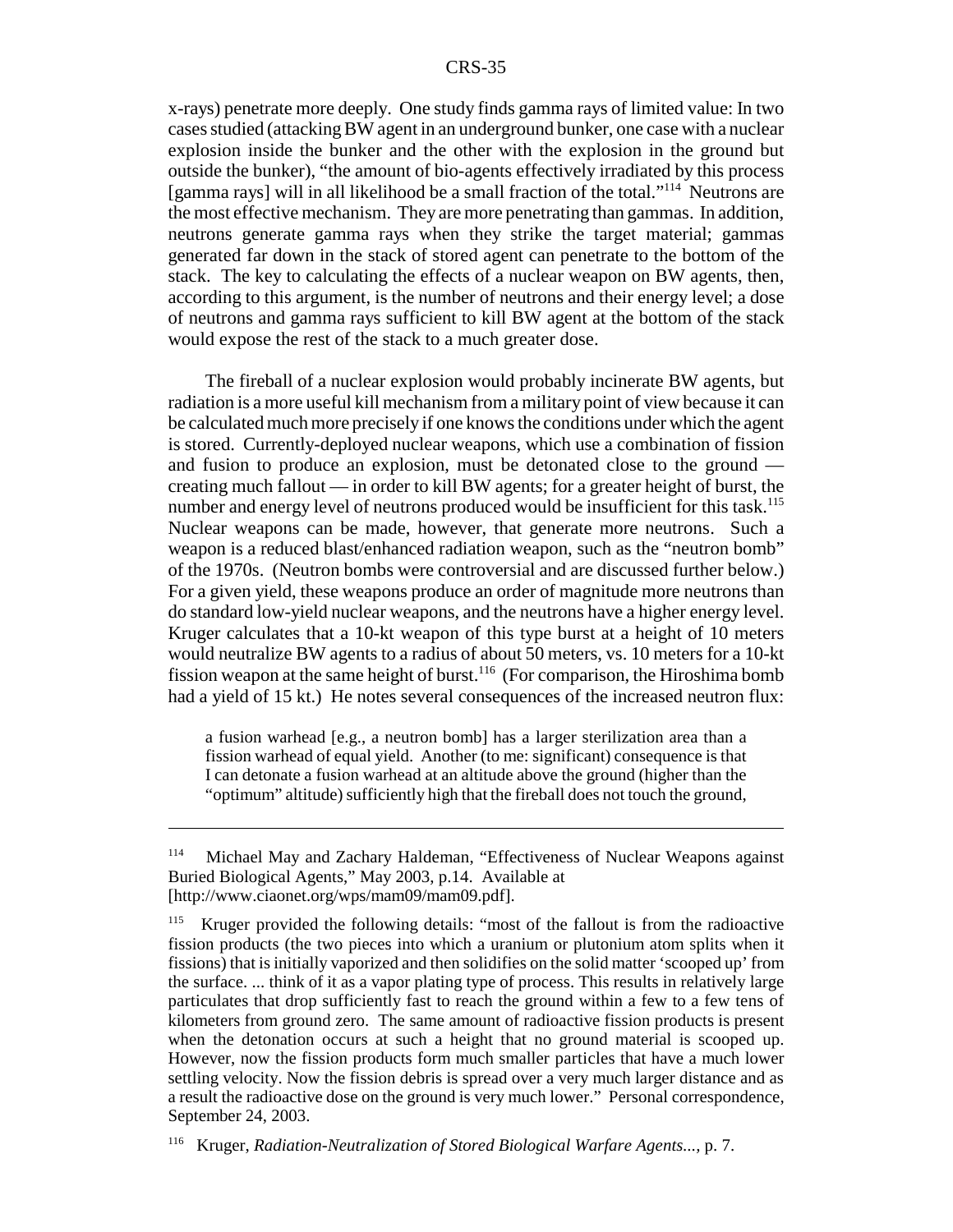x-rays) penetrate more deeply. One study finds gamma rays of limited value: In two cases studied (attacking BW agent in an underground bunker, one case with a nuclear explosion inside the bunker and the other with the explosion in the ground but outside the bunker), "the amount of bio-agents effectively irradiated by this process [gamma rays] will in all likelihood be a small fraction of the total."[114] Neutrons are the most effective mechanism. They are more penetrating than gammas. In addition, neutrons generate gamma rays when they strike the target material; gammas generated far down in the stack of stored agent can penetrate to the bottom of the stack. The key to calculating the effects of a nuclear weapon on BW agents, then, according to this argument, is the number of neutrons and their energy level; a dose of neutrons and gamma rays sufficient to kill BW agent at the bottom of the stack would expose the rest of the stack to a much greater dose.

The fireball of a nuclear explosion would probably incinerate BW agents, but radiation is a more useful kill mechanism from a military point of view because it can be calculated much more precisely if one knows the conditions under which the agent is stored. Currently-deployed nuclear weapons, which use a combination of fission and fusion to produce an explosion, must be detonated close to the ground — creating much fallout — in order to kill BW agents; for a greater height of burst, the number and energy level of neutrons produced would be insufficient for this task.[115] Nuclear weapons can be made, however, that generate more neutrons. Such a weapon is a reduced blast/enhanced radiation weapon, such as the "neutron bomb" of the 1970s. (Neutron bombs were controversial and are discussed further below.) For a given yield, these weapons produce an order of magnitude more neutrons than do standard low-yield nuclear weapons, and the neutrons have a higher energy level. Kruger calculates that a 10-kt weapon of this type burst at a height of 10 meters would neutralize BW agents to a radius of about 50 meters, vs. 10 meters for a 10-kt fission weapon at the same height of burst.[116] (For comparison, the Hiroshima bomb had a yield of 15 kt.) He notes several consequences of the increased neutron flux:

> a fusion warhead [e.g., a neutron bomb] has a larger sterilization area than a fission warhead of equal yield. Another (to me: significant) consequence is that I can detonate a fusion warhead at an altitude above the ground (higher than the "optimum" altitude) sufficiently high that the fireball does not touch the ground,

---

[114] Michael May and Zachary Haldeman, "Effectiveness of Nuclear Weapons against Buried Biological Agents," May 2003, p.14. Available at [http://www.ciaonet.org/wps/mam09/mam09.pdf].

[115] Kruger provided the following details: "most of the fallout is from the radioactive fission products (the two pieces into which a uranium or plutonium atom splits when it fissions) that is initially vaporized and then solidifies on the solid matter 'scooped up' from the surface. ... think of it as a vapor plating type of process. This results in relatively large particulates that drop sufficiently fast to reach the ground within a few to a few tens of kilometers from ground zero. The same amount of radioactive fission products is present when the detonation occurs at such a height that no ground material is scooped up. However, now the fission products form much smaller particles that have a much lower settling velocity. Now the fission debris is spread over a very much larger distance and as a result the radioactive dose on the ground is very much lower." Personal correspondence, September 24, 2003.

[116] Kruger, *Radiation-Neutralization of Stored Biological Warfare Agents...*, p. 7.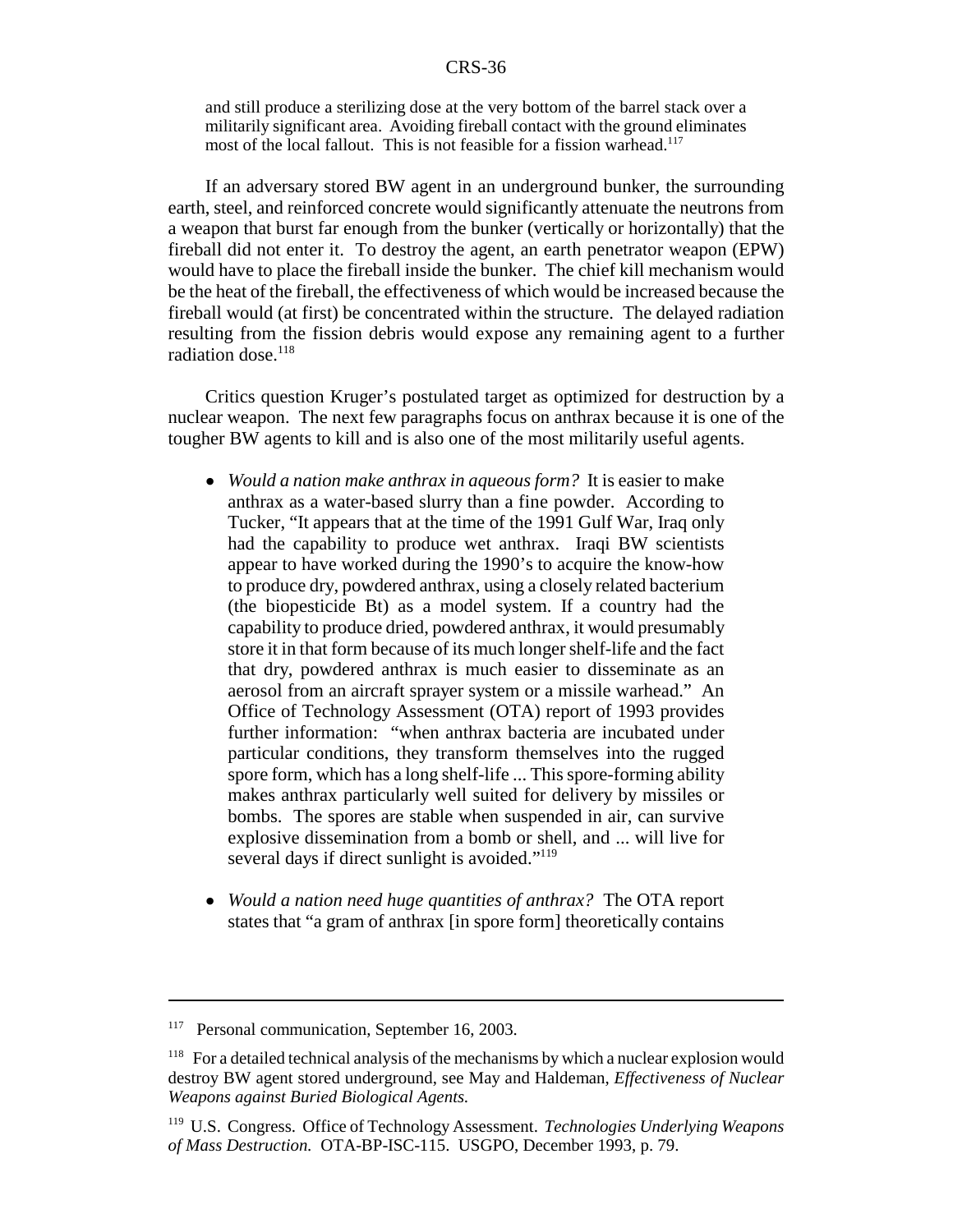and still produce a sterilizing dose at the very bottom of the barrel stack over a militarily significant area. Avoiding fireball contact with the ground eliminates most of the local fallout. This is not feasible for a fission warhead.[117]

If an adversary stored BW agent in an underground bunker, the surrounding earth, steel, and reinforced concrete would significantly attenuate the neutrons from a weapon that burst far enough from the bunker (vertically or horizontally) that the fireball did not enter it. To destroy the agent, an earth penetrator weapon (EPW) would have to place the fireball inside the bunker. The chief kill mechanism would be the heat of the fireball, the effectiveness of which would be increased because the fireball would (at first) be concentrated within the structure. The delayed radiation resulting from the fission debris would expose any remaining agent to a further radiation dose.[118]

Critics question Kruger's postulated target as optimized for destruction by a nuclear weapon. The next few paragraphs focus on anthrax because it is one of the tougher BW agents to kill and is also one of the most militarily useful agents.

- *Would a nation make anthrax in aqueous form?* It is easier to make anthrax as a water-based slurry than a fine powder. According to Tucker, "It appears that at the time of the 1991 Gulf War, Iraq only had the capability to produce wet anthrax. Iraqi BW scientists appear to have worked during the 1990's to acquire the know-how to produce dry, powdered anthrax, using a closely related bacterium (the biopesticide Bt) as a model system. If a country had the capability to produce dried, powdered anthrax, it would presumably store it in that form because of its much longer shelf-life and the fact that dry, powdered anthrax is much easier to disseminate as an aerosol from an aircraft sprayer system or a missile warhead." An Office of Technology Assessment (OTA) report of 1993 provides further information: "when anthrax bacteria are incubated under particular conditions, they transform themselves into the rugged spore form, which has a long shelf-life ... This spore-forming ability makes anthrax particularly well suited for delivery by missiles or bombs. The spores are stable when suspended in air, can survive explosive dissemination from a bomb or shell, and ... will live for several days if direct sunlight is avoided."[119]

- *Would a nation need huge quantities of anthrax?* The OTA report states that "a gram of anthrax [in spore form] theoretically contains

---

[117] Personal communication, September 16, 2003.

[118] For a detailed technical analysis of the mechanisms by which a nuclear explosion would destroy BW agent stored underground, see May and Haldeman, *Effectiveness of Nuclear Weapons against Buried Biological Agents.*

[119] U.S. Congress. Office of Technology Assessment. *Technologies Underlying Weapons of Mass Destruction.* OTA-BP-ISC-115. USGPO, December 1993, p. 79.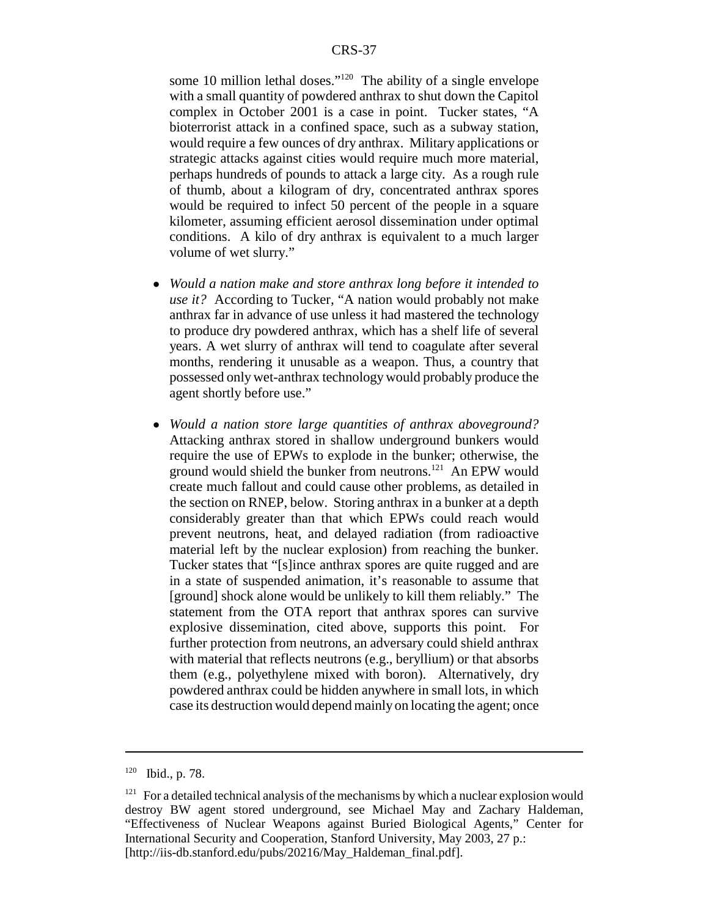some 10 million lethal doses."[120] The ability of a single envelope with a small quantity of powdered anthrax to shut down the Capitol complex in October 2001 is a case in point. Tucker states, "A bioterrorist attack in a confined space, such as a subway station, would require a few ounces of dry anthrax. Military applications or strategic attacks against cities would require much more material, perhaps hundreds of pounds to attack a large city. As a rough rule of thumb, about a kilogram of dry, concentrated anthrax spores would be required to infect 50 percent of the people in a square kilometer, assuming efficient aerosol dissemination under optimal conditions. A kilo of dry anthrax is equivalent to a much larger volume of wet slurry."

- *Would a nation make and store anthrax long before it intended to use it?* According to Tucker, "A nation would probably not make anthrax far in advance of use unless it had mastered the technology to produce dry powdered anthrax, which has a shelf life of several years. A wet slurry of anthrax will tend to coagulate after several months, rendering it unusable as a weapon. Thus, a country that possessed only wet-anthrax technology would probably produce the agent shortly before use."

- *Would a nation store large quantities of anthrax aboveground?* Attacking anthrax stored in shallow underground bunkers would require the use of EPWs to explode in the bunker; otherwise, the ground would shield the bunker from neutrons.[121] An EPW would create much fallout and could cause other problems, as detailed in the section on RNEP, below. Storing anthrax in a bunker at a depth considerably greater than that which EPWs could reach would prevent neutrons, heat, and delayed radiation (from radioactive material left by the nuclear explosion) from reaching the bunker. Tucker states that "[s]ince anthrax spores are quite rugged and are in a state of suspended animation, it's reasonable to assume that [ground] shock alone would be unlikely to kill them reliably." The statement from the OTA report that anthrax spores can survive explosive dissemination, cited above, supports this point. For further protection from neutrons, an adversary could shield anthrax with material that reflects neutrons (e.g., beryllium) or that absorbs them (e.g., polyethylene mixed with boron). Alternatively, dry powdered anthrax could be hidden anywhere in small lots, in which case its destruction would depend mainly on locating the agent; once

---

[120] Ibid., p. 78.

[121] For a detailed technical analysis of the mechanisms by which a nuclear explosion would destroy BW agent stored underground, see Michael May and Zachary Haldeman, "Effectiveness of Nuclear Weapons against Buried Biological Agents," Center for International Security and Cooperation, Stanford University, May 2003, 27 p.: [http://iis-db.stanford.edu/pubs/20216/May_Haldeman_final.pdf].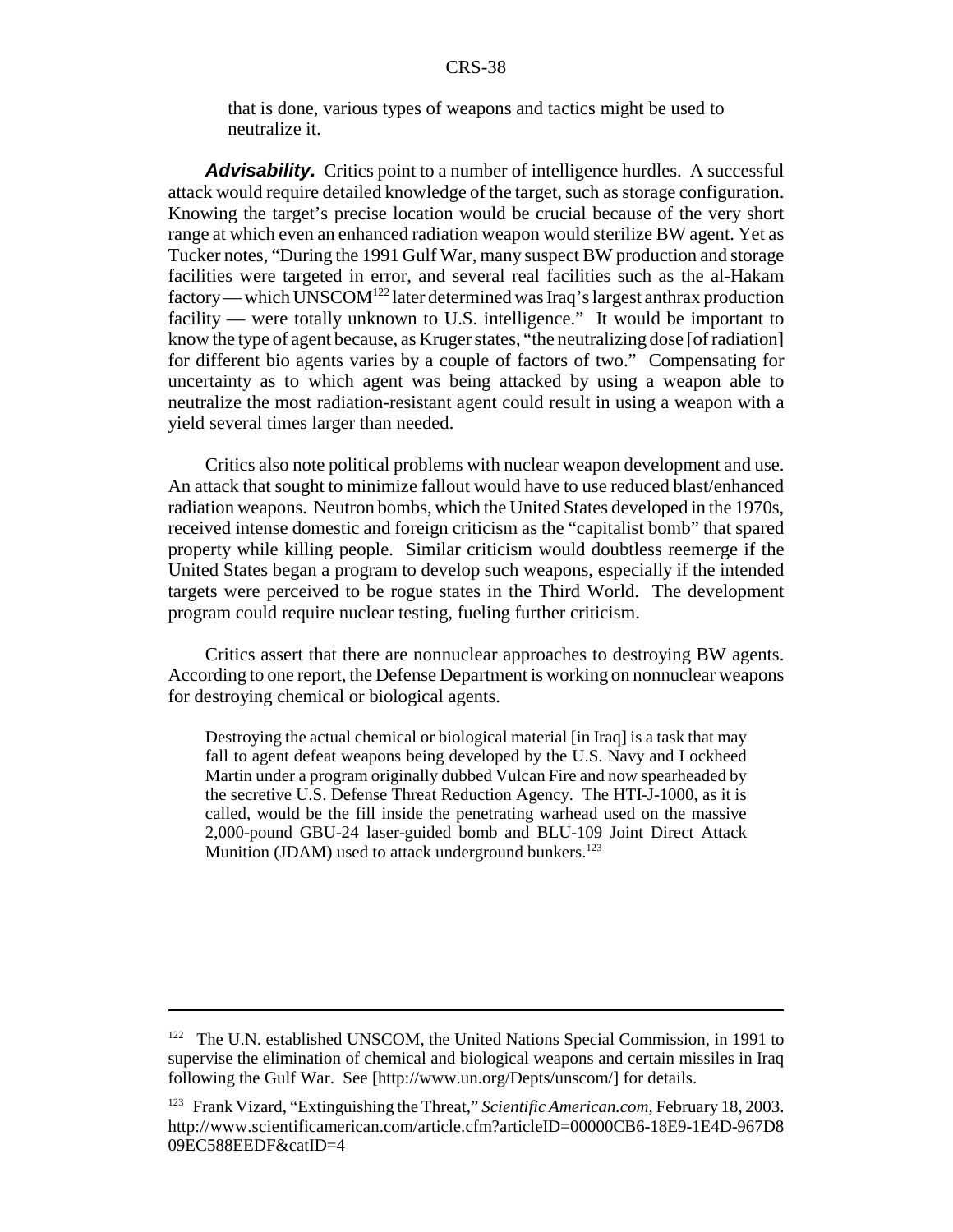that is done, various types of weapons and tactics might be used to neutralize it.

***Advisability.*** Critics point to a number of intelligence hurdles. A successful attack would require detailed knowledge of the target, such as storage configuration. Knowing the target's precise location would be crucial because of the very short range at which even an enhanced radiation weapon would sterilize BW agent. Yet as Tucker notes, "During the 1991 Gulf War, many suspect BW production and storage facilities were targeted in error, and several real facilities such as the al-Hakam factory — which UNSCOM[122] later determined was Iraq's largest anthrax production facility — were totally unknown to U.S. intelligence." It would be important to know the type of agent because, as Kruger states, "the neutralizing dose [of radiation] for different bio agents varies by a couple of factors of two." Compensating for uncertainty as to which agent was being attacked by using a weapon able to neutralize the most radiation-resistant agent could result in using a weapon with a yield several times larger than needed.

Critics also note political problems with nuclear weapon development and use. An attack that sought to minimize fallout would have to use reduced blast/enhanced radiation weapons. Neutron bombs, which the United States developed in the 1970s, received intense domestic and foreign criticism as the "capitalist bomb" that spared property while killing people. Similar criticism would doubtless reemerge if the United States began a program to develop such weapons, especially if the intended targets were perceived to be rogue states in the Third World. The development program could require nuclear testing, fueling further criticism.

Critics assert that there are nonnuclear approaches to destroying BW agents. According to one report, the Defense Department is working on nonnuclear weapons for destroying chemical or biological agents.

> Destroying the actual chemical or biological material [in Iraq] is a task that may fall to agent defeat weapons being developed by the U.S. Navy and Lockheed Martin under a program originally dubbed Vulcan Fire and now spearheaded by the secretive U.S. Defense Threat Reduction Agency. The HTI-J-1000, as it is called, would be the fill inside the penetrating warhead used on the massive 2,000-pound GBU-24 laser-guided bomb and BLU-109 Joint Direct Attack Munition (JDAM) used to attack underground bunkers.[123]

---

[122] The U.N. established UNSCOM, the United Nations Special Commission, in 1991 to supervise the elimination of chemical and biological weapons and certain missiles in Iraq following the Gulf War. See [http://www.un.org/Depts/unscom/] for details.

[123] Frank Vizard, "Extinguishing the Threat," *Scientific American.com*, February 18, 2003. http://www.scientificamerican.com/article.cfm?articleID=00000CB6-18E9-1E4D-967D809EC588EEDF&catID=4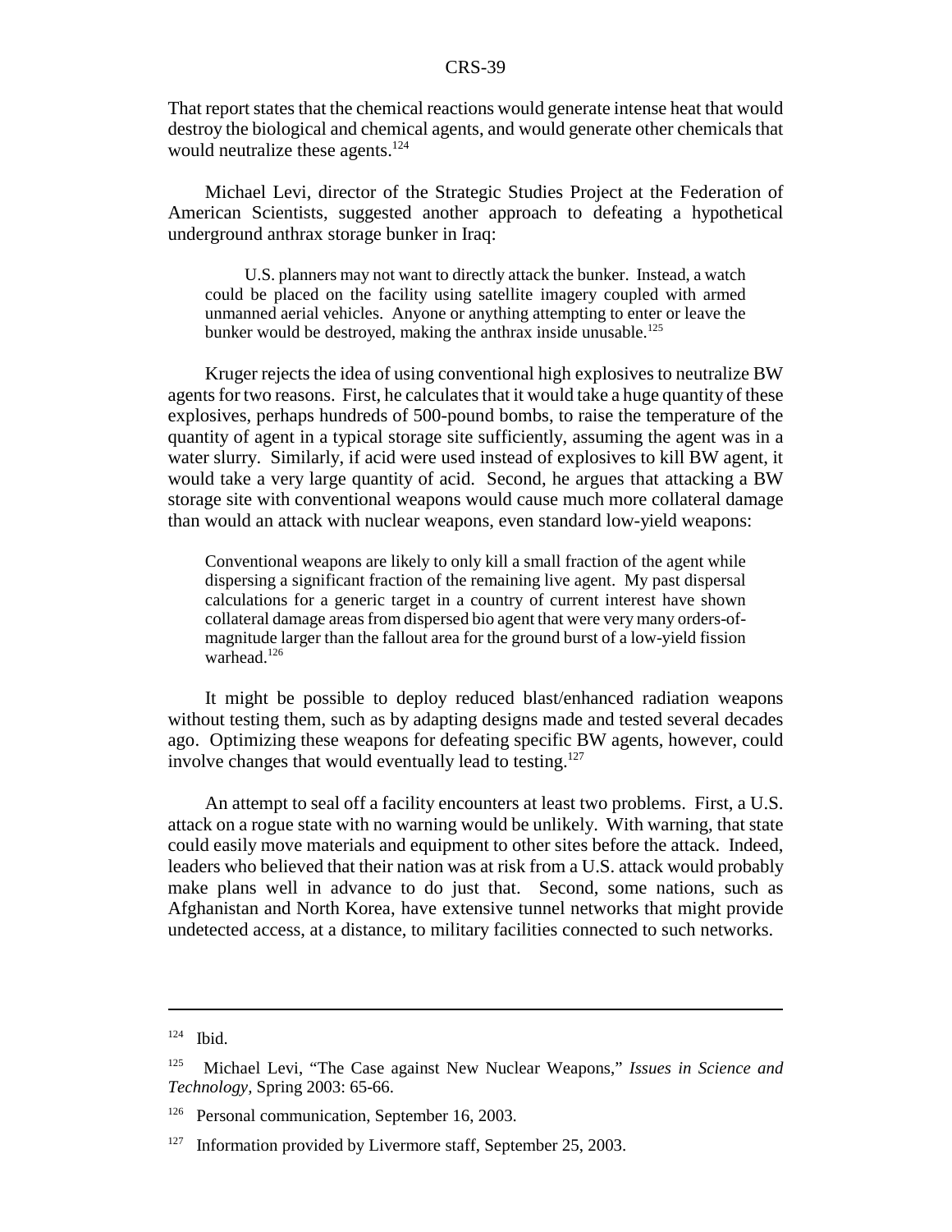That report states that the chemical reactions would generate intense heat that would destroy the biological and chemical agents, and would generate other chemicals that would neutralize these agents.[124]

Michael Levi, director of the Strategic Studies Project at the Federation of American Scientists, suggested another approach to defeating a hypothetical underground anthrax storage bunker in Iraq:

> U.S. planners may not want to directly attack the bunker. Instead, a watch could be placed on the facility using satellite imagery coupled with armed unmanned aerial vehicles. Anyone or anything attempting to enter or leave the bunker would be destroyed, making the anthrax inside unusable.[125]

Kruger rejects the idea of using conventional high explosives to neutralize BW agents for two reasons. First, he calculates that it would take a huge quantity of these explosives, perhaps hundreds of 500-pound bombs, to raise the temperature of the quantity of agent in a typical storage site sufficiently, assuming the agent was in a water slurry. Similarly, if acid were used instead of explosives to kill BW agent, it would take a very large quantity of acid. Second, he argues that attacking a BW storage site with conventional weapons would cause much more collateral damage than would an attack with nuclear weapons, even standard low-yield weapons:

> Conventional weapons are likely to only kill a small fraction of the agent while dispersing a significant fraction of the remaining live agent. My past dispersal calculations for a generic target in a country of current interest have shown collateral damage areas from dispersed bio agent that were very many orders-of-magnitude larger than the fallout area for the ground burst of a low-yield fission warhead.[126]

It might be possible to deploy reduced blast/enhanced radiation weapons without testing them, such as by adapting designs made and tested several decades ago. Optimizing these weapons for defeating specific BW agents, however, could involve changes that would eventually lead to testing.[127]

An attempt to seal off a facility encounters at least two problems. First, a U.S. attack on a rogue state with no warning would be unlikely. With warning, that state could easily move materials and equipment to other sites before the attack. Indeed, leaders who believed that their nation was at risk from a U.S. attack would probably make plans well in advance to do just that. Second, some nations, such as Afghanistan and North Korea, have extensive tunnel networks that might provide undetected access, at a distance, to military facilities connected to such networks.

---

[124] Ibid.

[125] Michael Levi, "The Case against New Nuclear Weapons," *Issues in Science and Technology*, Spring 2003: 65-66.

[126] Personal communication, September 16, 2003.

[127] Information provided by Livermore staff, September 25, 2003.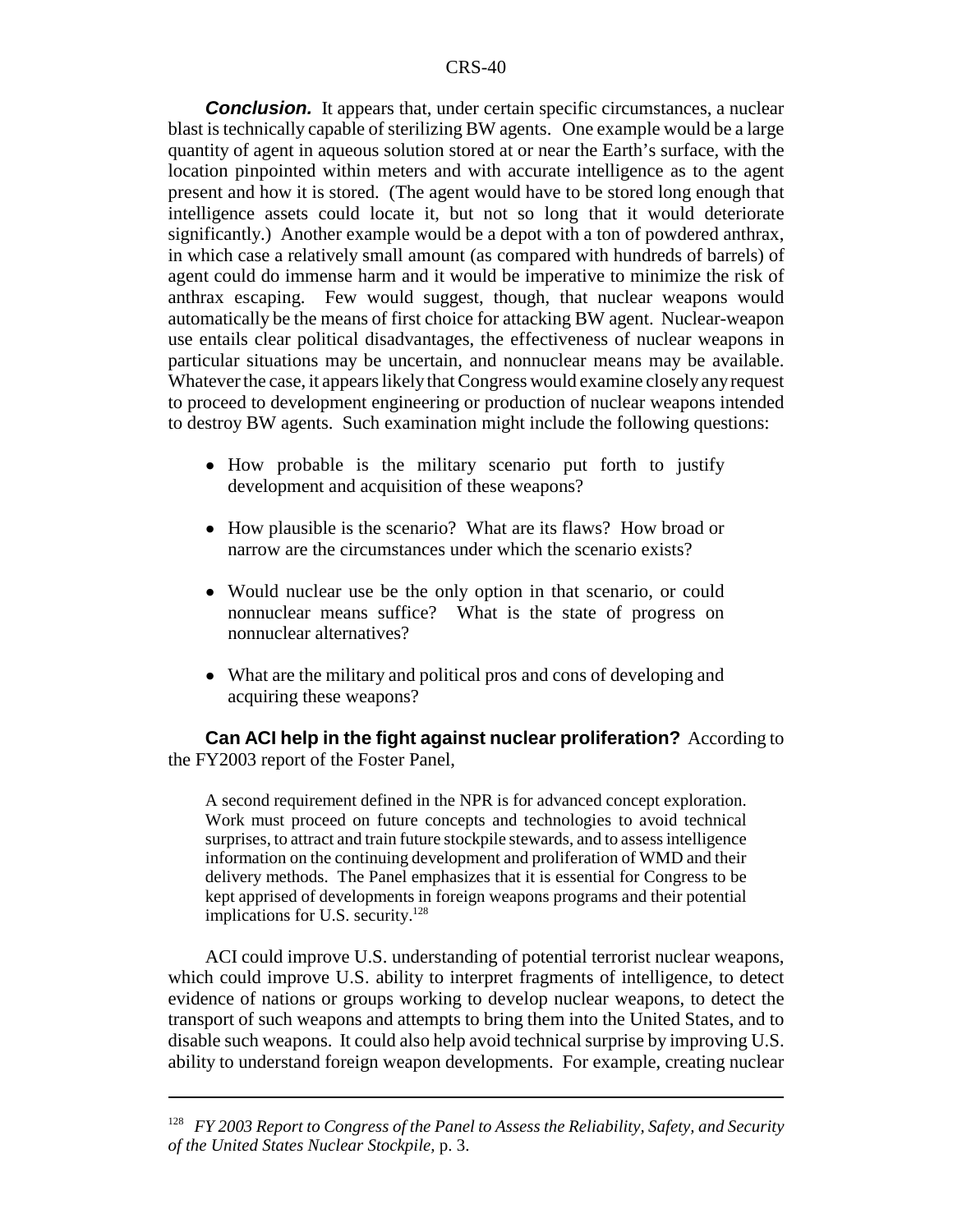***Conclusion.*** It appears that, under certain specific circumstances, a nuclear blast is technically capable of sterilizing BW agents. One example would be a large quantity of agent in aqueous solution stored at or near the Earth's surface, with the location pinpointed within meters and with accurate intelligence as to the agent present and how it is stored. (The agent would have to be stored long enough that intelligence assets could locate it, but not so long that it would deteriorate significantly.) Another example would be a depot with a ton of powdered anthrax, in which case a relatively small amount (as compared with hundreds of barrels) of agent could do immense harm and it would be imperative to minimize the risk of anthrax escaping. Few would suggest, though, that nuclear weapons would automatically be the means of first choice for attacking BW agent. Nuclear-weapon use entails clear political disadvantages, the effectiveness of nuclear weapons in particular situations may be uncertain, and nonnuclear means may be available. Whatever the case, it appears likely that Congress would examine closely any request to proceed to development engineering or production of nuclear weapons intended to destroy BW agents. Such examination might include the following questions:

- How probable is the military scenario put forth to justify development and acquisition of these weapons?
- How plausible is the scenario? What are its flaws? How broad or narrow are the circumstances under which the scenario exists?
- Would nuclear use be the only option in that scenario, or could nonnuclear means suffice? What is the state of progress on nonnuclear alternatives?
- What are the military and political pros and cons of developing and acquiring these weapons?

**Can ACI help in the fight against nuclear proliferation?** According to the FY2003 report of the Foster Panel,

> A second requirement defined in the NPR is for advanced concept exploration. Work must proceed on future concepts and technologies to avoid technical surprises, to attract and train future stockpile stewards, and to assess intelligence information on the continuing development and proliferation of WMD and their delivery methods. The Panel emphasizes that it is essential for Congress to be kept apprised of developments in foreign weapons programs and their potential implications for U.S. security.[128]

ACI could improve U.S. understanding of potential terrorist nuclear weapons, which could improve U.S. ability to interpret fragments of intelligence, to detect evidence of nations or groups working to develop nuclear weapons, to detect the transport of such weapons and attempts to bring them into the United States, and to disable such weapons. It could also help avoid technical surprise by improving U.S. ability to understand foreign weapon developments. For example, creating nuclear

---

[128] *FY 2003 Report to Congress of the Panel to Assess the Reliability, Safety, and Security of the United States Nuclear Stockpile,* p. 3.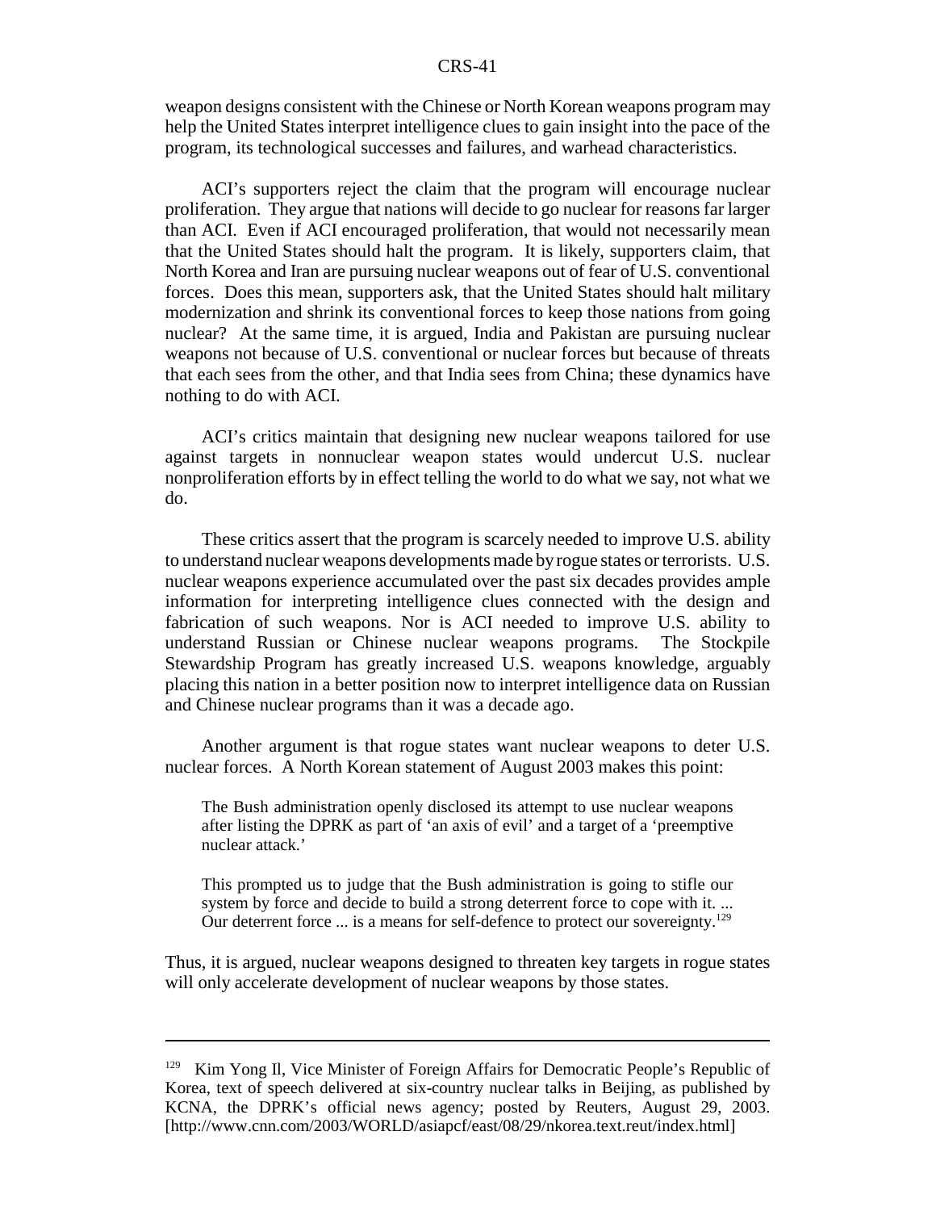weapon designs consistent with the Chinese or North Korean weapons program may help the United States interpret intelligence clues to gain insight into the pace of the program, its technological successes and failures, and warhead characteristics.

ACI's supporters reject the claim that the program will encourage nuclear proliferation. They argue that nations will decide to go nuclear for reasons far larger than ACI. Even if ACI encouraged proliferation, that would not necessarily mean that the United States should halt the program. It is likely, supporters claim, that North Korea and Iran are pursuing nuclear weapons out of fear of U.S. conventional forces. Does this mean, supporters ask, that the United States should halt military modernization and shrink its conventional forces to keep those nations from going nuclear? At the same time, it is argued, India and Pakistan are pursuing nuclear weapons not because of U.S. conventional or nuclear forces but because of threats that each sees from the other, and that India sees from China; these dynamics have nothing to do with ACI.

ACI's critics maintain that designing new nuclear weapons tailored for use against targets in nonnuclear weapon states would undercut U.S. nuclear nonproliferation efforts by in effect telling the world to do what we say, not what we do.

These critics assert that the program is scarcely needed to improve U.S. ability to understand nuclear weapons developments made by rogue states or terrorists. U.S. nuclear weapons experience accumulated over the past six decades provides ample information for interpreting intelligence clues connected with the design and fabrication of such weapons. Nor is ACI needed to improve U.S. ability to understand Russian or Chinese nuclear weapons programs. The Stockpile Stewardship Program has greatly increased U.S. weapons knowledge, arguably placing this nation in a better position now to interpret intelligence data on Russian and Chinese nuclear programs than it was a decade ago.

Another argument is that rogue states want nuclear weapons to deter U.S. nuclear forces. A North Korean statement of August 2003 makes this point:

> The Bush administration openly disclosed its attempt to use nuclear weapons after listing the DPRK as part of 'an axis of evil' and a target of a 'preemptive nuclear attack.'
>
> This prompted us to judge that the Bush administration is going to stifle our system by force and decide to build a strong deterrent force to cope with it. ... Our deterrent force ... is a means for self-defence to protect our sovereignty.[129]

Thus, it is argued, nuclear weapons designed to threaten key targets in rogue states will only accelerate development of nuclear weapons by those states.

---

[129] Kim Yong Il, Vice Minister of Foreign Affairs for Democratic People's Republic of Korea, text of speech delivered at six-country nuclear talks in Beijing, as published by KCNA, the DPRK's official news agency; posted by Reuters, August 29, 2003. [http://www.cnn.com/2003/WORLD/asiapcf/east/08/29/nkorea.text.reut/index.html]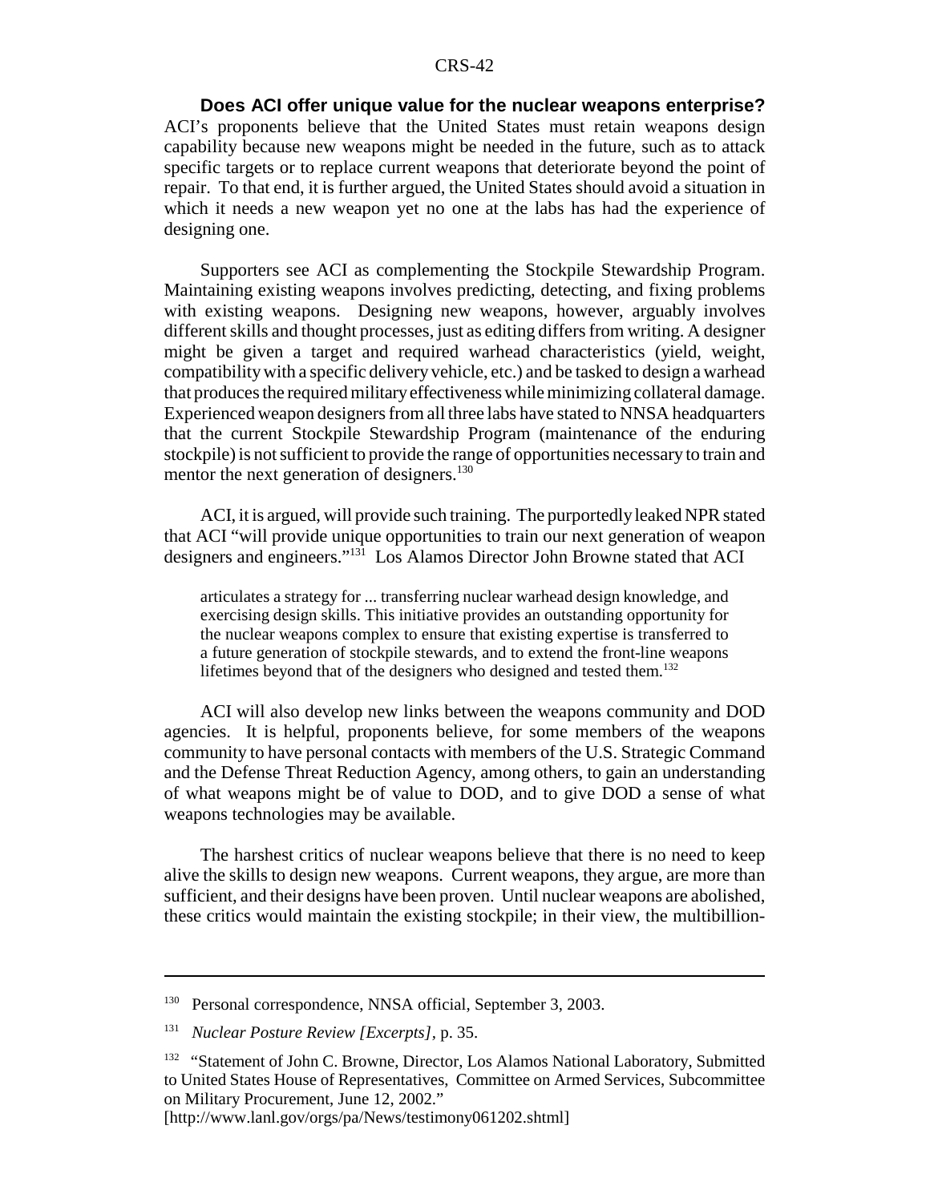**Does ACI offer unique value for the nuclear weapons enterprise?** ACI's proponents believe that the United States must retain weapons design capability because new weapons might be needed in the future, such as to attack specific targets or to replace current weapons that deteriorate beyond the point of repair. To that end, it is further argued, the United States should avoid a situation in which it needs a new weapon yet no one at the labs has had the experience of designing one.

Supporters see ACI as complementing the Stockpile Stewardship Program. Maintaining existing weapons involves predicting, detecting, and fixing problems with existing weapons. Designing new weapons, however, arguably involves different skills and thought processes, just as editing differs from writing. A designer might be given a target and required warhead characteristics (yield, weight, compatibility with a specific delivery vehicle, etc.) and be tasked to design a warhead that produces the required military effectiveness while minimizing collateral damage. Experienced weapon designers from all three labs have stated to NNSA headquarters that the current Stockpile Stewardship Program (maintenance of the enduring stockpile) is not sufficient to provide the range of opportunities necessary to train and mentor the next generation of designers.[130]

ACI, it is argued, will provide such training. The purportedly leaked NPR stated that ACI "will provide unique opportunities to train our next generation of weapon designers and engineers."[131] Los Alamos Director John Browne stated that ACI

> articulates a strategy for ... transferring nuclear warhead design knowledge, and exercising design skills. This initiative provides an outstanding opportunity for the nuclear weapons complex to ensure that existing expertise is transferred to a future generation of stockpile stewards, and to extend the front-line weapons lifetimes beyond that of the designers who designed and tested them.[132]

ACI will also develop new links between the weapons community and DOD agencies. It is helpful, proponents believe, for some members of the weapons community to have personal contacts with members of the U.S. Strategic Command and the Defense Threat Reduction Agency, among others, to gain an understanding of what weapons might be of value to DOD, and to give DOD a sense of what weapons technologies may be available.

The harshest critics of nuclear weapons believe that there is no need to keep alive the skills to design new weapons. Current weapons, they argue, are more than sufficient, and their designs have been proven. Until nuclear weapons are abolished, these critics would maintain the existing stockpile; in their view, the multibillion-

---

[130] Personal correspondence, NNSA official, September 3, 2003.

[131] *Nuclear Posture Review [Excerpts],* p. 35.

[132] "Statement of John C. Browne, Director, Los Alamos National Laboratory, Submitted to United States House of Representatives, Committee on Armed Services, Subcommittee on Military Procurement, June 12, 2002." [http://www.lanl.gov/orgs/pa/News/testimony061202.shtml]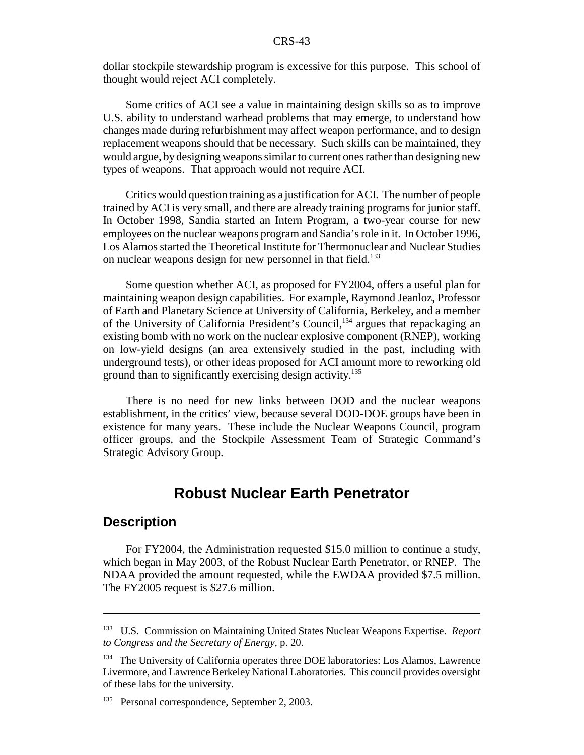dollar stockpile stewardship program is excessive for this purpose. This school of thought would reject ACI completely.

Some critics of ACI see a value in maintaining design skills so as to improve U.S. ability to understand warhead problems that may emerge, to understand how changes made during refurbishment may affect weapon performance, and to design replacement weapons should that be necessary. Such skills can be maintained, they would argue, by designing weapons similar to current ones rather than designing new types of weapons. That approach would not require ACI.

Critics would question training as a justification for ACI. The number of people trained by ACI is very small, and there are already training programs for junior staff. In October 1998, Sandia started an Intern Program, a two-year course for new employees on the nuclear weapons program and Sandia's role in it. In October 1996, Los Alamos started the Theoretical Institute for Thermonuclear and Nuclear Studies on nuclear weapons design for new personnel in that field.[133]

Some question whether ACI, as proposed for FY2004, offers a useful plan for maintaining weapon design capabilities. For example, Raymond Jeanloz, Professor of Earth and Planetary Science at University of California, Berkeley, and a member of the University of California President's Council,[134] argues that repackaging an existing bomb with no work on the nuclear explosive component (RNEP), working on low-yield designs (an area extensively studied in the past, including with underground tests), or other ideas proposed for ACI amount more to reworking old ground than to significantly exercising design activity.[135]

There is no need for new links between DOD and the nuclear weapons establishment, in the critics' view, because several DOD-DOE groups have been in existence for many years. These include the Nuclear Weapons Council, program officer groups, and the Stockpile Assessment Team of Strategic Command's Strategic Advisory Group.

# Robust Nuclear Earth Penetrator

## Description

For FY2004, the Administration requested \$15.0 million to continue a study, which began in May 2003, of the Robust Nuclear Earth Penetrator, or RNEP. The NDAA provided the amount requested, while the EWDAA provided \$7.5 million. The FY2005 request is \$27.6 million.

---

[133] U.S. Commission on Maintaining United States Nuclear Weapons Expertise. *Report to Congress and the Secretary of Energy*, p. 20.

[134] The University of California operates three DOE laboratories: Los Alamos, Lawrence Livermore, and Lawrence Berkeley National Laboratories. This council provides oversight of these labs for the university.

[135] Personal correspondence, September 2, 2003.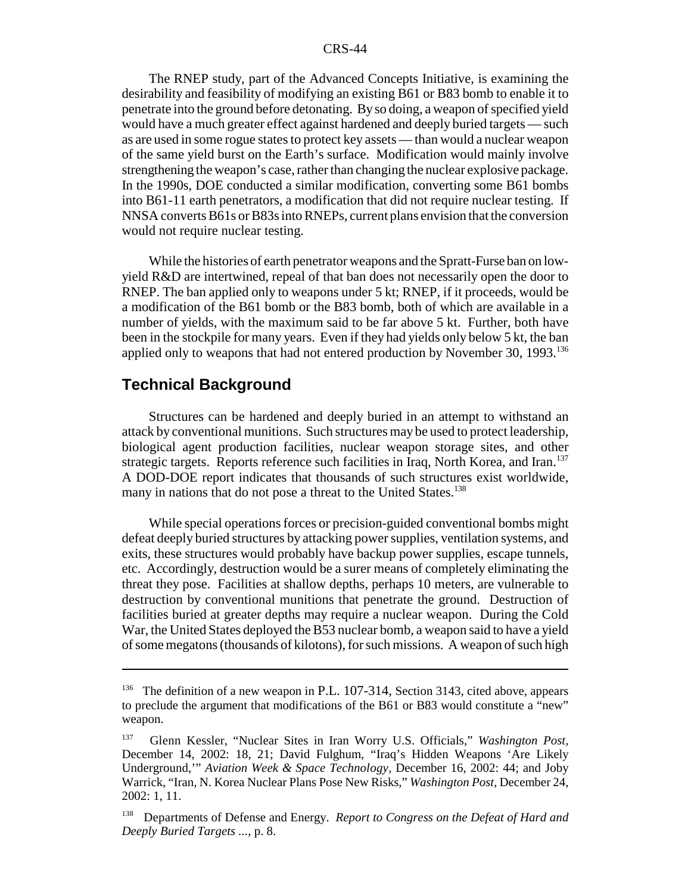The RNEP study, part of the Advanced Concepts Initiative, is examining the desirability and feasibility of modifying an existing B61 or B83 bomb to enable it to penetrate into the ground before detonating. By so doing, a weapon of specified yield would have a much greater effect against hardened and deeply buried targets — such as are used in some rogue states to protect key assets — than would a nuclear weapon of the same yield burst on the Earth's surface. Modification would mainly involve strengthening the weapon's case, rather than changing the nuclear explosive package. In the 1990s, DOE conducted a similar modification, converting some B61 bombs into B61-11 earth penetrators, a modification that did not require nuclear testing. If NNSA converts B61s or B83s into RNEPs, current plans envision that the conversion would not require nuclear testing.

While the histories of earth penetrator weapons and the Spratt-Furse ban on low-yield R&D are intertwined, repeal of that ban does not necessarily open the door to RNEP. The ban applied only to weapons under 5 kt; RNEP, if it proceeds, would be a modification of the B61 bomb or the B83 bomb, both of which are available in a number of yields, with the maximum said to be far above 5 kt. Further, both have been in the stockpile for many years. Even if they had yields only below 5 kt, the ban applied only to weapons that had not entered production by November 30, 1993.[136]

## Technical Background

Structures can be hardened and deeply buried in an attempt to withstand an attack by conventional munitions. Such structures may be used to protect leadership, biological agent production facilities, nuclear weapon storage sites, and other strategic targets. Reports reference such facilities in Iraq, North Korea, and Iran.[137] A DOD-DOE report indicates that thousands of such structures exist worldwide, many in nations that do not pose a threat to the United States.[138]

While special operations forces or precision-guided conventional bombs might defeat deeply buried structures by attacking power supplies, ventilation systems, and exits, these structures would probably have backup power supplies, escape tunnels, etc. Accordingly, destruction would be a surer means of completely eliminating the threat they pose. Facilities at shallow depths, perhaps 10 meters, are vulnerable to destruction by conventional munitions that penetrate the ground. Destruction of facilities buried at greater depths may require a nuclear weapon. During the Cold War, the United States deployed the B53 nuclear bomb, a weapon said to have a yield of some megatons (thousands of kilotons), for such missions. A weapon of such high

---

[136] The definition of a new weapon in P.L. 107-314, Section 3143, cited above, appears to preclude the argument that modifications of the B61 or B83 would constitute a "new" weapon.

[137] Glenn Kessler, "Nuclear Sites in Iran Worry U.S. Officials," *Washington Post,* December 14, 2002: 18, 21; David Fulghum, "Iraq's Hidden Weapons 'Are Likely Underground,'" *Aviation Week & Space Technology,* December 16, 2002: 44; and Joby Warrick, "Iran, N. Korea Nuclear Plans Pose New Risks," *Washington Post,* December 24, 2002: 1, 11.

[138] Departments of Defense and Energy. *Report to Congress on the Defeat of Hard and Deeply Buried Targets ...*, p. 8.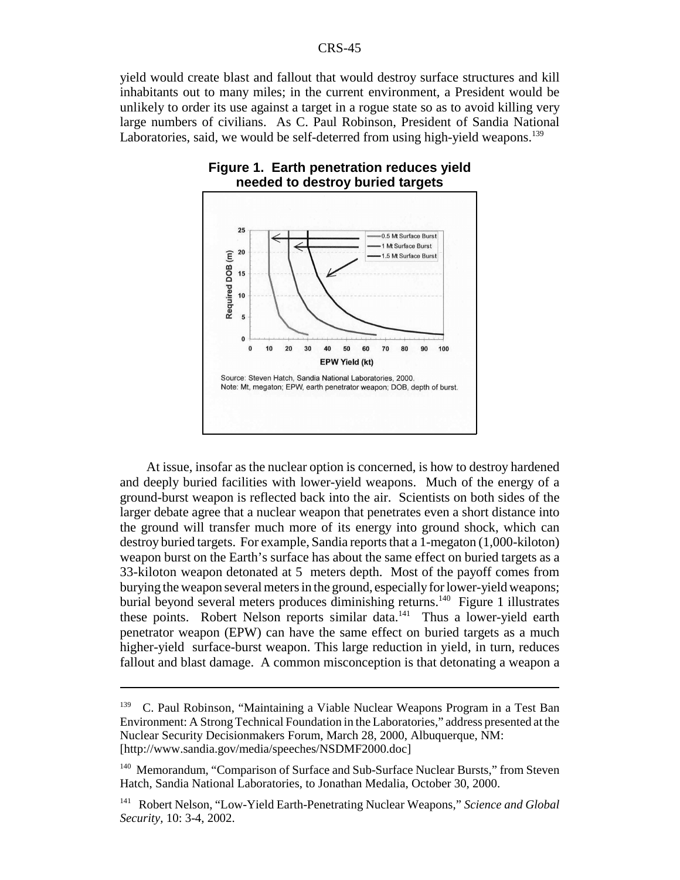yield would create blast and fallout that would destroy surface structures and kill inhabitants out to many miles; in the current environment, a President would be unlikely to order its use against a target in a rogue state so as to avoid killing very large numbers of civilians. As C. Paul Robinson, President of Sandia National Laboratories, said, we would be self-deterred from using high-yield weapons.[139]

**Figure 1. Earth penetration reduces yield needed to destroy buried targets**

Source: Steven Hatch, Sandia National Laboratories, 2000.
Note: Mt, megaton; EPW, earth penetrator weapon; DOB, depth of burst.

At issue, insofar as the nuclear option is concerned, is how to destroy hardened and deeply buried facilities with lower-yield weapons. Much of the energy of a ground-burst weapon is reflected back into the air. Scientists on both sides of the larger debate agree that a nuclear weapon that penetrates even a short distance into the ground will transfer much more of its energy into ground shock, which can destroy buried targets. For example, Sandia reports that a 1-megaton (1,000-kiloton) weapon burst on the Earth's surface has about the same effect on buried targets as a 33-kiloton weapon detonated at 5 meters depth. Most of the payoff comes from burying the weapon several meters in the ground, especially for lower-yield weapons; burial beyond several meters produces diminishing returns.[140] Figure 1 illustrates these points. Robert Nelson reports similar data.[141] Thus a lower-yield earth penetrator weapon (EPW) can have the same effect on buried targets as a much higher-yield surface-burst weapon. This large reduction in yield, in turn, reduces fallout and blast damage. A common misconception is that detonating a weapon a

---

[139] C. Paul Robinson, "Maintaining a Viable Nuclear Weapons Program in a Test Ban Environment: A Strong Technical Foundation in the Laboratories," address presented at the Nuclear Security Decisionmakers Forum, March 28, 2000, Albuquerque, NM: [http://www.sandia.gov/media/speeches/NSDMF2000.doc]

[140] Memorandum, "Comparison of Surface and Sub-Surface Nuclear Bursts," from Steven Hatch, Sandia National Laboratories, to Jonathan Medalia, October 30, 2000.

[141] Robert Nelson, "Low-Yield Earth-Penetrating Nuclear Weapons," *Science and Global Security*, 10: 3-4, 2002.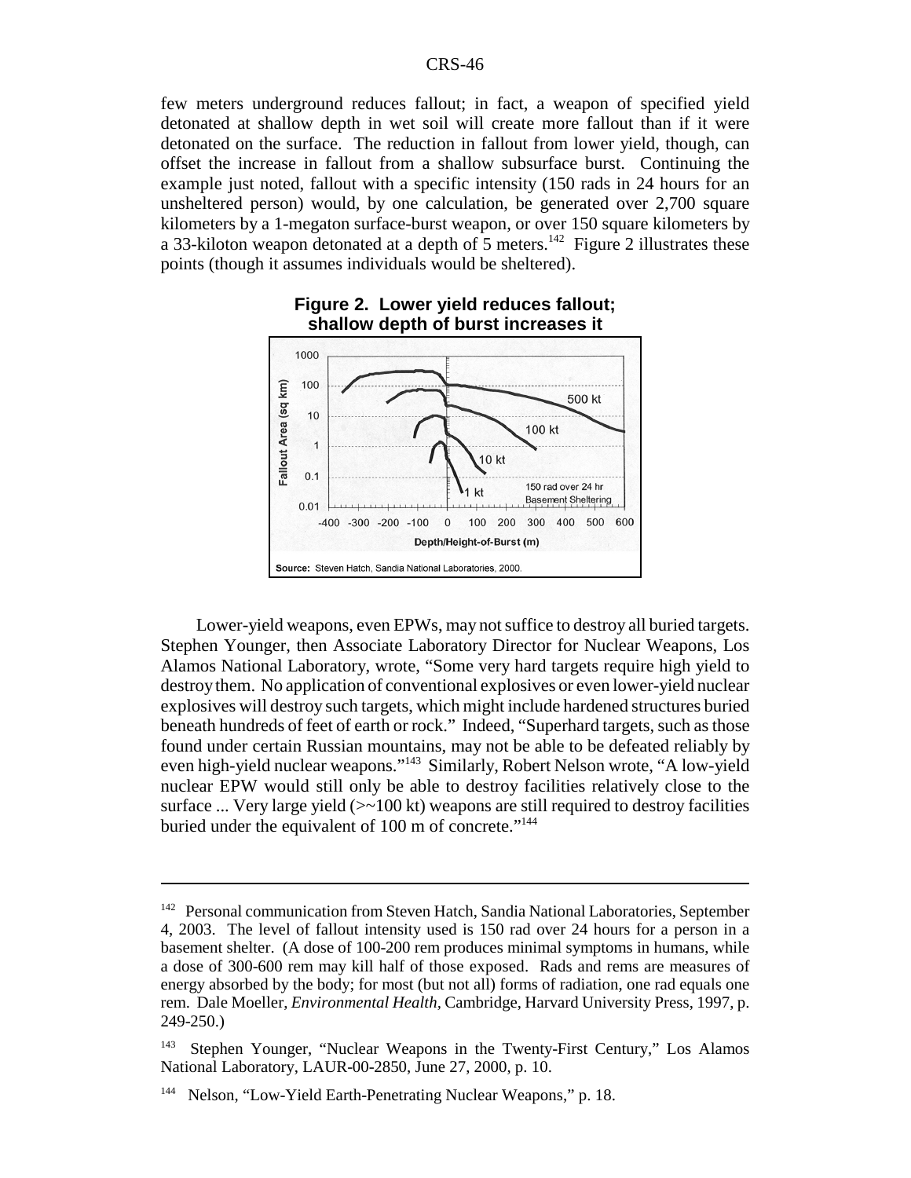few meters underground reduces fallout; in fact, a weapon of specified yield detonated at shallow depth in wet soil will create more fallout than if it were detonated on the surface. The reduction in fallout from lower yield, though, can offset the increase in fallout from a shallow subsurface burst. Continuing the example just noted, fallout with a specific intensity (150 rads in 24 hours for an unsheltered person) would, by one calculation, be generated over 2,700 square kilometers by a 1-megaton surface-burst weapon, or over 150 square kilometers by a 33-kiloton weapon detonated at a depth of 5 meters.[142] Figure 2 illustrates these points (though it assumes individuals would be sheltered).

**Figure 2. Lower yield reduces fallout; shallow depth of burst increases it**

Source: Steven Hatch, Sandia National Laboratories, 2000.

Lower-yield weapons, even EPWs, may not suffice to destroy all buried targets. Stephen Younger, then Associate Laboratory Director for Nuclear Weapons, Los Alamos National Laboratory, wrote, "Some very hard targets require high yield to destroy them. No application of conventional explosives or even lower-yield nuclear explosives will destroy such targets, which might include hardened structures buried beneath hundreds of feet of earth or rock." Indeed, "Superhard targets, such as those found under certain Russian mountains, may not be able to be defeated reliably by even high-yield nuclear weapons."[143] Similarly, Robert Nelson wrote, "A low-yield nuclear EPW would still only be able to destroy facilities relatively close to the surface ... Very large yield (>~100 kt) weapons are still required to destroy facilities buried under the equivalent of 100 m of concrete."[144]

---

[142] Personal communication from Steven Hatch, Sandia National Laboratories, September 4, 2003. The level of fallout intensity used is 150 rad over 24 hours for a person in a basement shelter. (A dose of 100-200 rem produces minimal symptoms in humans, while a dose of 300-600 rem may kill half of those exposed. Rads and rems are measures of energy absorbed by the body; for most (but not all) forms of radiation, one rad equals one rem. Dale Moeller, *Environmental Health*, Cambridge, Harvard University Press, 1997, p. 249-250.)

[143] Stephen Younger, "Nuclear Weapons in the Twenty-First Century," Los Alamos National Laboratory, LAUR-00-2850, June 27, 2000, p. 10.

[144] Nelson, "Low-Yield Earth-Penetrating Nuclear Weapons," p. 18.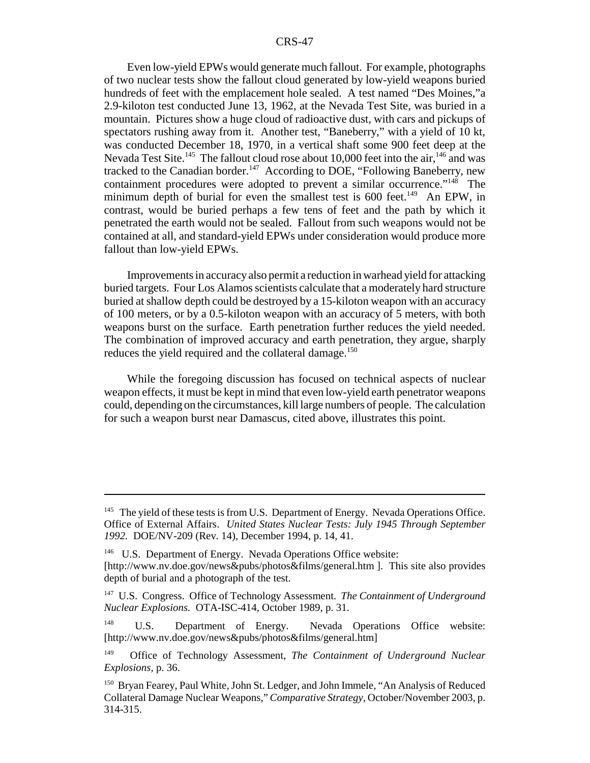Even low-yield EPWs would generate much fallout. For example, photographs of two nuclear tests show the fallout cloud generated by low-yield weapons buried hundreds of feet with the emplacement hole sealed. A test named "Des Moines,"a 2.9-kiloton test conducted June 13, 1962, at the Nevada Test Site, was buried in a mountain. Pictures show a huge cloud of radioactive dust, with cars and pickups of spectators rushing away from it. Another test, "Baneberry," with a yield of 10 kt, was conducted December 18, 1970, in a vertical shaft some 900 feet deep at the Nevada Test Site.[145] The fallout cloud rose about 10,000 feet into the air,[146] and was tracked to the Canadian border.[147] According to DOE, "Following Baneberry, new containment procedures were adopted to prevent a similar occurrence."[148] The minimum depth of burial for even the smallest test is 600 feet.[149] An EPW, in contrast, would be buried perhaps a few tens of feet and the path by which it penetrated the earth would not be sealed. Fallout from such weapons would not be contained at all, and standard-yield EPWs under consideration would produce more fallout than low-yield EPWs.

Improvements in accuracy also permit a reduction in warhead yield for attacking buried targets. Four Los Alamos scientists calculate that a moderately hard structure buried at shallow depth could be destroyed by a 15-kiloton weapon with an accuracy of 100 meters, or by a 0.5-kiloton weapon with an accuracy of 5 meters, with both weapons burst on the surface. Earth penetration further reduces the yield needed. The combination of improved accuracy and earth penetration, they argue, sharply reduces the yield required and the collateral damage.[150]

While the foregoing discussion has focused on technical aspects of nuclear weapon effects, it must be kept in mind that even low-yield earth penetrator weapons could, depending on the circumstances, kill large numbers of people. The calculation for such a weapon burst near Damascus, cited above, illustrates this point.

---

[145] The yield of these tests is from U.S. Department of Energy. Nevada Operations Office. Office of External Affairs. *United States Nuclear Tests: July 1945 Through September 1992.* DOE/NV-209 (Rev. 14), December 1994, p. 14, 41.

[146] U.S. Department of Energy. Nevada Operations Office website: [http://www.nv.doe.gov/news&pubs/photos&films/general.htm ]. This site also provides depth of burial and a photograph of the test.

[147] U.S. Congress. Office of Technology Assessment. *The Containment of Underground Nuclear Explosions.* OTA-ISC-414, October 1989, p. 31.

[148] U.S. Department of Energy. Nevada Operations Office website: [http://www.nv.doe.gov/news&pubs/photos&films/general.htm]

[149] Office of Technology Assessment, *The Containment of Underground Nuclear Explosions,* p. 36.

[150] Bryan Fearey, Paul White, John St. Ledger, and John Immele, "An Analysis of Reduced Collateral Damage Nuclear Weapons," *Comparative Strategy,* October/November 2003, p. 314-315.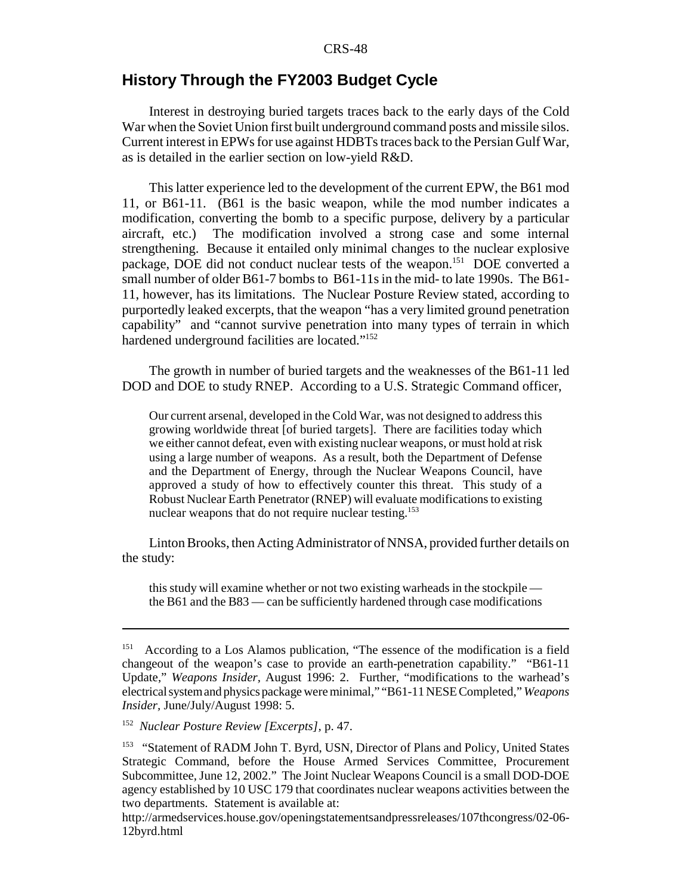## History Through the FY2003 Budget Cycle

Interest in destroying buried targets traces back to the early days of the Cold War when the Soviet Union first built underground command posts and missile silos. Current interest in EPWs for use against HDBTs traces back to the Persian Gulf War, as is detailed in the earlier section on low-yield R&D.

This latter experience led to the development of the current EPW, the B61 mod 11, or B61-11. (B61 is the basic weapon, while the mod number indicates a modification, converting the bomb to a specific purpose, delivery by a particular aircraft, etc.) The modification involved a strong case and some internal strengthening. Because it entailed only minimal changes to the nuclear explosive package, DOE did not conduct nuclear tests of the weapon.[151] DOE converted a small number of older B61-7 bombs to B61-11s in the mid- to late 1990s. The B61-11, however, has its limitations. The Nuclear Posture Review stated, according to purportedly leaked excerpts, that the weapon "has a very limited ground penetration capability" and "cannot survive penetration into many types of terrain in which hardened underground facilities are located."[152]

The growth in number of buried targets and the weaknesses of the B61-11 led DOD and DOE to study RNEP. According to a U.S. Strategic Command officer,

> Our current arsenal, developed in the Cold War, was not designed to address this growing worldwide threat [of buried targets]. There are facilities today which we either cannot defeat, even with existing nuclear weapons, or must hold at risk using a large number of weapons. As a result, both the Department of Defense and the Department of Energy, through the Nuclear Weapons Council, have approved a study of how to effectively counter this threat. This study of a Robust Nuclear Earth Penetrator (RNEP) will evaluate modifications to existing nuclear weapons that do not require nuclear testing.[153]

Linton Brooks, then Acting Administrator of NNSA, provided further details on the study:

> this study will examine whether or not two existing warheads in the stockpile — the B61 and the B83 — can be sufficiently hardened through case modifications

---

[151] According to a Los Alamos publication, "The essence of the modification is a field changeout of the weapon's case to provide an earth-penetration capability." "B61-11 Update," *Weapons Insider,* August 1996: 2. Further, "modifications to the warhead's electrical system and physics package were minimal," "B61-11 NESE Completed," *Weapons Insider,* June/July/August 1998: 5.

[152] *Nuclear Posture Review [Excerpts],* p. 47.

[153] "Statement of RADM John T. Byrd, USN, Director of Plans and Policy, United States Strategic Command, before the House Armed Services Committee, Procurement Subcommittee, June 12, 2002." The Joint Nuclear Weapons Council is a small DOD-DOE agency established by 10 USC 179 that coordinates nuclear weapons activities between the two departments. Statement is available at:
http://armedservices.house.gov/openingstatementsandpressreleases/107thcongress/02-06-12byrd.html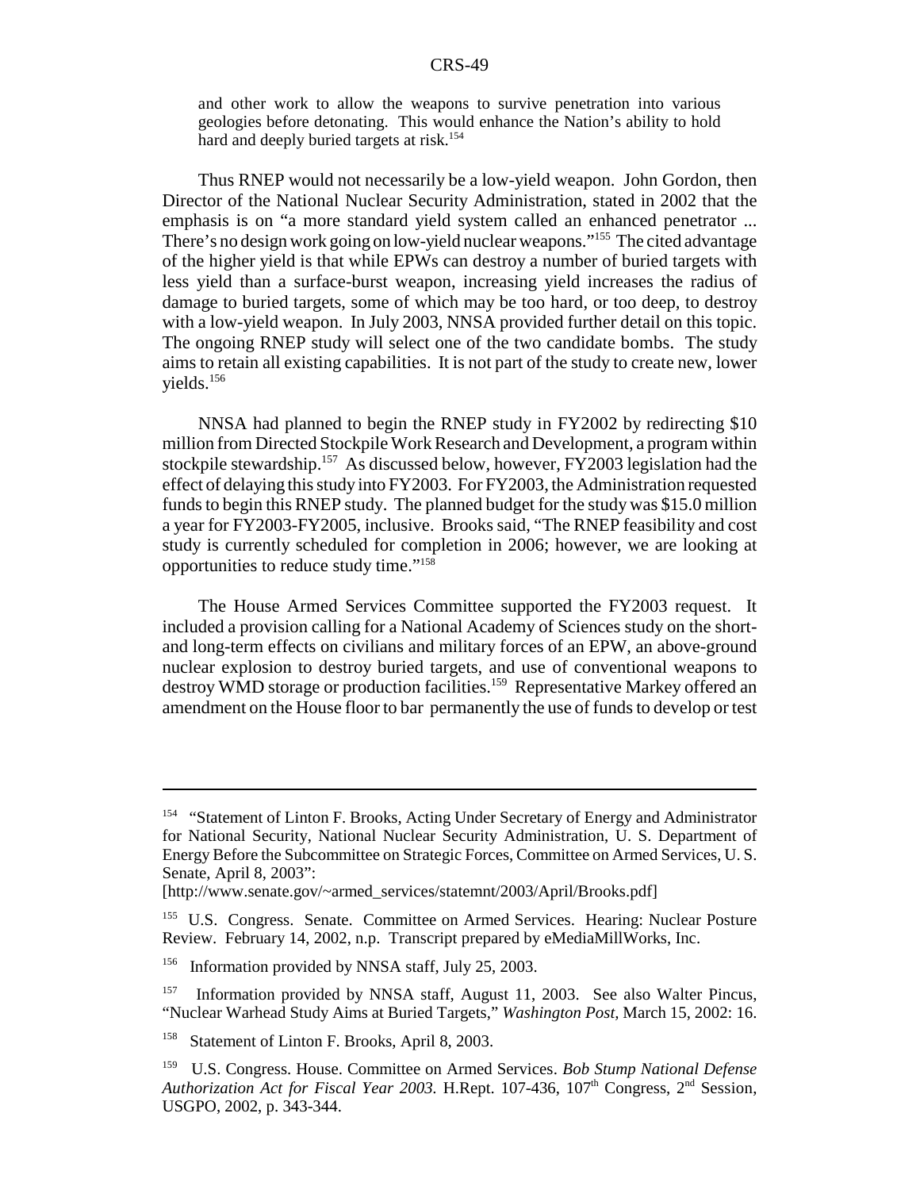> and other work to allow the weapons to survive penetration into various geologies before detonating. This would enhance the Nation's ability to hold hard and deeply buried targets at risk.[154]

Thus RNEP would not necessarily be a low-yield weapon. John Gordon, then Director of the National Nuclear Security Administration, stated in 2002 that the emphasis is on "a more standard yield system called an enhanced penetrator ... There's no design work going on low-yield nuclear weapons."[155] The cited advantage of the higher yield is that while EPWs can destroy a number of buried targets with less yield than a surface-burst weapon, increasing yield increases the radius of damage to buried targets, some of which may be too hard, or too deep, to destroy with a low-yield weapon. In July 2003, NNSA provided further detail on this topic. The ongoing RNEP study will select one of the two candidate bombs. The study aims to retain all existing capabilities. It is not part of the study to create new, lower yields.[156]

NNSA had planned to begin the RNEP study in FY2002 by redirecting $10 million from Directed Stockpile Work Research and Development, a program within stockpile stewardship.[157] As discussed below, however, FY2003 legislation had the effect of delaying this study into FY2003. For FY2003, the Administration requested funds to begin this RNEP study. The planned budget for the study was $15.0 million a year for FY2003-FY2005, inclusive. Brooks said, "The RNEP feasibility and cost study is currently scheduled for completion in 2006; however, we are looking at opportunities to reduce study time."[158]

The House Armed Services Committee supported the FY2003 request. It included a provision calling for a National Academy of Sciences study on the short- and long-term effects on civilians and military forces of an EPW, an above-ground nuclear explosion to destroy buried targets, and use of conventional weapons to destroy WMD storage or production facilities.[159] Representative Markey offered an amendment on the House floor to bar permanently the use of funds to develop or test

---

[154] "Statement of Linton F. Brooks, Acting Under Secretary of Energy and Administrator for National Security, National Nuclear Security Administration, U. S. Department of Energy Before the Subcommittee on Strategic Forces, Committee on Armed Services, U. S. Senate, April 8, 2003":
[http://www.senate.gov/~armed_services/statemnt/2003/April/Brooks.pdf]

[155] U.S. Congress. Senate. Committee on Armed Services. Hearing: Nuclear Posture Review. February 14, 2002, n.p. Transcript prepared by eMediaMillWorks, Inc.

[156] Information provided by NNSA staff, July 25, 2003.

[157] Information provided by NNSA staff, August 11, 2003. See also Walter Pincus, "Nuclear Warhead Study Aims at Buried Targets," *Washington Post,* March 15, 2002: 16.

[158] Statement of Linton F. Brooks, April 8, 2003.

[159] U.S. Congress. House. Committee on Armed Services. *Bob Stump National Defense Authorization Act for Fiscal Year 2003.* H.Rept. 107-436, 107th Congress, 2nd Session, USGPO, 2002, p. 343-344.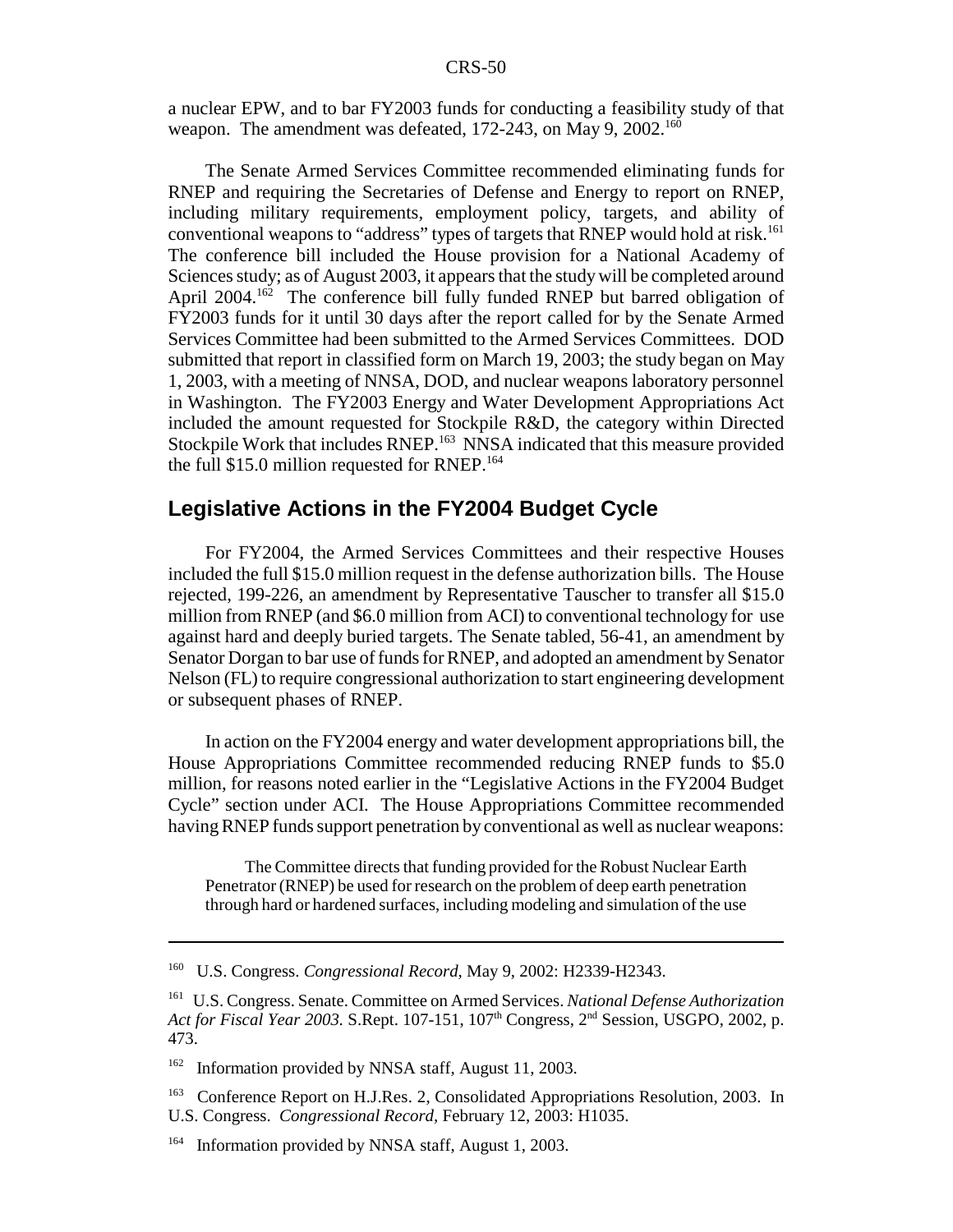a nuclear EPW, and to bar FY2003 funds for conducting a feasibility study of that weapon. The amendment was defeated, 172-243, on May 9, 2002.[160]

The Senate Armed Services Committee recommended eliminating funds for RNEP and requiring the Secretaries of Defense and Energy to report on RNEP, including military requirements, employment policy, targets, and ability of conventional weapons to "address" types of targets that RNEP would hold at risk.[161] The conference bill included the House provision for a National Academy of Sciences study; as of August 2003, it appears that the study will be completed around April 2004.[162] The conference bill fully funded RNEP but barred obligation of FY2003 funds for it until 30 days after the report called for by the Senate Armed Services Committee had been submitted to the Armed Services Committees. DOD submitted that report in classified form on March 19, 2003; the study began on May 1, 2003, with a meeting of NNSA, DOD, and nuclear weapons laboratory personnel in Washington. The FY2003 Energy and Water Development Appropriations Act included the amount requested for Stockpile R&D, the category within Directed Stockpile Work that includes RNEP.[163] NNSA indicated that this measure provided the full $15.0 million requested for RNEP.[164]

## Legislative Actions in the FY2004 Budget Cycle

For FY2004, the Armed Services Committees and their respective Houses included the full $15.0 million request in the defense authorization bills. The House rejected, 199-226, an amendment by Representative Tauscher to transfer all $15.0 million from RNEP (and $6.0 million from ACI) to conventional technology for use against hard and deeply buried targets. The Senate tabled, 56-41, an amendment by Senator Dorgan to bar use of funds for RNEP, and adopted an amendment by Senator Nelson (FL) to require congressional authorization to start engineering development or subsequent phases of RNEP.

In action on the FY2004 energy and water development appropriations bill, the House Appropriations Committee recommended reducing RNEP funds to $5.0 million, for reasons noted earlier in the "Legislative Actions in the FY2004 Budget Cycle" section under ACI. The House Appropriations Committee recommended having RNEP funds support penetration by conventional as well as nuclear weapons:

> The Committee directs that funding provided for the Robust Nuclear Earth Penetrator (RNEP) be used for research on the problem of deep earth penetration through hard or hardened surfaces, including modeling and simulation of the use

---

[160] U.S. Congress. *Congressional Record,* May 9, 2002: H2339-H2343.

[161] U.S. Congress. Senate. Committee on Armed Services. *National Defense Authorization Act for Fiscal Year 2003.* S.Rept. 107-151, 107th Congress, 2nd Session, USGPO, 2002, p. 473.

[162] Information provided by NNSA staff, August 11, 2003.

[163] Conference Report on H.J.Res. 2, Consolidated Appropriations Resolution, 2003. In U.S. Congress. *Congressional Record,* February 12, 2003: H1035.

[164] Information provided by NNSA staff, August 1, 2003.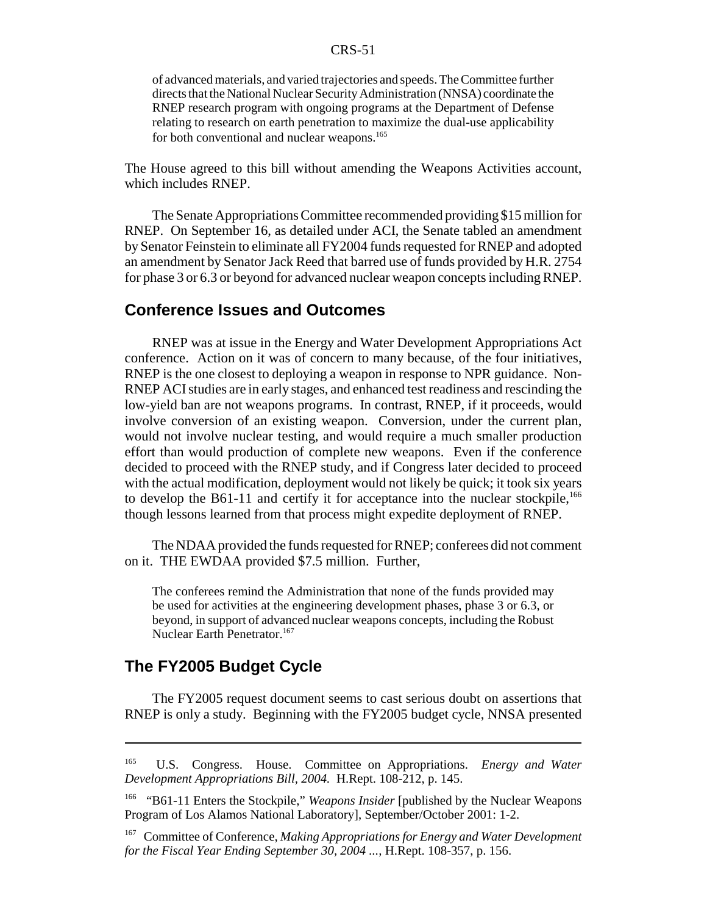> of advanced materials, and varied trajectories and speeds. The Committee further directs that the National Nuclear Security Administration (NNSA) coordinate the RNEP research program with ongoing programs at the Department of Defense relating to research on earth penetration to maximize the dual-use applicability for both conventional and nuclear weapons.[165]

The House agreed to this bill without amending the Weapons Activities account, which includes RNEP.

The Senate Appropriations Committee recommended providing $15 million for RNEP. On September 16, as detailed under ACI, the Senate tabled an amendment by Senator Feinstein to eliminate all FY2004 funds requested for RNEP and adopted an amendment by Senator Jack Reed that barred use of funds provided by H.R. 2754 for phase 3 or 6.3 or beyond for advanced nuclear weapon concepts including RNEP.

## Conference Issues and Outcomes

RNEP was at issue in the Energy and Water Development Appropriations Act conference. Action on it was of concern to many because, of the four initiatives, RNEP is the one closest to deploying a weapon in response to NPR guidance. Non-RNEP ACI studies are in early stages, and enhanced test readiness and rescinding the low-yield ban are not weapons programs. In contrast, RNEP, if it proceeds, would involve conversion of an existing weapon. Conversion, under the current plan, would not involve nuclear testing, and would require a much smaller production effort than would production of complete new weapons. Even if the conference decided to proceed with the RNEP study, and if Congress later decided to proceed with the actual modification, deployment would not likely be quick; it took six years to develop the B61-11 and certify it for acceptance into the nuclear stockpile,[166] though lessons learned from that process might expedite deployment of RNEP.

The NDAA provided the funds requested for RNEP; conferees did not comment on it. THE EWDAA provided $7.5 million. Further,

> The conferees remind the Administration that none of the funds provided may be used for activities at the engineering development phases, phase 3 or 6.3, or beyond, in support of advanced nuclear weapons concepts, including the Robust Nuclear Earth Penetrator.[167]

## The FY2005 Budget Cycle

The FY2005 request document seems to cast serious doubt on assertions that RNEP is only a study. Beginning with the FY2005 budget cycle, NNSA presented

---

[165] U.S. Congress. House. Committee on Appropriations. *Energy and Water Development Appropriations Bill, 2004.* H.Rept. 108-212, p. 145.

[166] "B61-11 Enters the Stockpile," *Weapons Insider* [published by the Nuclear Weapons Program of Los Alamos National Laboratory], September/October 2001: 1-2.

[167] Committee of Conference, *Making Appropriations for Energy and Water Development for the Fiscal Year Ending September 30, 2004 ...*, H.Rept. 108-357, p. 156.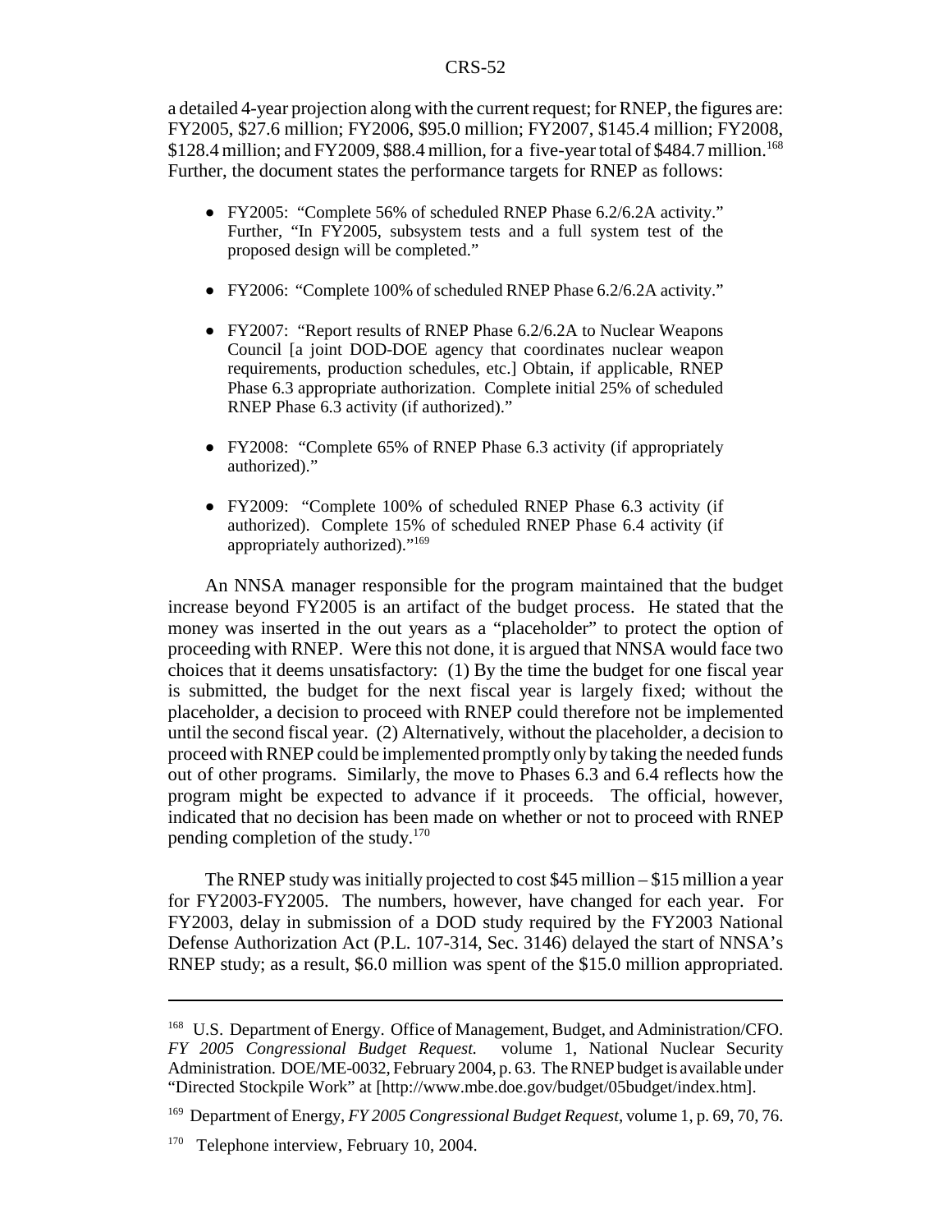a detailed 4-year projection along with the current request; for RNEP, the figures are: FY2005, $27.6 million; FY2006, $95.0 million; FY2007, $145.4 million; FY2008, $128.4 million; and FY2009, $88.4 million, for a five-year total of $484.7 million.[168] Further, the document states the performance targets for RNEP as follows:

- FY2005: "Complete 56% of scheduled RNEP Phase 6.2/6.2A activity." Further, "In FY2005, subsystem tests and a full system test of the proposed design will be completed."
- FY2006: "Complete 100% of scheduled RNEP Phase 6.2/6.2A activity."
- FY2007: "Report results of RNEP Phase 6.2/6.2A to Nuclear Weapons Council [a joint DOD-DOE agency that coordinates nuclear weapon requirements, production schedules, etc.] Obtain, if applicable, RNEP Phase 6.3 appropriate authorization. Complete initial 25% of scheduled RNEP Phase 6.3 activity (if authorized)."
- FY2008: "Complete 65% of RNEP Phase 6.3 activity (if appropriately authorized)."
- FY2009: "Complete 100% of scheduled RNEP Phase 6.3 activity (if authorized). Complete 15% of scheduled RNEP Phase 6.4 activity (if appropriately authorized)."[169]

An NNSA manager responsible for the program maintained that the budget increase beyond FY2005 is an artifact of the budget process. He stated that the money was inserted in the out years as a "placeholder" to protect the option of proceeding with RNEP. Were this not done, it is argued that NNSA would face two choices that it deems unsatisfactory: (1) By the time the budget for one fiscal year is submitted, the budget for the next fiscal year is largely fixed; without the placeholder, a decision to proceed with RNEP could therefore not be implemented until the second fiscal year. (2) Alternatively, without the placeholder, a decision to proceed with RNEP could be implemented promptly only by taking the needed funds out of other programs. Similarly, the move to Phases 6.3 and 6.4 reflects how the program might be expected to advance if it proceeds. The official, however, indicated that no decision has been made on whether or not to proceed with RNEP pending completion of the study.[170]

The RNEP study was initially projected to cost $45 million – $15 million a year for FY2003-FY2005. The numbers, however, have changed for each year. For FY2003, delay in submission of a DOD study required by the FY2003 National Defense Authorization Act (P.L. 107-314, Sec. 3146) delayed the start of NNSA's RNEP study; as a result, $6.0 million was spent of the $15.0 million appropriated.

---

[168] U.S. Department of Energy. Office of Management, Budget, and Administration/CFO. *FY 2005 Congressional Budget Request.* volume 1, National Nuclear Security Administration. DOE/ME-0032, February 2004, p. 63. The RNEP budget is available under "Directed Stockpile Work" at [http://www.mbe.doe.gov/budget/05budget/index.htm].

[169] Department of Energy, *FY 2005 Congressional Budget Request*, volume 1, p. 69, 70, 76.

[170] Telephone interview, February 10, 2004.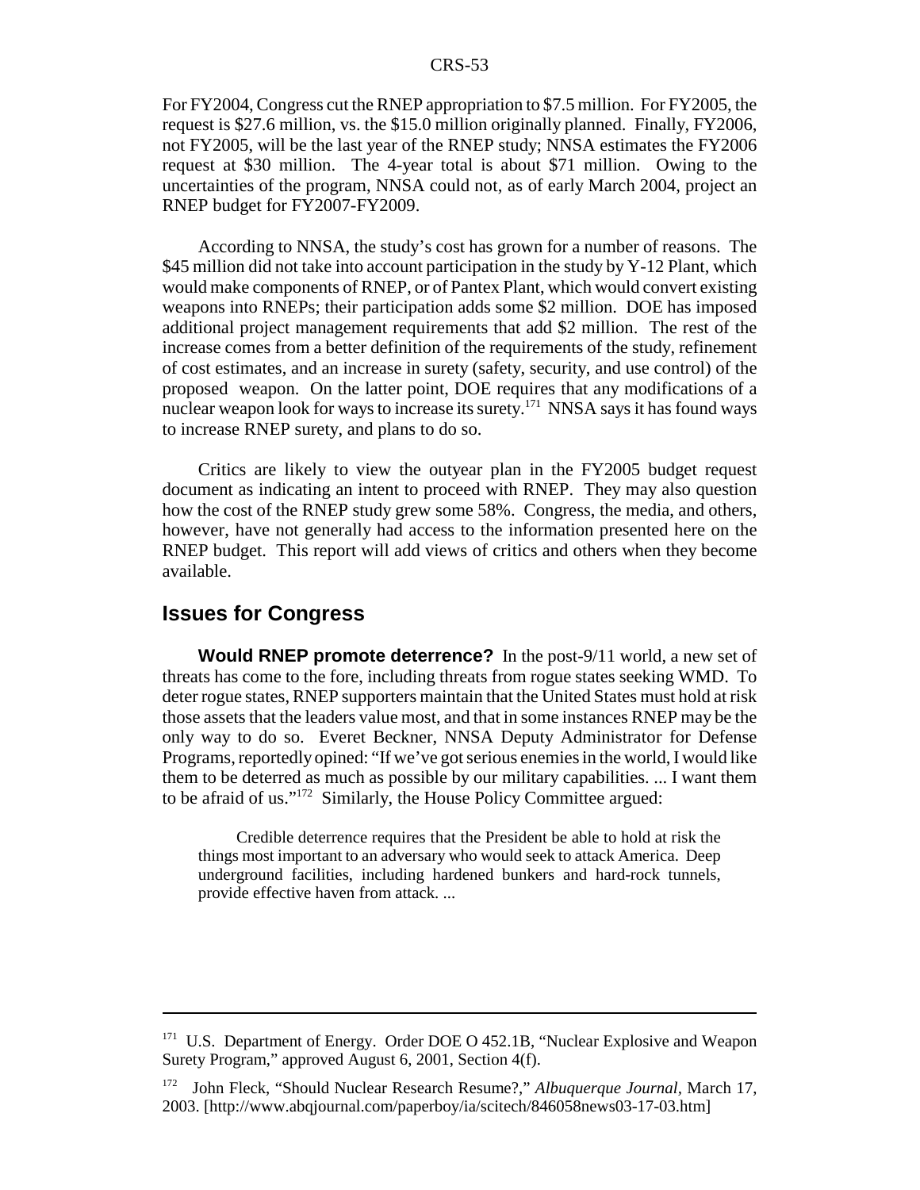For FY2004, Congress cut the RNEP appropriation to $7.5 million. For FY2005, the request is $27.6 million, vs. the $15.0 million originally planned. Finally, FY2006, not FY2005, will be the last year of the RNEP study; NNSA estimates the FY2006 request at $30 million. The 4-year total is about $71 million. Owing to the uncertainties of the program, NNSA could not, as of early March 2004, project an RNEP budget for FY2007-FY2009.

According to NNSA, the study's cost has grown for a number of reasons. The $45 million did not take into account participation in the study by Y-12 Plant, which would make components of RNEP, or of Pantex Plant, which would convert existing weapons into RNEPs; their participation adds some $2 million. DOE has imposed additional project management requirements that add $2 million. The rest of the increase comes from a better definition of the requirements of the study, refinement of cost estimates, and an increase in surety (safety, security, and use control) of the proposed weapon. On the latter point, DOE requires that any modifications of a nuclear weapon look for ways to increase its surety.[171] NNSA says it has found ways to increase RNEP surety, and plans to do so.

Critics are likely to view the outyear plan in the FY2005 budget request document as indicating an intent to proceed with RNEP. They may also question how the cost of the RNEP study grew some 58%. Congress, the media, and others, however, have not generally had access to the information presented here on the RNEP budget. This report will add views of critics and others when they become available.

## Issues for Congress

**Would RNEP promote deterrence?** In the post-9/11 world, a new set of threats has come to the fore, including threats from rogue states seeking WMD. To deter rogue states, RNEP supporters maintain that the United States must hold at risk those assets that the leaders value most, and that in some instances RNEP may be the only way to do so. Everet Beckner, NNSA Deputy Administrator for Defense Programs, reportedly opined: "If we've got serious enemies in the world, I would like them to be deterred as much as possible by our military capabilities. ... I want them to be afraid of us."[172] Similarly, the House Policy Committee argued:

> Credible deterrence requires that the President be able to hold at risk the things most important to an adversary who would seek to attack America. Deep underground facilities, including hardened bunkers and hard-rock tunnels, provide effective haven from attack. ...

---

[171] U.S. Department of Energy. Order DOE O 452.1B, "Nuclear Explosive and Weapon Surety Program," approved August 6, 2001, Section 4(f).

[172] John Fleck, "Should Nuclear Research Resume?," *Albuquerque Journal*, March 17, 2003. [http://www.abqjournal.com/paperboy/ia/scitech/846058news03-17-03.htm]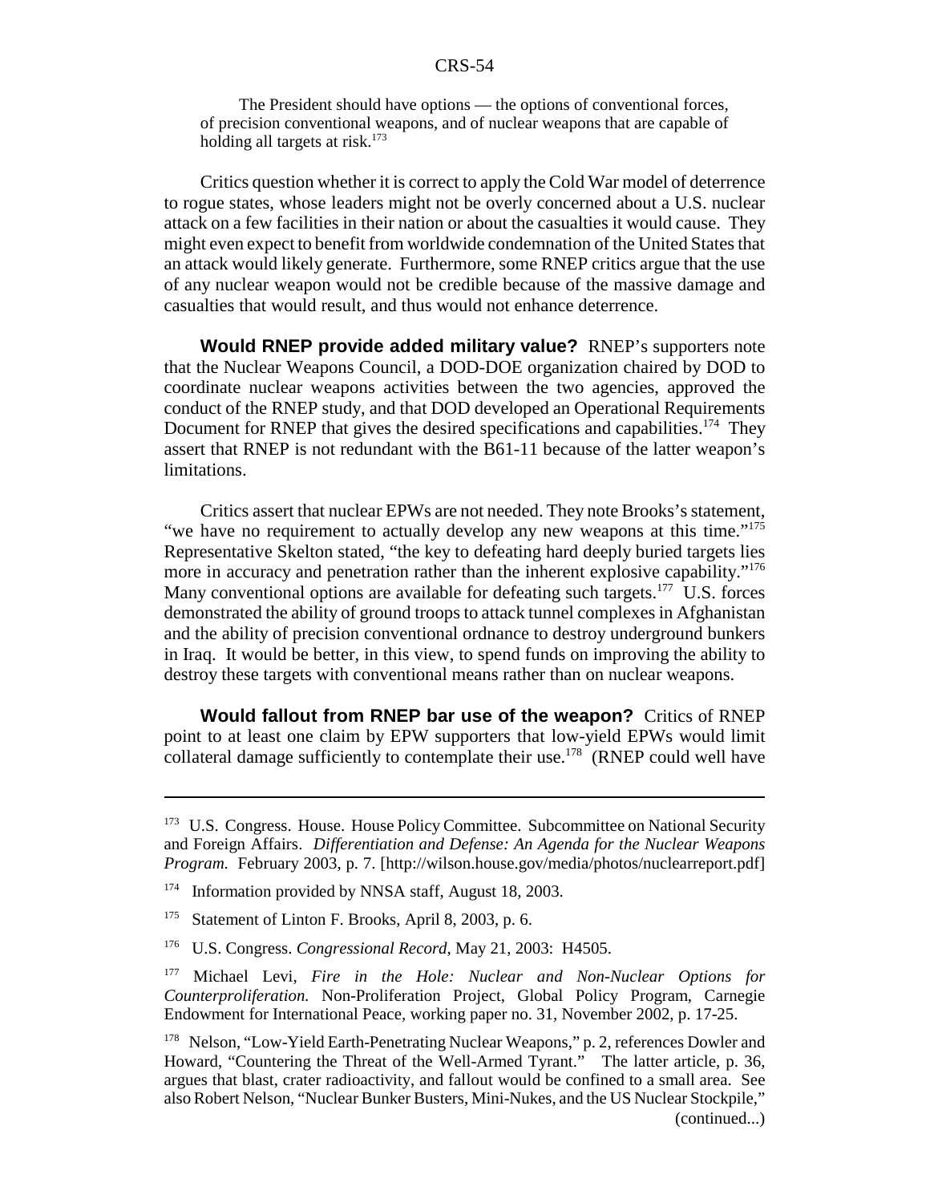> The President should have options — the options of conventional forces, of precision conventional weapons, and of nuclear weapons that are capable of holding all targets at risk.[173]

Critics question whether it is correct to apply the Cold War model of deterrence to rogue states, whose leaders might not be overly concerned about a U.S. nuclear attack on a few facilities in their nation or about the casualties it would cause. They might even expect to benefit from worldwide condemnation of the United States that an attack would likely generate. Furthermore, some RNEP critics argue that the use of any nuclear weapon would not be credible because of the massive damage and casualties that would result, and thus would not enhance deterrence.

**Would RNEP provide added military value?** RNEP's supporters note that the Nuclear Weapons Council, a DOD-DOE organization chaired by DOD to coordinate nuclear weapons activities between the two agencies, approved the conduct of the RNEP study, and that DOD developed an Operational Requirements Document for RNEP that gives the desired specifications and capabilities.[174] They assert that RNEP is not redundant with the B61-11 because of the latter weapon's limitations.

Critics assert that nuclear EPWs are not needed. They note Brooks's statement, "we have no requirement to actually develop any new weapons at this time."[175] Representative Skelton stated, "the key to defeating hard deeply buried targets lies more in accuracy and penetration rather than the inherent explosive capability."[176] Many conventional options are available for defeating such targets.[177] U.S. forces demonstrated the ability of ground troops to attack tunnel complexes in Afghanistan and the ability of precision conventional ordnance to destroy underground bunkers in Iraq. It would be better, in this view, to spend funds on improving the ability to destroy these targets with conventional means rather than on nuclear weapons.

**Would fallout from RNEP bar use of the weapon?** Critics of RNEP point to at least one claim by EPW supporters that low-yield EPWs would limit collateral damage sufficiently to contemplate their use.[178] (RNEP could well have

---

[173] U.S. Congress. House. House Policy Committee. Subcommittee on National Security and Foreign Affairs. *Differentiation and Defense: An Agenda for the Nuclear Weapons Program.* February 2003, p. 7. [http://wilson.house.gov/media/photos/nuclearreport.pdf]

[174] Information provided by NNSA staff, August 18, 2003.

[175] Statement of Linton F. Brooks, April 8, 2003, p. 6.

[176] U.S. Congress. *Congressional Record,* May 21, 2003: H4505.

[177] Michael Levi, *Fire in the Hole: Nuclear and Non-Nuclear Options for Counterproliferation.* Non-Proliferation Project, Global Policy Program, Carnegie Endowment for International Peace, working paper no. 31, November 2002, p. 17-25.

[178] Nelson, "Low-Yield Earth-Penetrating Nuclear Weapons," p. 2, references Dowler and Howard, "Countering the Threat of the Well-Armed Tyrant." The latter article, p. 36, argues that blast, crater radioactivity, and fallout would be confined to a small area. See also Robert Nelson, "Nuclear Bunker Busters, Mini-Nukes, and the US Nuclear Stockpile," (continued...)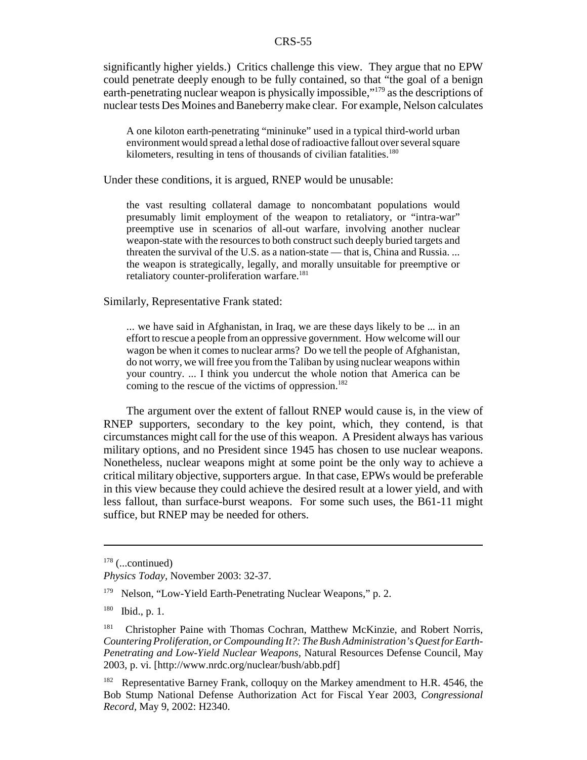significantly higher yields.) Critics challenge this view. They argue that no EPW could penetrate deeply enough to be fully contained, so that "the goal of a benign earth-penetrating nuclear weapon is physically impossible,"[179] as the descriptions of nuclear tests Des Moines and Baneberry make clear. For example, Nelson calculates

> A one kiloton earth-penetrating "mininuke" used in a typical third-world urban environment would spread a lethal dose of radioactive fallout over several square kilometers, resulting in tens of thousands of civilian fatalities.[180]

Under these conditions, it is argued, RNEP would be unusable:

> the vast resulting collateral damage to noncombatant populations would presumably limit employment of the weapon to retaliatory, or "intra-war" preemptive use in scenarios of all-out warfare, involving another nuclear weapon-state with the resources to both construct such deeply buried targets and threaten the survival of the U.S. as a nation-state — that is, China and Russia. ... the weapon is strategically, legally, and morally unsuitable for preemptive or retaliatory counter-proliferation warfare.[181]

Similarly, Representative Frank stated:

> ... we have said in Afghanistan, in Iraq, we are these days likely to be ... in an effort to rescue a people from an oppressive government. How welcome will our wagon be when it comes to nuclear arms? Do we tell the people of Afghanistan, do not worry, we will free you from the Taliban by using nuclear weapons within your country. ... I think you undercut the whole notion that America can be coming to the rescue of the victims of oppression.[182]

The argument over the extent of fallout RNEP would cause is, in the view of RNEP supporters, secondary to the key point, which, they contend, is that circumstances might call for the use of this weapon. A President always has various military options, and no President since 1945 has chosen to use nuclear weapons. Nonetheless, nuclear weapons might at some point be the only way to achieve a critical military objective, supporters argue. In that case, EPWs would be preferable in this view because they could achieve the desired result at a lower yield, and with less fallout, than surface-burst weapons. For some such uses, the B61-11 might suffice, but RNEP may be needed for others.

---

[178] (...continued)
*Physics Today,* November 2003: 32-37.

[179] Nelson, "Low-Yield Earth-Penetrating Nuclear Weapons," p. 2.

[180] Ibid., p. 1.

[181] Christopher Paine with Thomas Cochran, Matthew McKinzie, and Robert Norris, *Countering Proliferation, or Compounding It?: The Bush Administration's Quest for Earth-Penetrating and Low-Yield Nuclear Weapons,* Natural Resources Defense Council, May 2003, p. vi. [http://www.nrdc.org/nuclear/bush/abb.pdf]

[182] Representative Barney Frank, colloquy on the Markey amendment to H.R. 4546, the Bob Stump National Defense Authorization Act for Fiscal Year 2003, *Congressional Record,* May 9, 2002: H2340.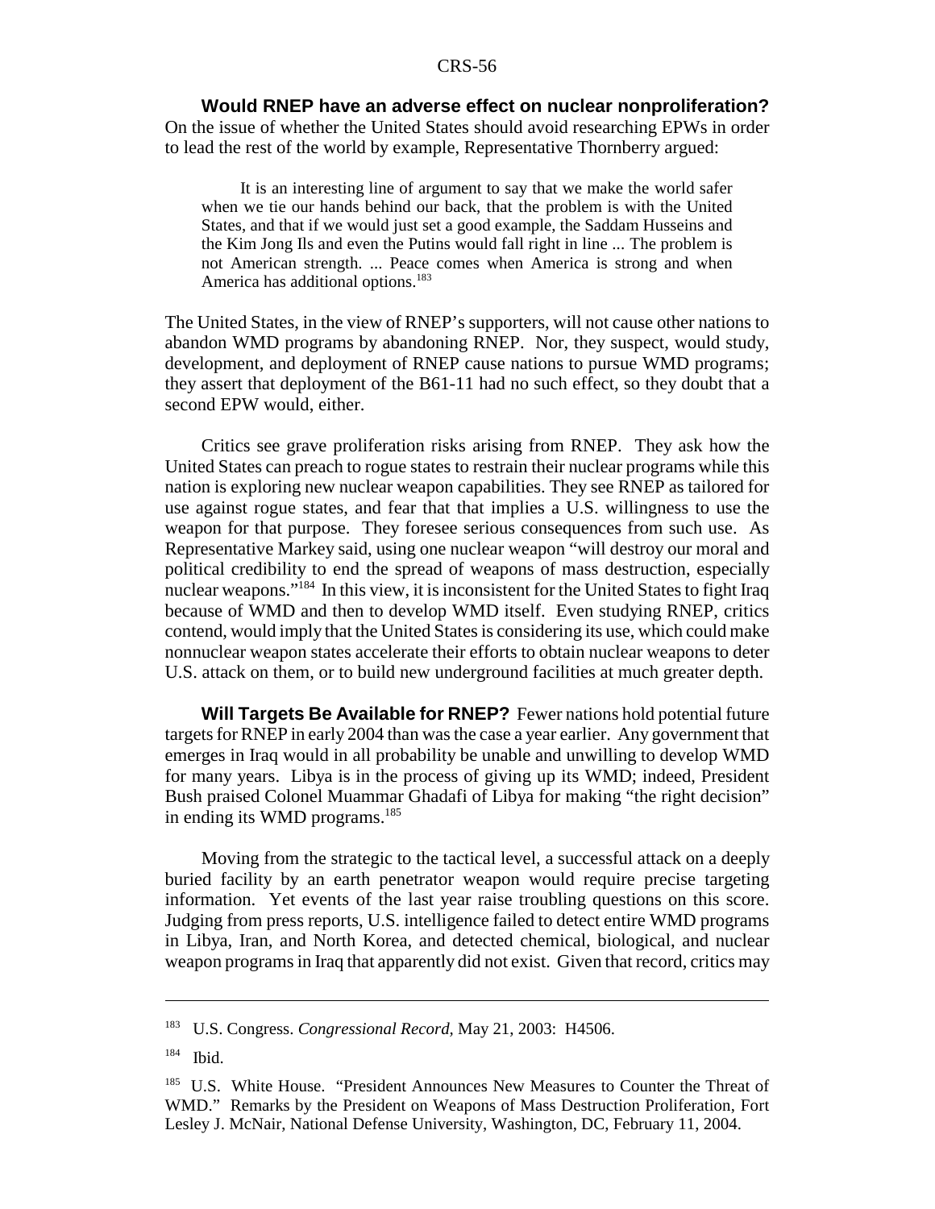**Would RNEP have an adverse effect on nuclear nonproliferation?** On the issue of whether the United States should avoid researching EPWs in order to lead the rest of the world by example, Representative Thornberry argued:

> It is an interesting line of argument to say that we make the world safer when we tie our hands behind our back, that the problem is with the United States, and that if we would just set a good example, the Saddam Husseins and the Kim Jong Ils and even the Putins would fall right in line ... The problem is not American strength. ... Peace comes when America is strong and when America has additional options.[183]

The United States, in the view of RNEP's supporters, will not cause other nations to abandon WMD programs by abandoning RNEP. Nor, they suspect, would study, development, and deployment of RNEP cause nations to pursue WMD programs; they assert that deployment of the B61-11 had no such effect, so they doubt that a second EPW would, either.

Critics see grave proliferation risks arising from RNEP. They ask how the United States can preach to rogue states to restrain their nuclear programs while this nation is exploring new nuclear weapon capabilities. They see RNEP as tailored for use against rogue states, and fear that that implies a U.S. willingness to use the weapon for that purpose. They foresee serious consequences from such use. As Representative Markey said, using one nuclear weapon "will destroy our moral and political credibility to end the spread of weapons of mass destruction, especially nuclear weapons."[184] In this view, it is inconsistent for the United States to fight Iraq because of WMD and then to develop WMD itself. Even studying RNEP, critics contend, would imply that the United States is considering its use, which could make nonnuclear weapon states accelerate their efforts to obtain nuclear weapons to deter U.S. attack on them, or to build new underground facilities at much greater depth.

**Will Targets Be Available for RNEP?** Fewer nations hold potential future targets for RNEP in early 2004 than was the case a year earlier. Any government that emerges in Iraq would in all probability be unable and unwilling to develop WMD for many years. Libya is in the process of giving up its WMD; indeed, President Bush praised Colonel Muammar Ghadafi of Libya for making "the right decision" in ending its WMD programs.[185]

Moving from the strategic to the tactical level, a successful attack on a deeply buried facility by an earth penetrator weapon would require precise targeting information. Yet events of the last year raise troubling questions on this score. Judging from press reports, U.S. intelligence failed to detect entire WMD programs in Libya, Iran, and North Korea, and detected chemical, biological, and nuclear weapon programs in Iraq that apparently did not exist. Given that record, critics may

---

[183] U.S. Congress. *Congressional Record*, May 21, 2003: H4506.

[184] Ibid.

[185] U.S. White House. "President Announces New Measures to Counter the Threat of WMD." Remarks by the President on Weapons of Mass Destruction Proliferation, Fort Lesley J. McNair, National Defense University, Washington, DC, February 11, 2004.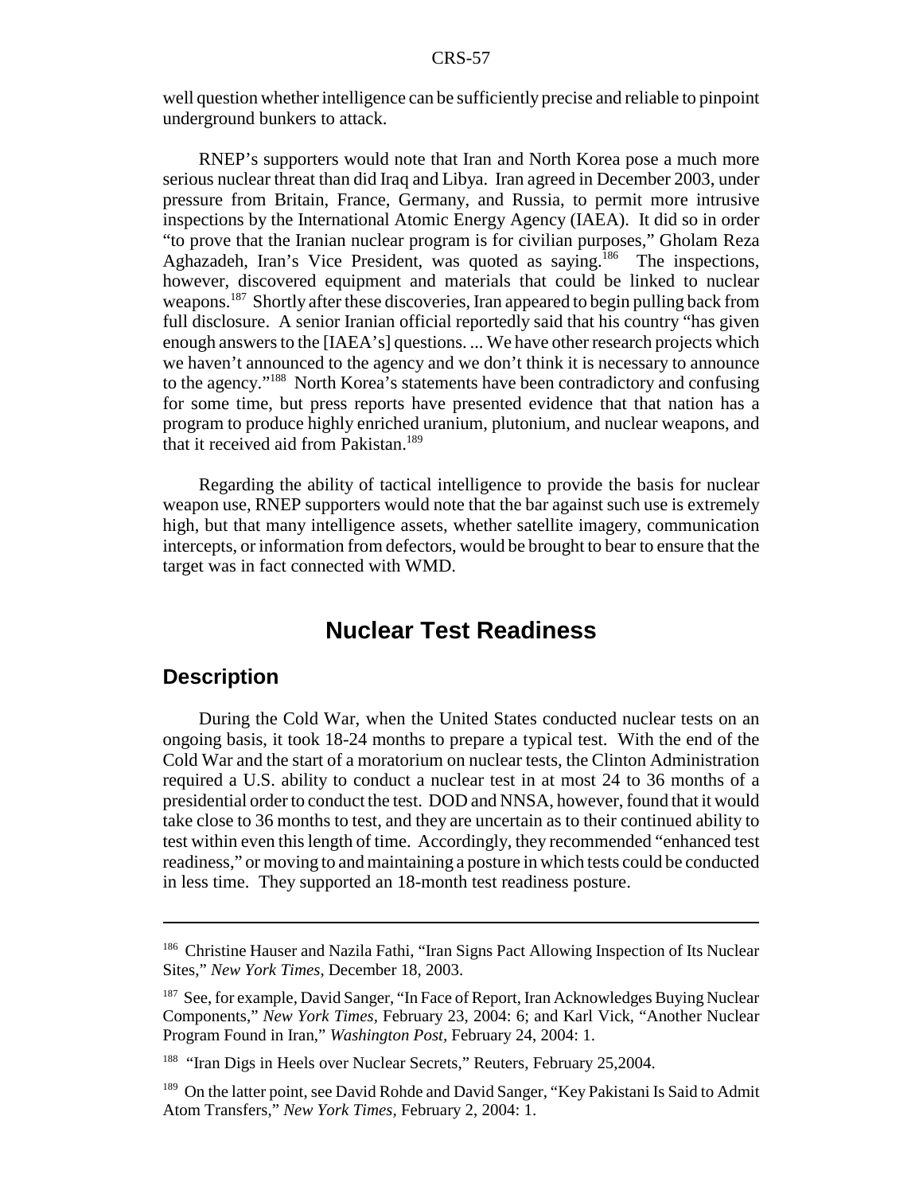well question whether intelligence can be sufficiently precise and reliable to pinpoint underground bunkers to attack.

RNEP's supporters would note that Iran and North Korea pose a much more serious nuclear threat than did Iraq and Libya. Iran agreed in December 2003, under pressure from Britain, France, Germany, and Russia, to permit more intrusive inspections by the International Atomic Energy Agency (IAEA). It did so in order "to prove that the Iranian nuclear program is for civilian purposes," Gholam Reza Aghazadeh, Iran's Vice President, was quoted as saying.[186] The inspections, however, discovered equipment and materials that could be linked to nuclear weapons.[187] Shortly after these discoveries, Iran appeared to begin pulling back from full disclosure. A senior Iranian official reportedly said that his country "has given enough answers to the [IAEA's] questions. ... We have other research projects which we haven't announced to the agency and we don't think it is necessary to announce to the agency."[188] North Korea's statements have been contradictory and confusing for some time, but press reports have presented evidence that that nation has a program to produce highly enriched uranium, plutonium, and nuclear weapons, and that it received aid from Pakistan.[189]

Regarding the ability of tactical intelligence to provide the basis for nuclear weapon use, RNEP supporters would note that the bar against such use is extremely high, but that many intelligence assets, whether satellite imagery, communication intercepts, or information from defectors, would be brought to bear to ensure that the target was in fact connected with WMD.

# Nuclear Test Readiness

## Description

During the Cold War, when the United States conducted nuclear tests on an ongoing basis, it took 18-24 months to prepare a typical test. With the end of the Cold War and the start of a moratorium on nuclear tests, the Clinton Administration required a U.S. ability to conduct a nuclear test in at most 24 to 36 months of a presidential order to conduct the test. DOD and NNSA, however, found that it would take close to 36 months to test, and they are uncertain as to their continued ability to test within even this length of time. Accordingly, they recommended "enhanced test readiness," or moving to and maintaining a posture in which tests could be conducted in less time. They supported an 18-month test readiness posture.

---

[186] Christine Hauser and Nazila Fathi, "Iran Signs Pact Allowing Inspection of Its Nuclear Sites," *New York Times*, December 18, 2003.

[187] See, for example, David Sanger, "In Face of Report, Iran Acknowledges Buying Nuclear Components," *New York Times*, February 23, 2004: 6; and Karl Vick, "Another Nuclear Program Found in Iran," *Washington Post*, February 24, 2004: 1.

[188] "Iran Digs in Heels over Nuclear Secrets," Reuters, February 25,2004.

[189] On the latter point, see David Rohde and David Sanger, "Key Pakistani Is Said to Admit Atom Transfers," *New York Times*, February 2, 2004: 1.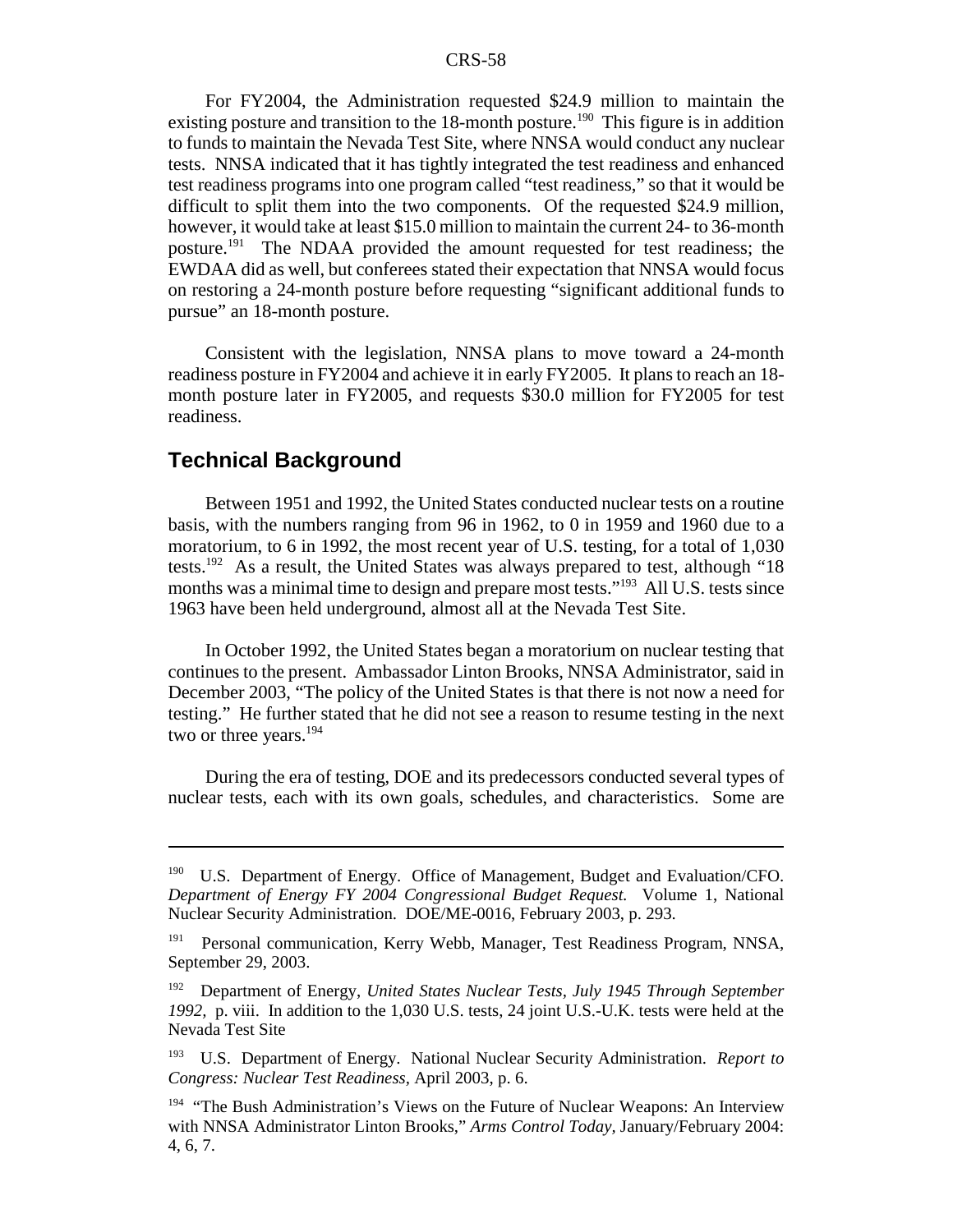For FY2004, the Administration requested \$24.9 million to maintain the existing posture and transition to the 18-month posture.[190] This figure is in addition to funds to maintain the Nevada Test Site, where NNSA would conduct any nuclear tests. NNSA indicated that it has tightly integrated the test readiness and enhanced test readiness programs into one program called "test readiness," so that it would be difficult to split them into the two components. Of the requested \$24.9 million, however, it would take at least \$15.0 million to maintain the current 24- to 36-month posture.[191] The NDAA provided the amount requested for test readiness; the EWDAA did as well, but conferees stated their expectation that NNSA would focus on restoring a 24-month posture before requesting "significant additional funds to pursue" an 18-month posture.

Consistent with the legislation, NNSA plans to move toward a 24-month readiness posture in FY2004 and achieve it in early FY2005. It plans to reach an 18-month posture later in FY2005, and requests \$30.0 million for FY2005 for test readiness.

## Technical Background

Between 1951 and 1992, the United States conducted nuclear tests on a routine basis, with the numbers ranging from 96 in 1962, to 0 in 1959 and 1960 due to a moratorium, to 6 in 1992, the most recent year of U.S. testing, for a total of 1,030 tests.[192] As a result, the United States was always prepared to test, although "18 months was a minimal time to design and prepare most tests."[193] All U.S. tests since 1963 have been held underground, almost all at the Nevada Test Site.

In October 1992, the United States began a moratorium on nuclear testing that continues to the present. Ambassador Linton Brooks, NNSA Administrator, said in December 2003, "The policy of the United States is that there is not now a need for testing." He further stated that he did not see a reason to resume testing in the next two or three years.[194]

During the era of testing, DOE and its predecessors conducted several types of nuclear tests, each with its own goals, schedules, and characteristics. Some are

---

[190] U.S. Department of Energy. Office of Management, Budget and Evaluation/CFO. *Department of Energy FY 2004 Congressional Budget Request.* Volume 1, National Nuclear Security Administration. DOE/ME-0016, February 2003, p. 293.

[191] Personal communication, Kerry Webb, Manager, Test Readiness Program, NNSA, September 29, 2003.

[192] Department of Energy, *United States Nuclear Tests, July 1945 Through September 1992,* p. viii. In addition to the 1,030 U.S. tests, 24 joint U.S.-U.K. tests were held at the Nevada Test Site

[193] U.S. Department of Energy. National Nuclear Security Administration. *Report to Congress: Nuclear Test Readiness,* April 2003, p. 6.

[194] "The Bush Administration's Views on the Future of Nuclear Weapons: An Interview with NNSA Administrator Linton Brooks," *Arms Control Today,* January/February 2004: 4, 6, 7.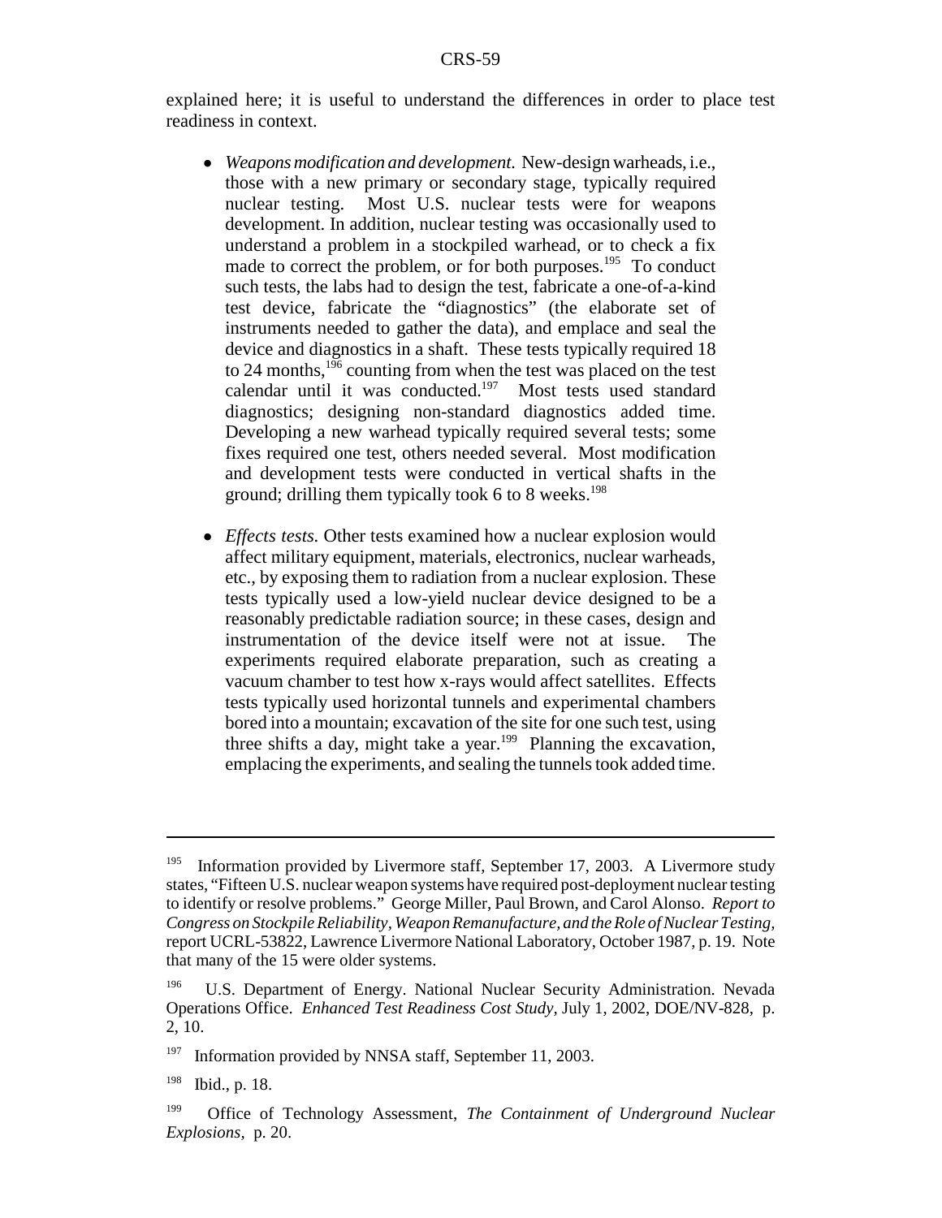explained here; it is useful to understand the differences in order to place test readiness in context.

- *Weapons modification and development.* New-design warheads, i.e., those with a new primary or secondary stage, typically required nuclear testing. Most U.S. nuclear tests were for weapons development. In addition, nuclear testing was occasionally used to understand a problem in a stockpiled warhead, or to check a fix made to correct the problem, or for both purposes.[195] To conduct such tests, the labs had to design the test, fabricate a one-of-a-kind test device, fabricate the "diagnostics" (the elaborate set of instruments needed to gather the data), and emplace and seal the device and diagnostics in a shaft. These tests typically required 18 to 24 months,[196] counting from when the test was placed on the test calendar until it was conducted.[197] Most tests used standard diagnostics; designing non-standard diagnostics added time. Developing a new warhead typically required several tests; some fixes required one test, others needed several. Most modification and development tests were conducted in vertical shafts in the ground; drilling them typically took 6 to 8 weeks.[198]

- *Effects tests.* Other tests examined how a nuclear explosion would affect military equipment, materials, electronics, nuclear warheads, etc., by exposing them to radiation from a nuclear explosion. These tests typically used a low-yield nuclear device designed to be a reasonably predictable radiation source; in these cases, design and instrumentation of the device itself were not at issue. The experiments required elaborate preparation, such as creating a vacuum chamber to test how x-rays would affect satellites. Effects tests typically used horizontal tunnels and experimental chambers bored into a mountain; excavation of the site for one such test, using three shifts a day, might take a year.[199] Planning the excavation, emplacing the experiments, and sealing the tunnels took added time.

---

[195] Information provided by Livermore staff, September 17, 2003. A Livermore study states, "Fifteen U.S. nuclear weapon systems have required post-deployment nuclear testing to identify or resolve problems." George Miller, Paul Brown, and Carol Alonso. *Report to Congress on Stockpile Reliability, Weapon Remanufacture, and the Role of Nuclear Testing,* report UCRL-53822, Lawrence Livermore National Laboratory, October 1987, p. 19. Note that many of the 15 were older systems.

[196] U.S. Department of Energy. National Nuclear Security Administration. Nevada Operations Office. *Enhanced Test Readiness Cost Study,* July 1, 2002, DOE/NV-828, p. 2, 10.

[197] Information provided by NNSA staff, September 11, 2003.

[198] Ibid., p. 18.

[199] Office of Technology Assessment, *The Containment of Underground Nuclear Explosions,* p. 20.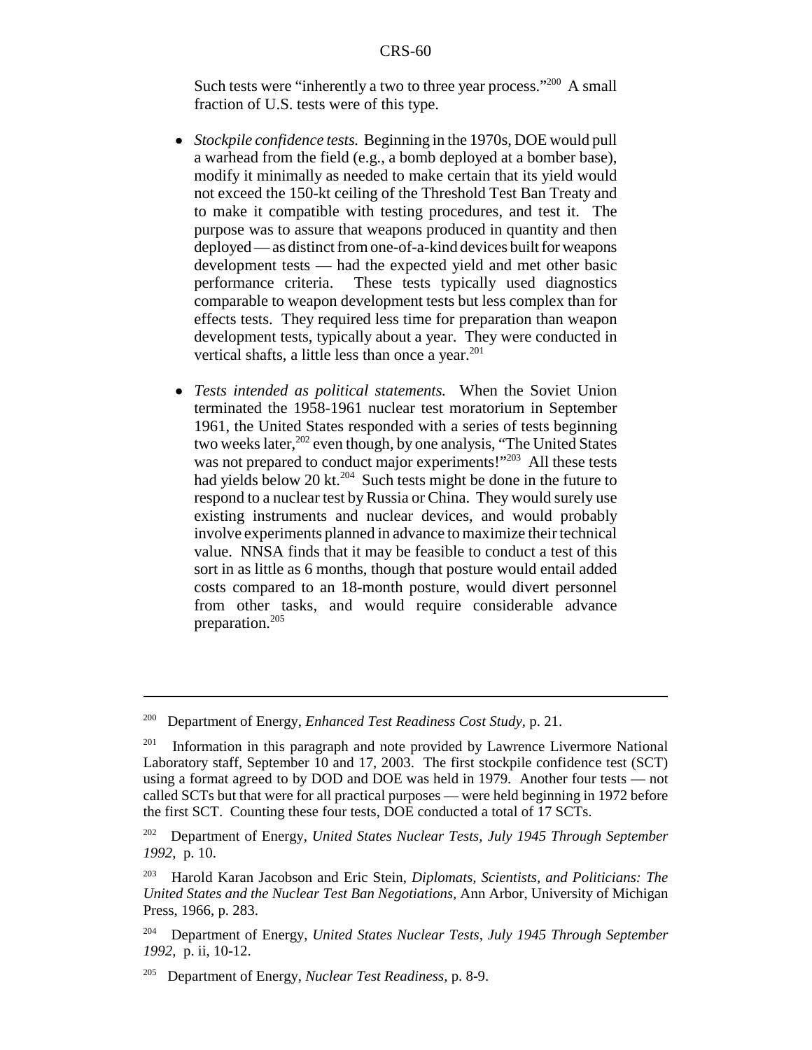Such tests were "inherently a two to three year process."[200] A small fraction of U.S. tests were of this type.

- *Stockpile confidence tests.* Beginning in the 1970s, DOE would pull a warhead from the field (e.g., a bomb deployed at a bomber base), modify it minimally as needed to make certain that its yield would not exceed the 150-kt ceiling of the Threshold Test Ban Treaty and to make it compatible with testing procedures, and test it. The purpose was to assure that weapons produced in quantity and then deployed — as distinct from one-of-a-kind devices built for weapons development tests — had the expected yield and met other basic performance criteria. These tests typically used diagnostics comparable to weapon development tests but less complex than for effects tests. They required less time for preparation than weapon development tests, typically about a year. They were conducted in vertical shafts, a little less than once a year.[201]

- *Tests intended as political statements.* When the Soviet Union terminated the 1958-1961 nuclear test moratorium in September 1961, the United States responded with a series of tests beginning two weeks later,[202] even though, by one analysis, "The United States was not prepared to conduct major experiments!"[203] All these tests had yields below 20 kt.[204] Such tests might be done in the future to respond to a nuclear test by Russia or China. They would surely use existing instruments and nuclear devices, and would probably involve experiments planned in advance to maximize their technical value. NNSA finds that it may be feasible to conduct a test of this sort in as little as 6 months, though that posture would entail added costs compared to an 18-month posture, would divert personnel from other tasks, and would require considerable advance preparation.[205]

---

[200] Department of Energy, *Enhanced Test Readiness Cost Study,* p. 21.

[201] Information in this paragraph and note provided by Lawrence Livermore National Laboratory staff, September 10 and 17, 2003. The first stockpile confidence test (SCT) using a format agreed to by DOD and DOE was held in 1979. Another four tests — not called SCTs but that were for all practical purposes — were held beginning in 1972 before the first SCT. Counting these four tests, DOE conducted a total of 17 SCTs.

[202] Department of Energy, *United States Nuclear Tests, July 1945 Through September 1992,* p. 10.

[203] Harold Karan Jacobson and Eric Stein, *Diplomats, Scientists, and Politicians: The United States and the Nuclear Test Ban Negotiations,* Ann Arbor, University of Michigan Press, 1966, p. 283.

[204] Department of Energy, *United States Nuclear Tests, July 1945 Through September 1992,* p. ii, 10-12.

[205] Department of Energy, *Nuclear Test Readiness,* p. 8-9.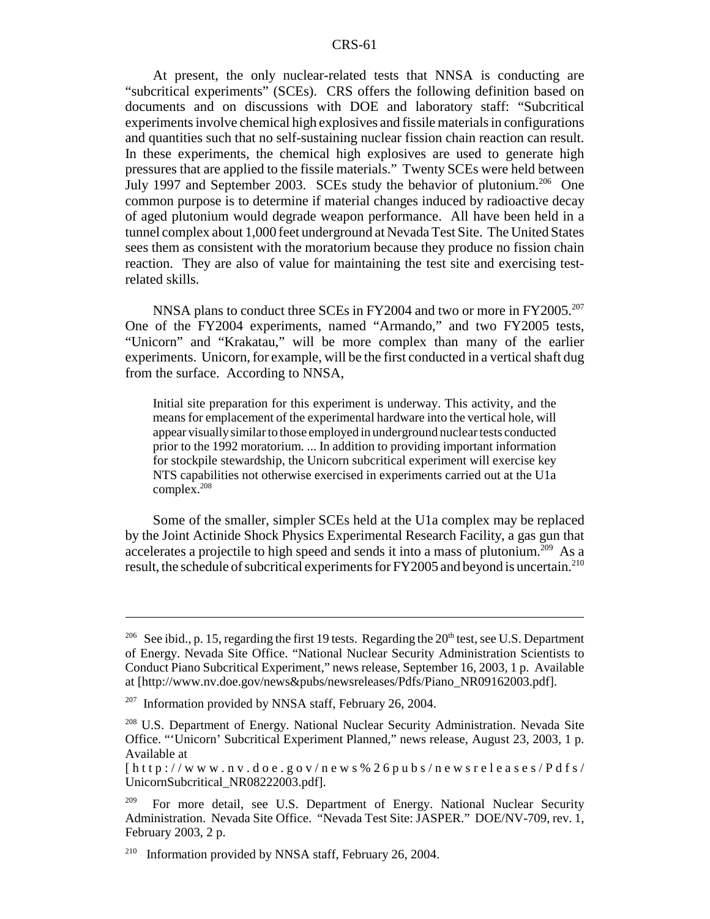At present, the only nuclear-related tests that NNSA is conducting are "subcritical experiments" (SCEs). CRS offers the following definition based on documents and on discussions with DOE and laboratory staff: "Subcritical experiments involve chemical high explosives and fissile materials in configurations and quantities such that no self-sustaining nuclear fission chain reaction can result. In these experiments, the chemical high explosives are used to generate high pressures that are applied to the fissile materials." Twenty SCEs were held between July 1997 and September 2003. SCEs study the behavior of plutonium.[206] One common purpose is to determine if material changes induced by radioactive decay of aged plutonium would degrade weapon performance. All have been held in a tunnel complex about 1,000 feet underground at Nevada Test Site. The United States sees them as consistent with the moratorium because they produce no fission chain reaction. They are also of value for maintaining the test site and exercising test-related skills.

NNSA plans to conduct three SCEs in FY2004 and two or more in FY2005.[207] One of the FY2004 experiments, named "Armando," and two FY2005 tests, "Unicorn" and "Krakatau," will be more complex than many of the earlier experiments. Unicorn, for example, will be the first conducted in a vertical shaft dug from the surface. According to NNSA,

> Initial site preparation for this experiment is underway. This activity, and the means for emplacement of the experimental hardware into the vertical hole, will appear visually similar to those employed in underground nuclear tests conducted prior to the 1992 moratorium. ... In addition to providing important information for stockpile stewardship, the Unicorn subcritical experiment will exercise key NTS capabilities not otherwise exercised in experiments carried out at the U1a complex.[208]

Some of the smaller, simpler SCEs held at the U1a complex may be replaced by the Joint Actinide Shock Physics Experimental Research Facility, a gas gun that accelerates a projectile to high speed and sends it into a mass of plutonium.[209] As a result, the schedule of subcritical experiments for FY2005 and beyond is uncertain.[210]

---

[206] See ibid., p. 15, regarding the first 19 tests. Regarding the 20th test, see U.S. Department of Energy. Nevada Site Office. "National Nuclear Security Administration Scientists to Conduct Piano Subcritical Experiment," news release, September 16, 2003, 1 p. Available at [http://www.nv.doe.gov/news&pubs/newsreleases/Pdfs/Piano_NR09162003.pdf].

[207] Information provided by NNSA staff, February 26, 2004.

[208] U.S. Department of Energy. National Nuclear Security Administration. Nevada Site Office. "'Unicorn' Subcritical Experiment Planned," news release, August 23, 2003, 1 p. Available at [http://www.nv.doe.gov/news%26pubs/newsreleases/Pdfs/UnicornSubcritical_NR08222003.pdf].

[209] For more detail, see U.S. Department of Energy. National Nuclear Security Administration. Nevada Site Office. "Nevada Test Site: JASPER." DOE/NV-709, rev. 1, February 2003, 2 p.

[210] Information provided by NNSA staff, February 26, 2004.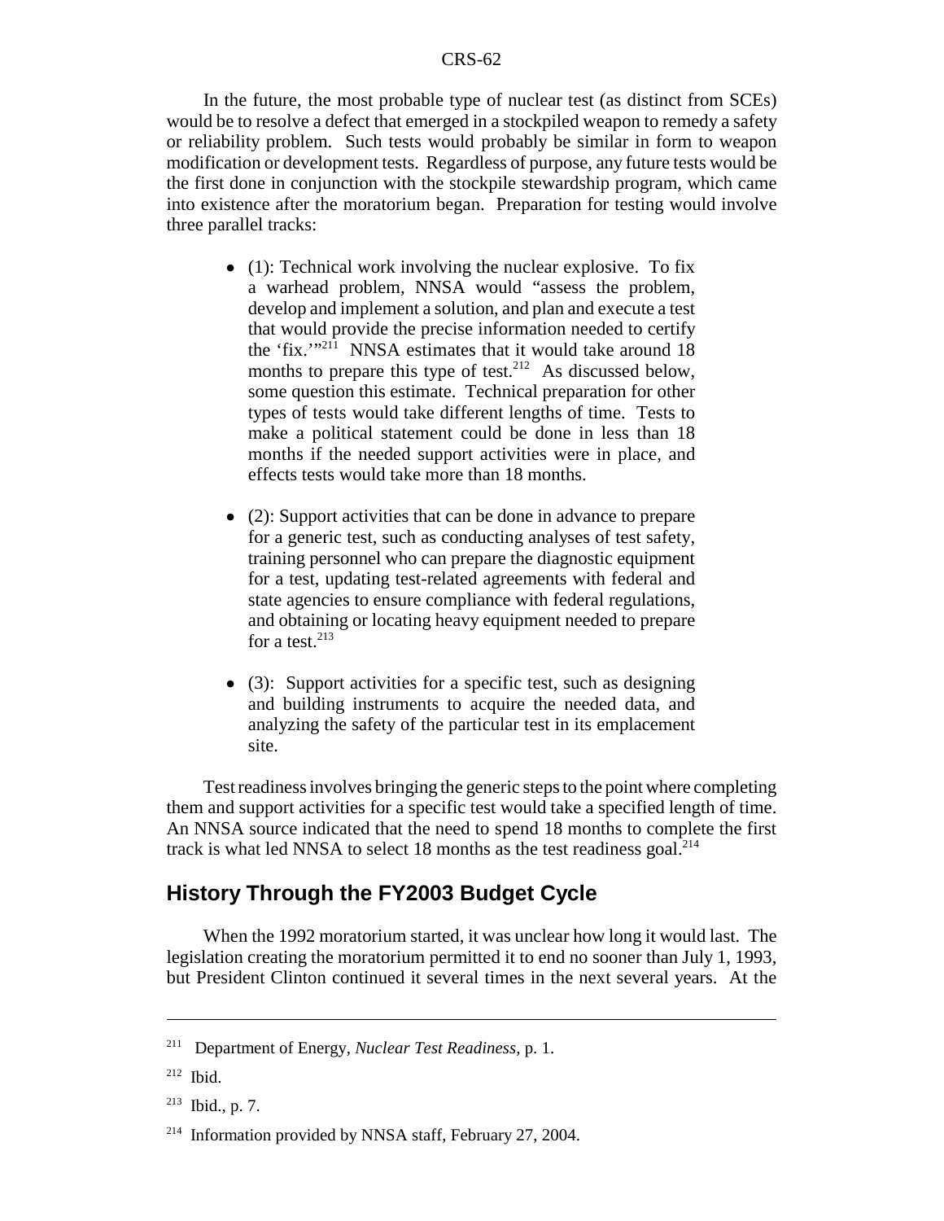In the future, the most probable type of nuclear test (as distinct from SCEs) would be to resolve a defect that emerged in a stockpiled weapon to remedy a safety or reliability problem. Such tests would probably be similar in form to weapon modification or development tests. Regardless of purpose, any future tests would be the first done in conjunction with the stockpile stewardship program, which came into existence after the moratorium began. Preparation for testing would involve three parallel tracks:

- (1): Technical work involving the nuclear explosive. To fix a warhead problem, NNSA would "assess the problem, develop and implement a solution, and plan and execute a test that would provide the precise information needed to certify the 'fix.'"[211] NNSA estimates that it would take around 18 months to prepare this type of test.[212] As discussed below, some question this estimate. Technical preparation for other types of tests would take different lengths of time. Tests to make a political statement could be done in less than 18 months if the needed support activities were in place, and effects tests would take more than 18 months.

- (2): Support activities that can be done in advance to prepare for a generic test, such as conducting analyses of test safety, training personnel who can prepare the diagnostic equipment for a test, updating test-related agreements with federal and state agencies to ensure compliance with federal regulations, and obtaining or locating heavy equipment needed to prepare for a test.[213]

- (3): Support activities for a specific test, such as designing and building instruments to acquire the needed data, and analyzing the safety of the particular test in its emplacement site.

Test readiness involves bringing the generic steps to the point where completing them and support activities for a specific test would take a specified length of time. An NNSA source indicated that the need to spend 18 months to complete the first track is what led NNSA to select 18 months as the test readiness goal.[214]

## History Through the FY2003 Budget Cycle

When the 1992 moratorium started, it was unclear how long it would last. The legislation creating the moratorium permitted it to end no sooner than July 1, 1993, but President Clinton continued it several times in the next several years. At the

---

[211] Department of Energy, *Nuclear Test Readiness,* p. 1.

[212] Ibid.

[213] Ibid., p. 7.

[214] Information provided by NNSA staff, February 27, 2004.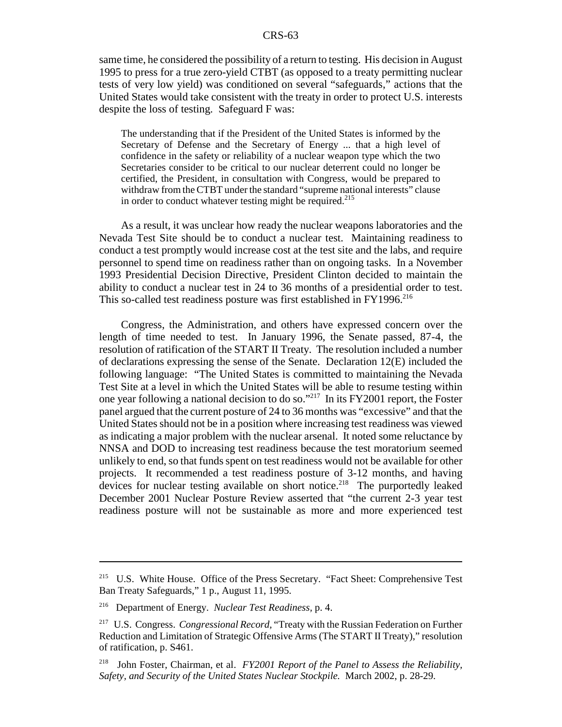same time, he considered the possibility of a return to testing. His decision in August 1995 to press for a true zero-yield CTBT (as opposed to a treaty permitting nuclear tests of very low yield) was conditioned on several "safeguards," actions that the United States would take consistent with the treaty in order to protect U.S. interests despite the loss of testing. Safeguard F was:

> The understanding that if the President of the United States is informed by the Secretary of Defense and the Secretary of Energy ... that a high level of confidence in the safety or reliability of a nuclear weapon type which the two Secretaries consider to be critical to our nuclear deterrent could no longer be certified, the President, in consultation with Congress, would be prepared to withdraw from the CTBT under the standard "supreme national interests" clause in order to conduct whatever testing might be required.[215]

As a result, it was unclear how ready the nuclear weapons laboratories and the Nevada Test Site should be to conduct a nuclear test. Maintaining readiness to conduct a test promptly would increase cost at the test site and the labs, and require personnel to spend time on readiness rather than on ongoing tasks. In a November 1993 Presidential Decision Directive, President Clinton decided to maintain the ability to conduct a nuclear test in 24 to 36 months of a presidential order to test. This so-called test readiness posture was first established in FY1996.[216]

Congress, the Administration, and others have expressed concern over the length of time needed to test. In January 1996, the Senate passed, 87-4, the resolution of ratification of the START II Treaty. The resolution included a number of declarations expressing the sense of the Senate. Declaration 12(E) included the following language: "The United States is committed to maintaining the Nevada Test Site at a level in which the United States will be able to resume testing within one year following a national decision to do so."[217] In its FY2001 report, the Foster panel argued that the current posture of 24 to 36 months was "excessive" and that the United States should not be in a position where increasing test readiness was viewed as indicating a major problem with the nuclear arsenal. It noted some reluctance by NNSA and DOD to increasing test readiness because the test moratorium seemed unlikely to end, so that funds spent on test readiness would not be available for other projects. It recommended a test readiness posture of 3-12 months, and having devices for nuclear testing available on short notice.[218] The purportedly leaked December 2001 Nuclear Posture Review asserted that "the current 2-3 year test readiness posture will not be sustainable as more and more experienced test

---

[215] U.S. White House. Office of the Press Secretary. "Fact Sheet: Comprehensive Test Ban Treaty Safeguards," 1 p., August 11, 1995.

[216] Department of Energy. *Nuclear Test Readiness*, p. 4.

[217] U.S. Congress. *Congressional Record*, "Treaty with the Russian Federation on Further Reduction and Limitation of Strategic Offensive Arms (The START II Treaty)," resolution of ratification, p. S461.

[218] John Foster, Chairman, et al. *FY2001 Report of the Panel to Assess the Reliability, Safety, and Security of the United States Nuclear Stockpile.* March 2002, p. 28-29.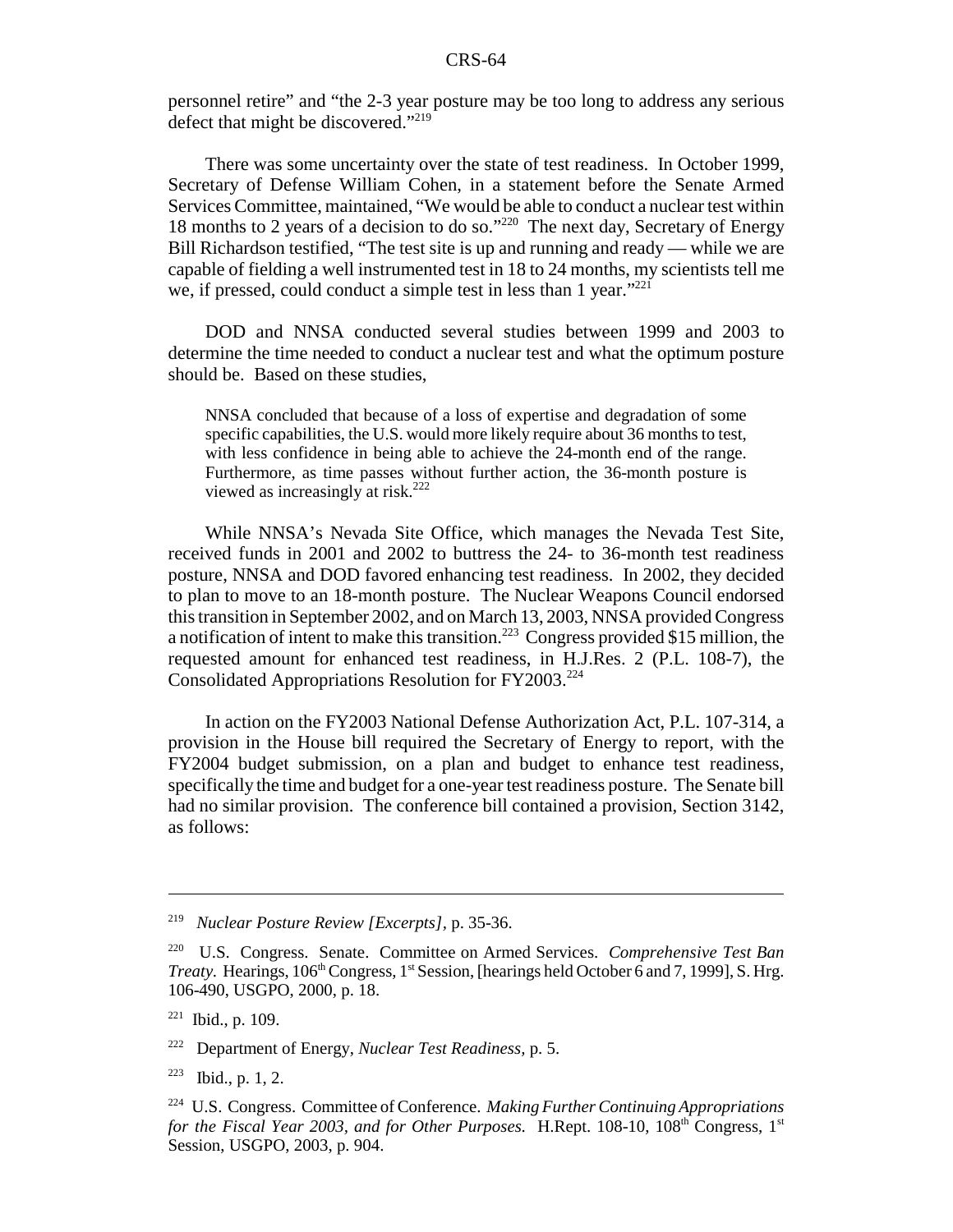personnel retire" and "the 2-3 year posture may be too long to address any serious defect that might be discovered."[219]

There was some uncertainty over the state of test readiness. In October 1999, Secretary of Defense William Cohen, in a statement before the Senate Armed Services Committee, maintained, "We would be able to conduct a nuclear test within 18 months to 2 years of a decision to do so."[220] The next day, Secretary of Energy Bill Richardson testified, "The test site is up and running and ready — while we are capable of fielding a well instrumented test in 18 to 24 months, my scientists tell me we, if pressed, could conduct a simple test in less than 1 year."[221]

DOD and NNSA conducted several studies between 1999 and 2003 to determine the time needed to conduct a nuclear test and what the optimum posture should be. Based on these studies,

> NNSA concluded that because of a loss of expertise and degradation of some specific capabilities, the U.S. would more likely require about 36 months to test, with less confidence in being able to achieve the 24-month end of the range. Furthermore, as time passes without further action, the 36-month posture is viewed as increasingly at risk.[222]

While NNSA's Nevada Site Office, which manages the Nevada Test Site, received funds in 2001 and 2002 to buttress the 24- to 36-month test readiness posture, NNSA and DOD favored enhancing test readiness. In 2002, they decided to plan to move to an 18-month posture. The Nuclear Weapons Council endorsed this transition in September 2002, and on March 13, 2003, NNSA provided Congress a notification of intent to make this transition.[223] Congress provided $15 million, the requested amount for enhanced test readiness, in H.J.Res. 2 (P.L. 108-7), the Consolidated Appropriations Resolution for FY2003.[224]

In action on the FY2003 National Defense Authorization Act, P.L. 107-314, a provision in the House bill required the Secretary of Energy to report, with the FY2004 budget submission, on a plan and budget to enhance test readiness, specifically the time and budget for a one-year test readiness posture. The Senate bill had no similar provision. The conference bill contained a provision, Section 3142, as follows:

---

[219] *Nuclear Posture Review [Excerpts]*, p. 35-36.

[220] U.S. Congress. Senate. Committee on Armed Services. *Comprehensive Test Ban Treaty.* Hearings, 106th Congress, 1st Session, [hearings held October 6 and 7, 1999], S. Hrg. 106-490, USGPO, 2000, p. 18.

[221] Ibid., p. 109.

[222] Department of Energy, *Nuclear Test Readiness*, p. 5.

[223] Ibid., p. 1, 2.

[224] U.S. Congress. Committee of Conference. *Making Further Continuing Appropriations for the Fiscal Year 2003, and for Other Purposes.* H.Rept. 108-10, 108th Congress, 1st Session, USGPO, 2003, p. 904.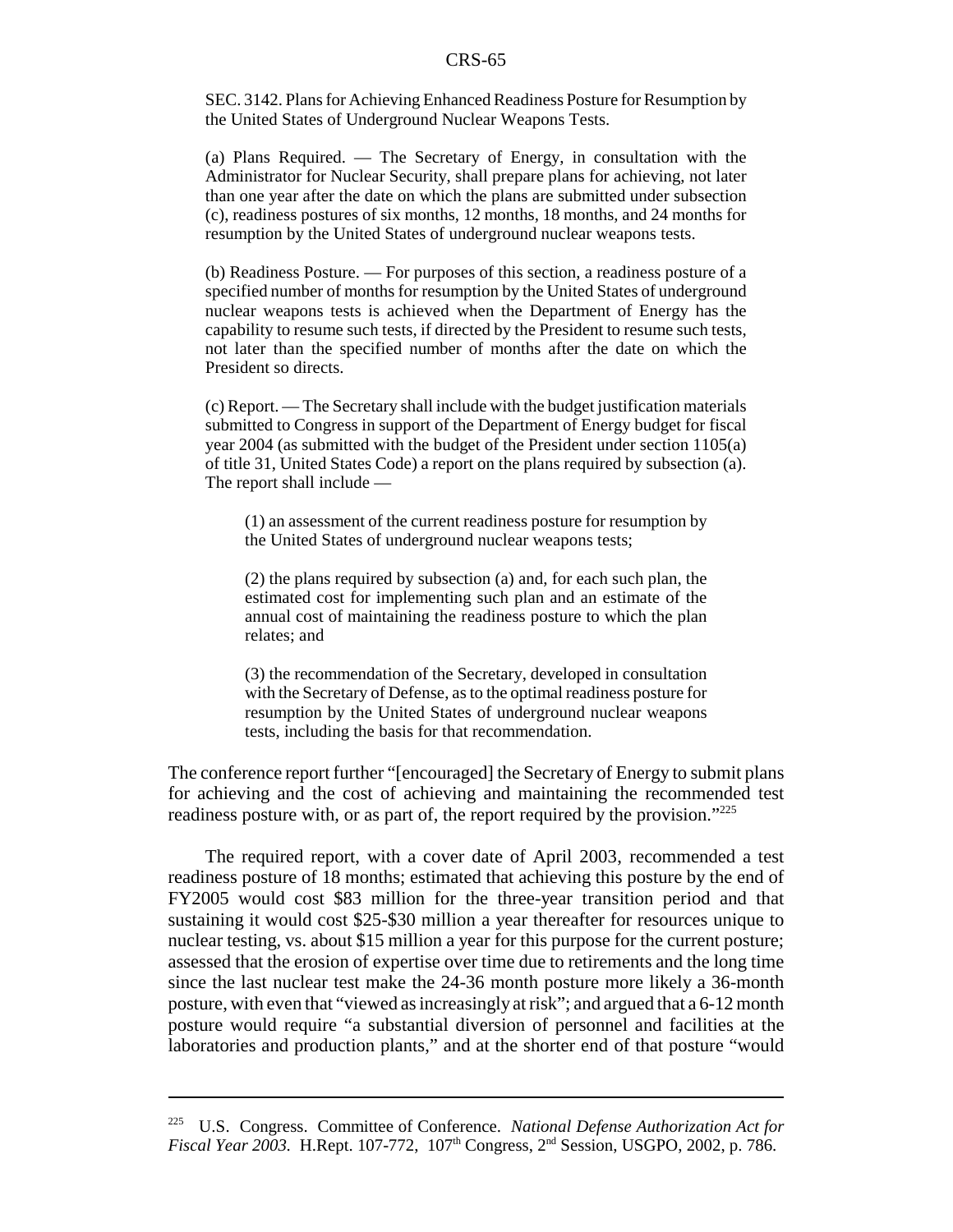SEC. 3142. Plans for Achieving Enhanced Readiness Posture for Resumption by the United States of Underground Nuclear Weapons Tests.

(a) Plans Required. — The Secretary of Energy, in consultation with the Administrator for Nuclear Security, shall prepare plans for achieving, not later than one year after the date on which the plans are submitted under subsection (c), readiness postures of six months, 12 months, 18 months, and 24 months for resumption by the United States of underground nuclear weapons tests.

(b) Readiness Posture. — For purposes of this section, a readiness posture of a specified number of months for resumption by the United States of underground nuclear weapons tests is achieved when the Department of Energy has the capability to resume such tests, if directed by the President to resume such tests, not later than the specified number of months after the date on which the President so directs.

(c) Report. — The Secretary shall include with the budget justification materials submitted to Congress in support of the Department of Energy budget for fiscal year 2004 (as submitted with the budget of the President under section 1105(a) of title 31, United States Code) a report on the plans required by subsection (a). The report shall include —

> (1) an assessment of the current readiness posture for resumption by the United States of underground nuclear weapons tests;
>
> (2) the plans required by subsection (a) and, for each such plan, the estimated cost for implementing such plan and an estimate of the annual cost of maintaining the readiness posture to which the plan relates; and
>
> (3) the recommendation of the Secretary, developed in consultation with the Secretary of Defense, as to the optimal readiness posture for resumption by the United States of underground nuclear weapons tests, including the basis for that recommendation.

The conference report further "[encouraged] the Secretary of Energy to submit plans for achieving and the cost of achieving and maintaining the recommended test readiness posture with, or as part of, the report required by the provision."[225]

The required report, with a cover date of April 2003, recommended a test readiness posture of 18 months; estimated that achieving this posture by the end of FY2005 would cost \$83 million for the three-year transition period and that sustaining it would cost \$25-\$30 million a year thereafter for resources unique to nuclear testing, vs. about \$15 million a year for this purpose for the current posture; assessed that the erosion of expertise over time due to retirements and the long time since the last nuclear test make the 24-36 month posture more likely a 36-month posture, with even that "viewed as increasingly at risk"; and argued that a 6-12 month posture would require "a substantial diversion of personnel and facilities at the laboratories and production plants," and at the shorter end of that posture "would

---

[225] U.S. Congress. Committee of Conference. *National Defense Authorization Act for Fiscal Year 2003.* H.Rept. 107-772, 107th Congress, 2nd Session, USGPO, 2002, p. 786.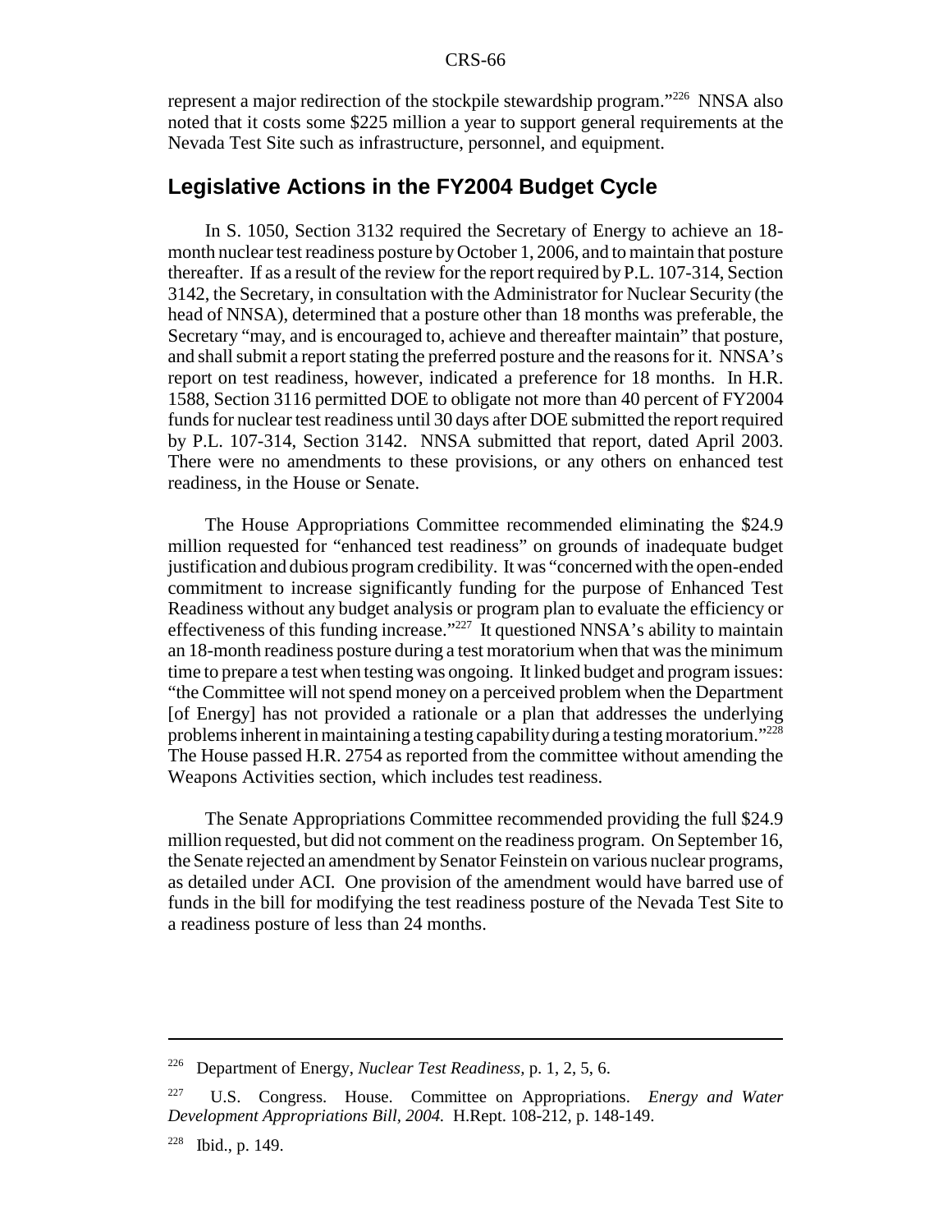represent a major redirection of the stockpile stewardship program."[226] NNSA also noted that it costs some $225 million a year to support general requirements at the Nevada Test Site such as infrastructure, personnel, and equipment.

## Legislative Actions in the FY2004 Budget Cycle

In S. 1050, Section 3132 required the Secretary of Energy to achieve an 18-month nuclear test readiness posture by October 1, 2006, and to maintain that posture thereafter. If as a result of the review for the report required by P.L. 107-314, Section 3142, the Secretary, in consultation with the Administrator for Nuclear Security (the head of NNSA), determined that a posture other than 18 months was preferable, the Secretary "may, and is encouraged to, achieve and thereafter maintain" that posture, and shall submit a report stating the preferred posture and the reasons for it. NNSA's report on test readiness, however, indicated a preference for 18 months. In H.R. 1588, Section 3116 permitted DOE to obligate not more than 40 percent of FY2004 funds for nuclear test readiness until 30 days after DOE submitted the report required by P.L. 107-314, Section 3142. NNSA submitted that report, dated April 2003. There were no amendments to these provisions, or any others on enhanced test readiness, in the House or Senate.

The House Appropriations Committee recommended eliminating the $24.9 million requested for "enhanced test readiness" on grounds of inadequate budget justification and dubious program credibility. It was "concerned with the open-ended commitment to increase significantly funding for the purpose of Enhanced Test Readiness without any budget analysis or program plan to evaluate the efficiency or effectiveness of this funding increase."[227] It questioned NNSA's ability to maintain an 18-month readiness posture during a test moratorium when that was the minimum time to prepare a test when testing was ongoing. It linked budget and program issues: "the Committee will not spend money on a perceived problem when the Department [of Energy] has not provided a rationale or a plan that addresses the underlying problems inherent in maintaining a testing capability during a testing moratorium."[228] The House passed H.R. 2754 as reported from the committee without amending the Weapons Activities section, which includes test readiness.

The Senate Appropriations Committee recommended providing the full $24.9 million requested, but did not comment on the readiness program. On September 16, the Senate rejected an amendment by Senator Feinstein on various nuclear programs, as detailed under ACI. One provision of the amendment would have barred use of funds in the bill for modifying the test readiness posture of the Nevada Test Site to a readiness posture of less than 24 months.

---

[226] Department of Energy, *Nuclear Test Readiness,* p. 1, 2, 5, 6.

[227] U.S. Congress. House. Committee on Appropriations. *Energy and Water Development Appropriations Bill, 2004.* H.Rept. 108-212, p. 148-149.

[228] Ibid., p. 149.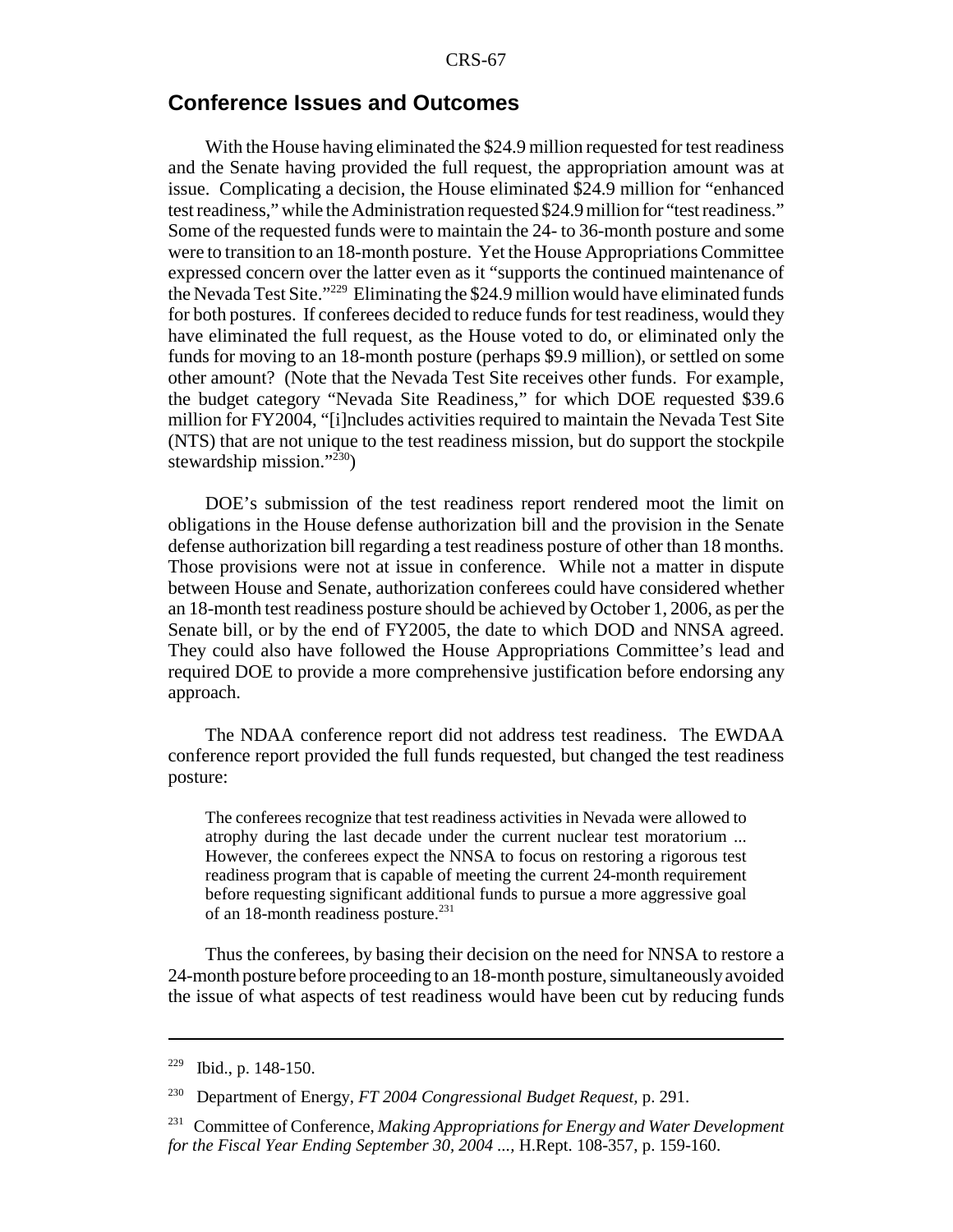## Conference Issues and Outcomes

With the House having eliminated the $24.9 million requested for test readiness and the Senate having provided the full request, the appropriation amount was at issue. Complicating a decision, the House eliminated $24.9 million for "enhanced test readiness," while the Administration requested $24.9 million for "test readiness." Some of the requested funds were to maintain the 24- to 36-month posture and some were to transition to an 18-month posture. Yet the House Appropriations Committee expressed concern over the latter even as it "supports the continued maintenance of the Nevada Test Site."[229] Eliminating the $24.9 million would have eliminated funds for both postures. If conferees decided to reduce funds for test readiness, would they have eliminated the full request, as the House voted to do, or eliminated only the funds for moving to an 18-month posture (perhaps $9.9 million), or settled on some other amount? (Note that the Nevada Test Site receives other funds. For example, the budget category "Nevada Site Readiness," for which DOE requested $39.6 million for FY2004, "[i]ncludes activities required to maintain the Nevada Test Site (NTS) that are not unique to the test readiness mission, but do support the stockpile stewardship mission."[230])

DOE's submission of the test readiness report rendered moot the limit on obligations in the House defense authorization bill and the provision in the Senate defense authorization bill regarding a test readiness posture of other than 18 months. Those provisions were not at issue in conference. While not a matter in dispute between House and Senate, authorization conferees could have considered whether an 18-month test readiness posture should be achieved by October 1, 2006, as per the Senate bill, or by the end of FY2005, the date to which DOD and NNSA agreed. They could also have followed the House Appropriations Committee's lead and required DOE to provide a more comprehensive justification before endorsing any approach.

The NDAA conference report did not address test readiness. The EWDAA conference report provided the full funds requested, but changed the test readiness posture:

> The conferees recognize that test readiness activities in Nevada were allowed to atrophy during the last decade under the current nuclear test moratorium ... However, the conferees expect the NNSA to focus on restoring a rigorous test readiness program that is capable of meeting the current 24-month requirement before requesting significant additional funds to pursue a more aggressive goal of an 18-month readiness posture.[231]

Thus the conferees, by basing their decision on the need for NNSA to restore a 24-month posture before proceeding to an 18-month posture, simultaneously avoided the issue of what aspects of test readiness would have been cut by reducing funds

---

[229] Ibid., p. 148-150.

[230] Department of Energy, *FT 2004 Congressional Budget Request*, p. 291.

[231] Committee of Conference, *Making Appropriations for Energy and Water Development for the Fiscal Year Ending September 30, 2004 ...*, H.Rept. 108-357, p. 159-160.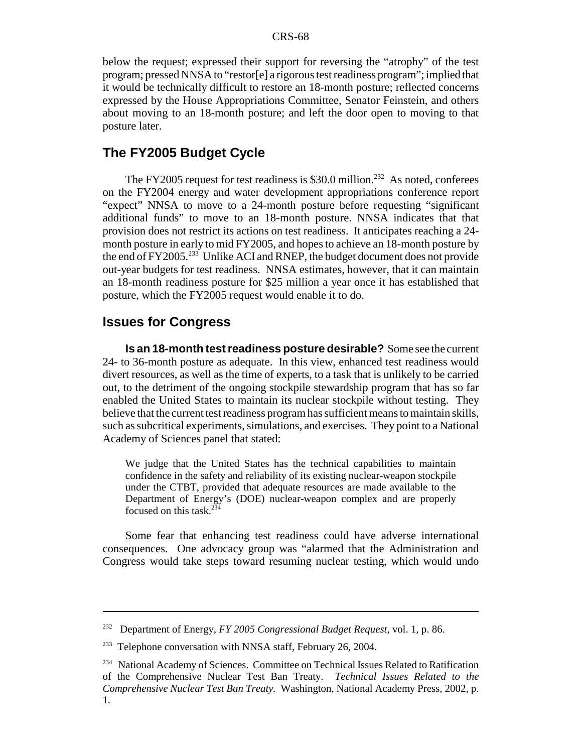below the request; expressed their support for reversing the "atrophy" of the test program; pressed NNSA to "restor[e] a rigorous test readiness program"; implied that it would be technically difficult to restore an 18-month posture; reflected concerns expressed by the House Appropriations Committee, Senator Feinstein, and others about moving to an 18-month posture; and left the door open to moving to that posture later.

## The FY2005 Budget Cycle

The FY2005 request for test readiness is $30.0 million.[232] As noted, conferees on the FY2004 energy and water development appropriations conference report "expect" NNSA to move to a 24-month posture before requesting "significant additional funds" to move to an 18-month posture. NNSA indicates that that provision does not restrict its actions on test readiness. It anticipates reaching a 24-month posture in early to mid FY2005, and hopes to achieve an 18-month posture by the end of FY2005.[233] Unlike ACI and RNEP, the budget document does not provide out-year budgets for test readiness. NNSA estimates, however, that it can maintain an 18-month readiness posture for $25 million a year once it has established that posture, which the FY2005 request would enable it to do.

## Issues for Congress

**Is an 18-month test readiness posture desirable?** Some see the current 24- to 36-month posture as adequate. In this view, enhanced test readiness would divert resources, as well as the time of experts, to a task that is unlikely to be carried out, to the detriment of the ongoing stockpile stewardship program that has so far enabled the United States to maintain its nuclear stockpile without testing. They believe that the current test readiness program has sufficient means to maintain skills, such as subcritical experiments, simulations, and exercises. They point to a National Academy of Sciences panel that stated:

> We judge that the United States has the technical capabilities to maintain confidence in the safety and reliability of its existing nuclear-weapon stockpile under the CTBT, provided that adequate resources are made available to the Department of Energy's (DOE) nuclear-weapon complex and are properly focused on this task.[234]

Some fear that enhancing test readiness could have adverse international consequences. One advocacy group was "alarmed that the Administration and Congress would take steps toward resuming nuclear testing, which would undo

---

[232] Department of Energy, *FY 2005 Congressional Budget Request*, vol. 1, p. 86.

[233] Telephone conversation with NNSA staff, February 26, 2004.

[234] National Academy of Sciences. Committee on Technical Issues Related to Ratification of the Comprehensive Nuclear Test Ban Treaty. *Technical Issues Related to the Comprehensive Nuclear Test Ban Treaty.* Washington, National Academy Press, 2002, p. 1.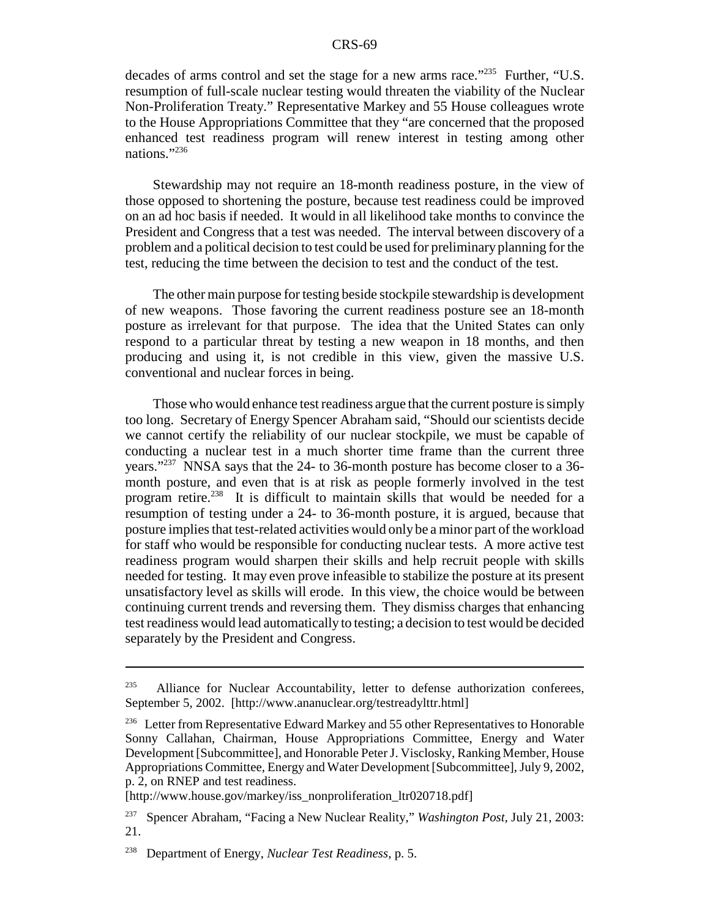decades of arms control and set the stage for a new arms race."[235] Further, "U.S. resumption of full-scale nuclear testing would threaten the viability of the Nuclear Non-Proliferation Treaty." Representative Markey and 55 House colleagues wrote to the House Appropriations Committee that they "are concerned that the proposed enhanced test readiness program will renew interest in testing among other nations."[236]

Stewardship may not require an 18-month readiness posture, in the view of those opposed to shortening the posture, because test readiness could be improved on an ad hoc basis if needed. It would in all likelihood take months to convince the President and Congress that a test was needed. The interval between discovery of a problem and a political decision to test could be used for preliminary planning for the test, reducing the time between the decision to test and the conduct of the test.

The other main purpose for testing beside stockpile stewardship is development of new weapons. Those favoring the current readiness posture see an 18-month posture as irrelevant for that purpose. The idea that the United States can only respond to a particular threat by testing a new weapon in 18 months, and then producing and using it, is not credible in this view, given the massive U.S. conventional and nuclear forces in being.

Those who would enhance test readiness argue that the current posture is simply too long. Secretary of Energy Spencer Abraham said, "Should our scientists decide we cannot certify the reliability of our nuclear stockpile, we must be capable of conducting a nuclear test in a much shorter time frame than the current three years."[237] NNSA says that the 24- to 36-month posture has become closer to a 36-month posture, and even that is at risk as people formerly involved in the test program retire.[238] It is difficult to maintain skills that would be needed for a resumption of testing under a 24- to 36-month posture, it is argued, because that posture implies that test-related activities would only be a minor part of the workload for staff who would be responsible for conducting nuclear tests. A more active test readiness program would sharpen their skills and help recruit people with skills needed for testing. It may even prove infeasible to stabilize the posture at its present unsatisfactory level as skills will erode. In this view, the choice would be between continuing current trends and reversing them. They dismiss charges that enhancing test readiness would lead automatically to testing; a decision to test would be decided separately by the President and Congress.

---

[235] Alliance for Nuclear Accountability, letter to defense authorization conferees, September 5, 2002. [http://www.ananuclear.org/testreadylttr.html]

[236] Letter from Representative Edward Markey and 55 other Representatives to Honorable Sonny Callahan, Chairman, House Appropriations Committee, Energy and Water Development [Subcommittee], and Honorable Peter J. Visclosky, Ranking Member, House Appropriations Committee, Energy and Water Development [Subcommittee], July 9, 2002, p. 2, on RNEP and test readiness. [http://www.house.gov/markey/iss_nonproliferation_ltr020718.pdf]

[237] Spencer Abraham, "Facing a New Nuclear Reality," *Washington Post*, July 21, 2003: 21.

[238] Department of Energy, *Nuclear Test Readiness*, p. 5.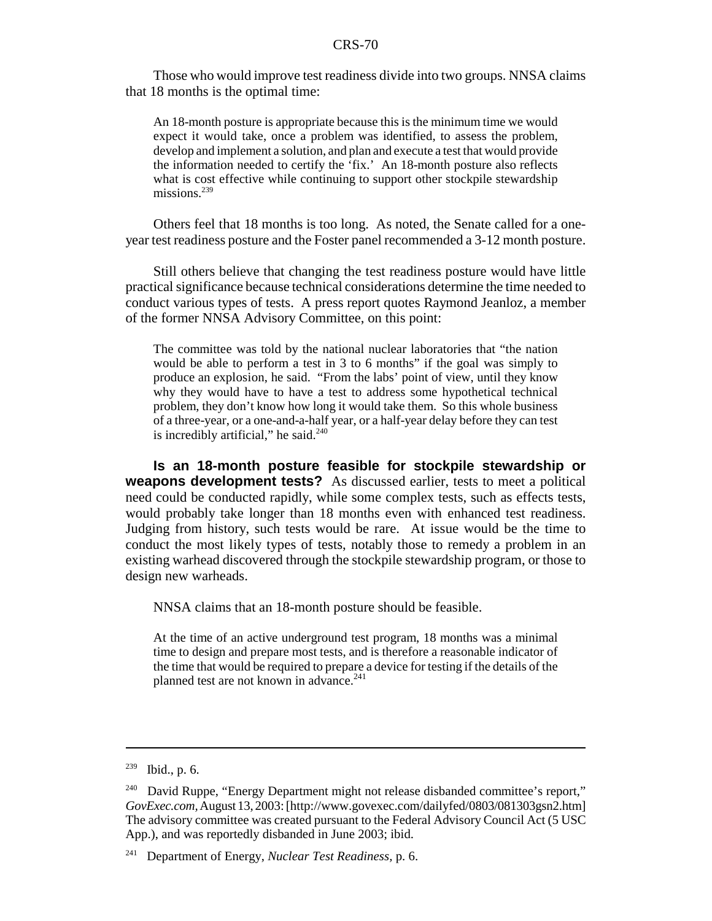Those who would improve test readiness divide into two groups. NNSA claims that 18 months is the optimal time:

> An 18-month posture is appropriate because this is the minimum time we would expect it would take, once a problem was identified, to assess the problem, develop and implement a solution, and plan and execute a test that would provide the information needed to certify the 'fix.' An 18-month posture also reflects what is cost effective while continuing to support other stockpile stewardship missions.[239]

Others feel that 18 months is too long. As noted, the Senate called for a one-year test readiness posture and the Foster panel recommended a 3-12 month posture.

Still others believe that changing the test readiness posture would have little practical significance because technical considerations determine the time needed to conduct various types of tests. A press report quotes Raymond Jeanloz, a member of the former NNSA Advisory Committee, on this point:

> The committee was told by the national nuclear laboratories that "the nation would be able to perform a test in 3 to 6 months" if the goal was simply to produce an explosion, he said. "From the labs' point of view, until they know why they would have to have a test to address some hypothetical technical problem, they don't know how long it would take them. So this whole business of a three-year, or a one-and-a-half year, or a half-year delay before they can test is incredibly artificial," he said.[240]

**Is an 18-month posture feasible for stockpile stewardship or weapons development tests?** As discussed earlier, tests to meet a political need could be conducted rapidly, while some complex tests, such as effects tests, would probably take longer than 18 months even with enhanced test readiness. Judging from history, such tests would be rare. At issue would be the time to conduct the most likely types of tests, notably those to remedy a problem in an existing warhead discovered through the stockpile stewardship program, or those to design new warheads.

NNSA claims that an 18-month posture should be feasible.

> At the time of an active underground test program, 18 months was a minimal time to design and prepare most tests, and is therefore a reasonable indicator of the time that would be required to prepare a device for testing if the details of the planned test are not known in advance.[241]

---

[239] Ibid., p. 6.

[240] David Ruppe, "Energy Department might not release disbanded committee's report," *GovExec.com*, August 13, 2003: [http://www.govexec.com/dailyfed/0803/081303gsn2.htm] The advisory committee was created pursuant to the Federal Advisory Council Act (5 USC App.), and was reportedly disbanded in June 2003; ibid.

[241] Department of Energy, *Nuclear Test Readiness,* p. 6.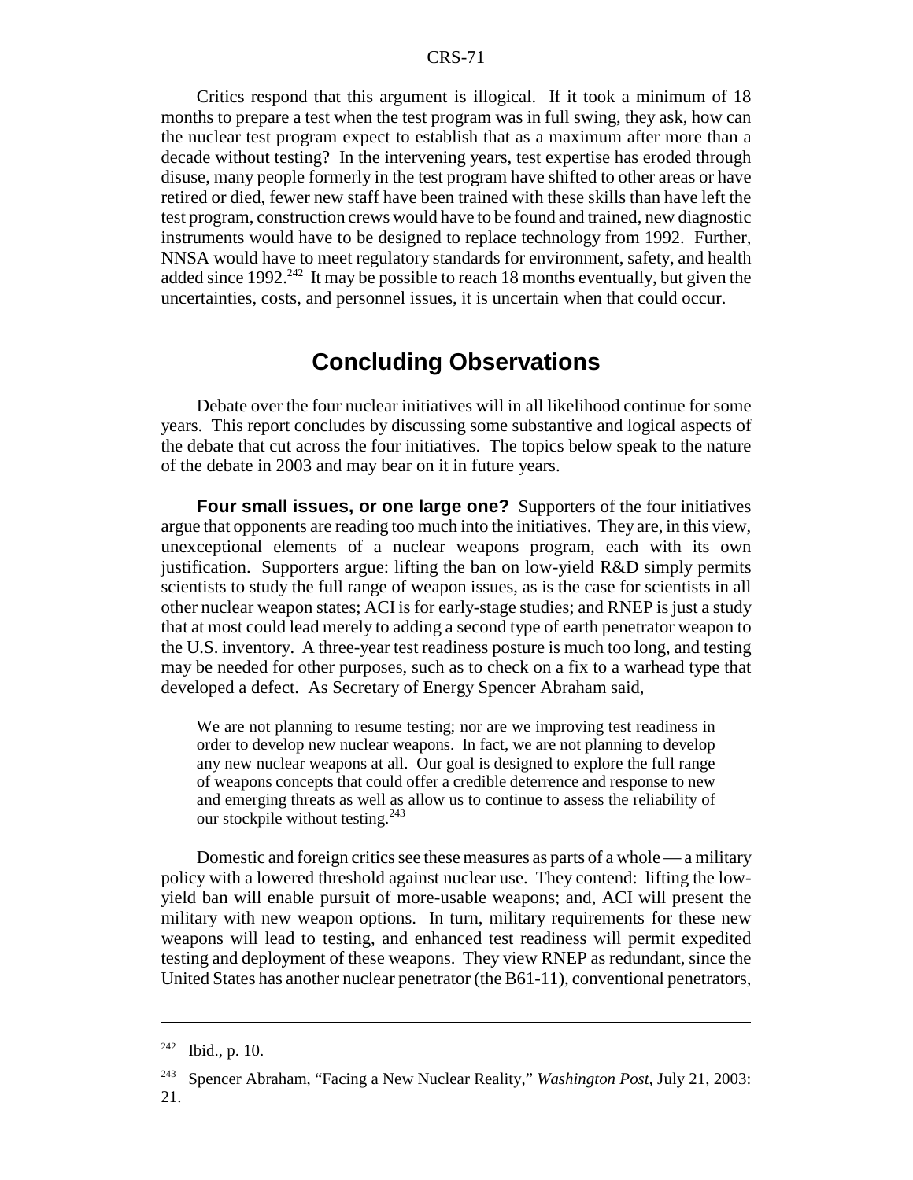Critics respond that this argument is illogical. If it took a minimum of 18 months to prepare a test when the test program was in full swing, they ask, how can the nuclear test program expect to establish that as a maximum after more than a decade without testing? In the intervening years, test expertise has eroded through disuse, many people formerly in the test program have shifted to other areas or have retired or died, fewer new staff have been trained with these skills than have left the test program, construction crews would have to be found and trained, new diagnostic instruments would have to be designed to replace technology from 1992. Further, NNSA would have to meet regulatory standards for environment, safety, and health added since 1992.[242] It may be possible to reach 18 months eventually, but given the uncertainties, costs, and personnel issues, it is uncertain when that could occur.

## Concluding Observations

Debate over the four nuclear initiatives will in all likelihood continue for some years. This report concludes by discussing some substantive and logical aspects of the debate that cut across the four initiatives. The topics below speak to the nature of the debate in 2003 and may bear on it in future years.

**Four small issues, or one large one?** Supporters of the four initiatives argue that opponents are reading too much into the initiatives. They are, in this view, unexceptional elements of a nuclear weapons program, each with its own justification. Supporters argue: lifting the ban on low-yield R&D simply permits scientists to study the full range of weapon issues, as is the case for scientists in all other nuclear weapon states; ACI is for early-stage studies; and RNEP is just a study that at most could lead merely to adding a second type of earth penetrator weapon to the U.S. inventory. A three-year test readiness posture is much too long, and testing may be needed for other purposes, such as to check on a fix to a warhead type that developed a defect. As Secretary of Energy Spencer Abraham said,

> We are not planning to resume testing; nor are we improving test readiness in order to develop new nuclear weapons. In fact, we are not planning to develop any new nuclear weapons at all. Our goal is designed to explore the full range of weapons concepts that could offer a credible deterrence and response to new and emerging threats as well as allow us to continue to assess the reliability of our stockpile without testing.[243]

Domestic and foreign critics see these measures as parts of a whole — a military policy with a lowered threshold against nuclear use. They contend: lifting the low-yield ban will enable pursuit of more-usable weapons; and, ACI will present the military with new weapon options. In turn, military requirements for these new weapons will lead to testing, and enhanced test readiness will permit expedited testing and deployment of these weapons. They view RNEP as redundant, since the United States has another nuclear penetrator (the B61-11), conventional penetrators,

---

[242] Ibid., p. 10.

[243] Spencer Abraham, "Facing a New Nuclear Reality," *Washington Post*, July 21, 2003: 21.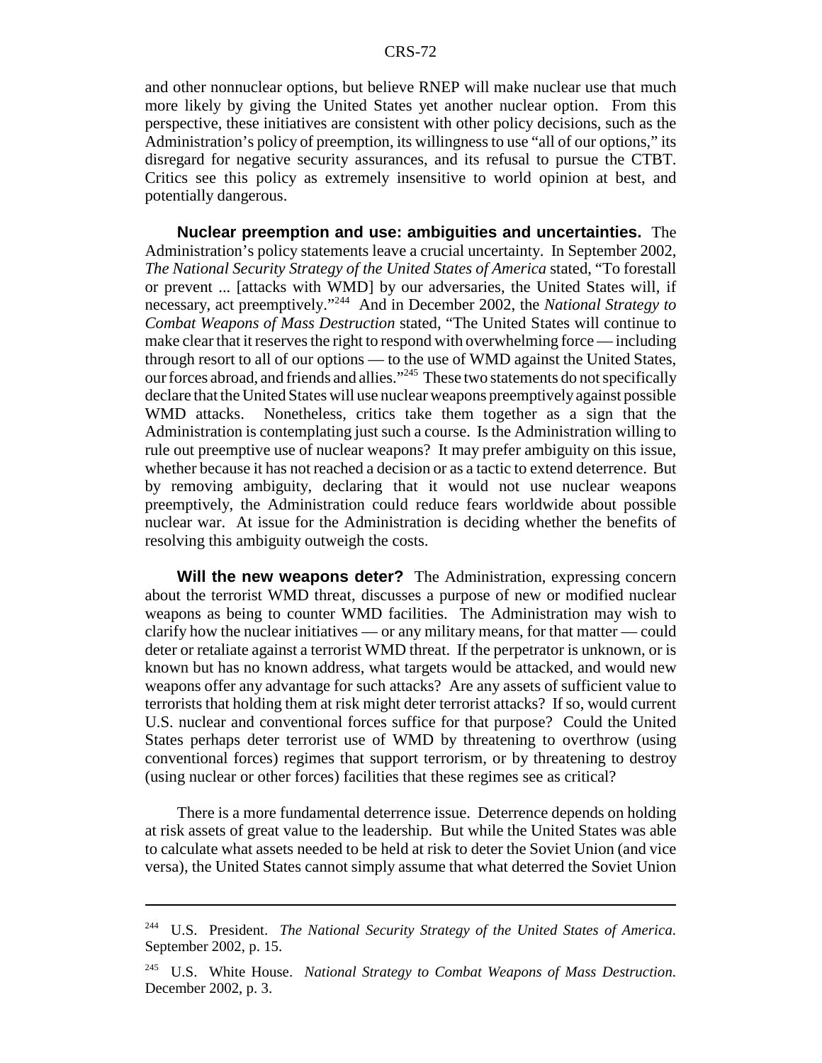and other nonnuclear options, but believe RNEP will make nuclear use that much more likely by giving the United States yet another nuclear option. From this perspective, these initiatives are consistent with other policy decisions, such as the Administration's policy of preemption, its willingness to use "all of our options," its disregard for negative security assurances, and its refusal to pursue the CTBT. Critics see this policy as extremely insensitive to world opinion at best, and potentially dangerous.

**Nuclear preemption and use: ambiguities and uncertainties.** The Administration's policy statements leave a crucial uncertainty. In September 2002, *The National Security Strategy of the United States of America* stated, "To forestall or prevent ... [attacks with WMD] by our adversaries, the United States will, if necessary, act preemptively."[244] And in December 2002, the *National Strategy to Combat Weapons of Mass Destruction* stated, "The United States will continue to make clear that it reserves the right to respond with overwhelming force — including through resort to all of our options — to the use of WMD against the United States, our forces abroad, and friends and allies."[245] These two statements do not specifically declare that the United States will use nuclear weapons preemptively against possible WMD attacks. Nonetheless, critics take them together as a sign that the Administration is contemplating just such a course. Is the Administration willing to rule out preemptive use of nuclear weapons? It may prefer ambiguity on this issue, whether because it has not reached a decision or as a tactic to extend deterrence. But by removing ambiguity, declaring that it would not use nuclear weapons preemptively, the Administration could reduce fears worldwide about possible nuclear war. At issue for the Administration is deciding whether the benefits of resolving this ambiguity outweigh the costs.

**Will the new weapons deter?** The Administration, expressing concern about the terrorist WMD threat, discusses a purpose of new or modified nuclear weapons as being to counter WMD facilities. The Administration may wish to clarify how the nuclear initiatives — or any military means, for that matter — could deter or retaliate against a terrorist WMD threat. If the perpetrator is unknown, or is known but has no known address, what targets would be attacked, and would new weapons offer any advantage for such attacks? Are any assets of sufficient value to terrorists that holding them at risk might deter terrorist attacks? If so, would current U.S. nuclear and conventional forces suffice for that purpose? Could the United States perhaps deter terrorist use of WMD by threatening to overthrow (using conventional forces) regimes that support terrorism, or by threatening to destroy (using nuclear or other forces) facilities that these regimes see as critical?

There is a more fundamental deterrence issue. Deterrence depends on holding at risk assets of great value to the leadership. But while the United States was able to calculate what assets needed to be held at risk to deter the Soviet Union (and vice versa), the United States cannot simply assume that what deterred the Soviet Union

---

[244] U.S. President. *The National Security Strategy of the United States of America.* September 2002, p. 15.

[245] U.S. White House. *National Strategy to Combat Weapons of Mass Destruction.* December 2002, p. 3.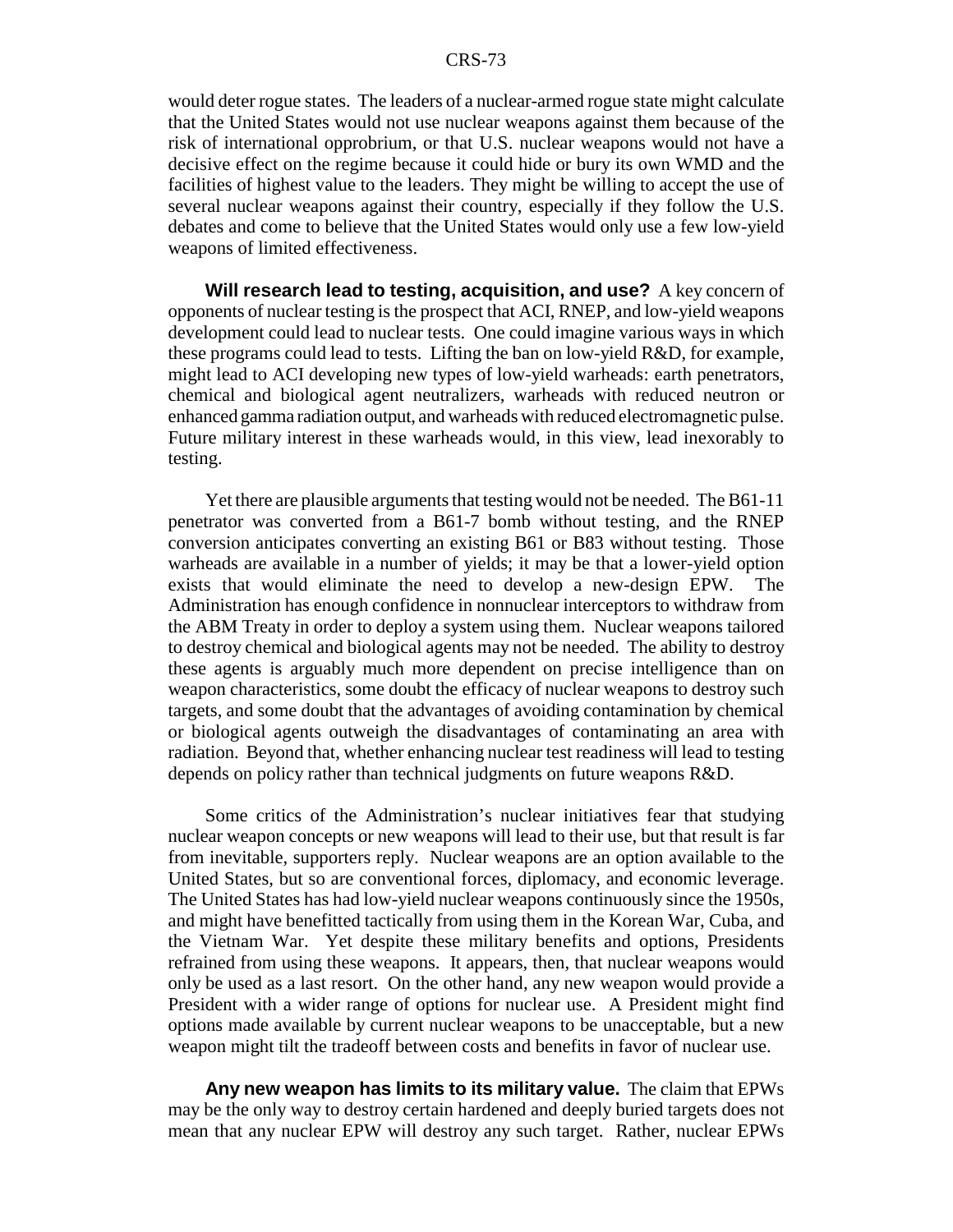would deter rogue states. The leaders of a nuclear-armed rogue state might calculate that the United States would not use nuclear weapons against them because of the risk of international opprobrium, or that U.S. nuclear weapons would not have a decisive effect on the regime because it could hide or bury its own WMD and the facilities of highest value to the leaders. They might be willing to accept the use of several nuclear weapons against their country, especially if they follow the U.S. debates and come to believe that the United States would only use a few low-yield weapons of limited effectiveness.

**Will research lead to testing, acquisition, and use?** A key concern of opponents of nuclear testing is the prospect that ACI, RNEP, and low-yield weapons development could lead to nuclear tests. One could imagine various ways in which these programs could lead to tests. Lifting the ban on low-yield R&D, for example, might lead to ACI developing new types of low-yield warheads: earth penetrators, chemical and biological agent neutralizers, warheads with reduced neutron or enhanced gamma radiation output, and warheads with reduced electromagnetic pulse. Future military interest in these warheads would, in this view, lead inexorably to testing.

Yet there are plausible arguments that testing would not be needed. The B61-11 penetrator was converted from a B61-7 bomb without testing, and the RNEP conversion anticipates converting an existing B61 or B83 without testing. Those warheads are available in a number of yields; it may be that a lower-yield option exists that would eliminate the need to develop a new-design EPW. The Administration has enough confidence in nonnuclear interceptors to withdraw from the ABM Treaty in order to deploy a system using them. Nuclear weapons tailored to destroy chemical and biological agents may not be needed. The ability to destroy these agents is arguably much more dependent on precise intelligence than on weapon characteristics, some doubt the efficacy of nuclear weapons to destroy such targets, and some doubt that the advantages of avoiding contamination by chemical or biological agents outweigh the disadvantages of contaminating an area with radiation. Beyond that, whether enhancing nuclear test readiness will lead to testing depends on policy rather than technical judgments on future weapons R&D.

Some critics of the Administration's nuclear initiatives fear that studying nuclear weapon concepts or new weapons will lead to their use, but that result is far from inevitable, supporters reply. Nuclear weapons are an option available to the United States, but so are conventional forces, diplomacy, and economic leverage. The United States has had low-yield nuclear weapons continuously since the 1950s, and might have benefitted tactically from using them in the Korean War, Cuba, and the Vietnam War. Yet despite these military benefits and options, Presidents refrained from using these weapons. It appears, then, that nuclear weapons would only be used as a last resort. On the other hand, any new weapon would provide a President with a wider range of options for nuclear use. A President might find options made available by current nuclear weapons to be unacceptable, but a new weapon might tilt the tradeoff between costs and benefits in favor of nuclear use.

**Any new weapon has limits to its military value.** The claim that EPWs may be the only way to destroy certain hardened and deeply buried targets does not mean that any nuclear EPW will destroy any such target. Rather, nuclear EPWs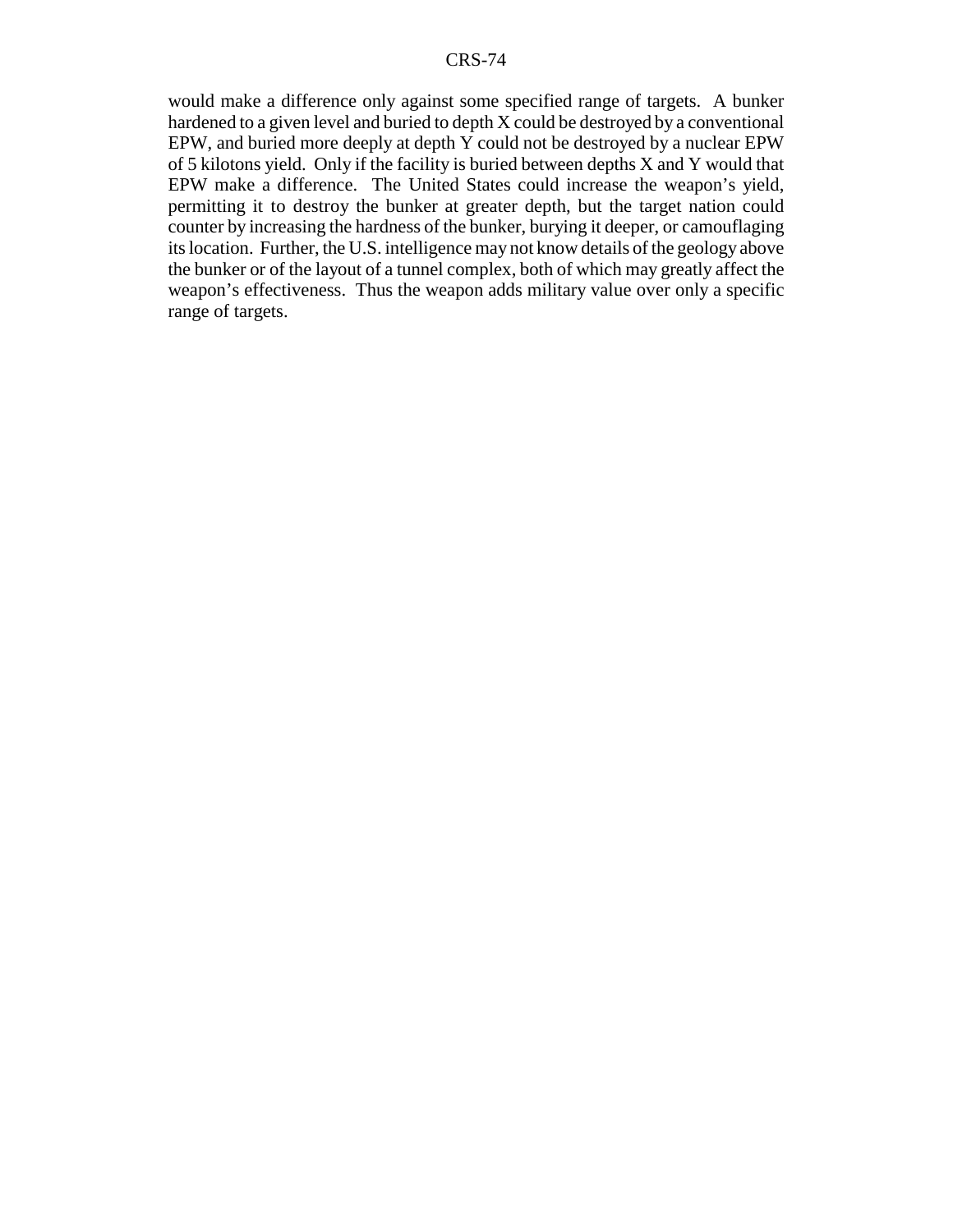would make a difference only against some specified range of targets. A bunker hardened to a given level and buried to depth X could be destroyed by a conventional EPW, and buried more deeply at depth Y could not be destroyed by a nuclear EPW of 5 kilotons yield. Only if the facility is buried between depths X and Y would that EPW make a difference. The United States could increase the weapon's yield, permitting it to destroy the bunker at greater depth, but the target nation could counter by increasing the hardness of the bunker, burying it deeper, or camouflaging its location. Further, the U.S. intelligence may not know details of the geology above the bunker or of the layout of a tunnel complex, both of which may greatly affect the weapon's effectiveness. Thus the weapon adds military value over only a specific range of targets.